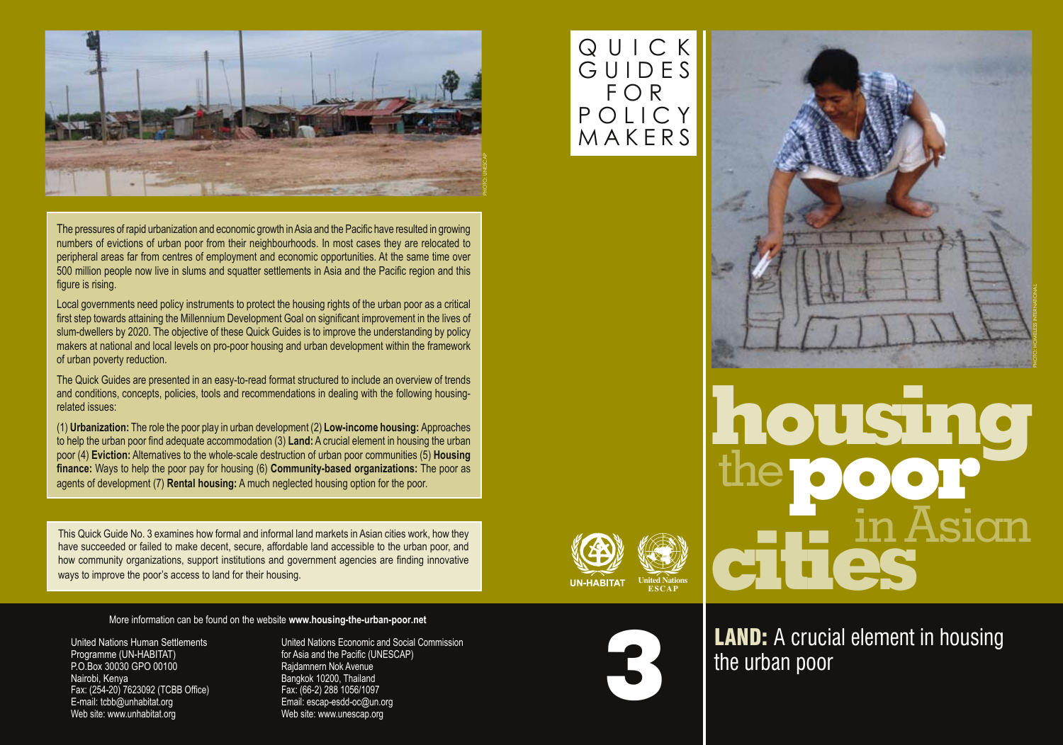# QUICK GUIDES FOR POLICY MAKERS

# housing the poor in Asian cities

## 3

## LAND: A crucial element in housing the urban poor

The pressures of rapid urbanization and economic growth in Asia and the Pacific have resulted in growing numbers of evictions of urban poor from their neighbourhoods. In most cases they are relocated to peripheral areas far from centres of employment and economic opportunities. At the same time over 500 million people now live in slums and squatter settlements in Asia and the Pacific region and this figure is rising.

Local governments need policy instruments to protect the housing rights of the urban poor as a critical first step towards attaining the Millennium Development Goal on significant improvement in the lives of slum-dwellers by 2020. The objective of these Quick Guides is to improve the understanding by policy makers at national and local levels on pro-poor housing and urban development within the framework of urban poverty reduction.

The Quick Guides are presented in an easy-to-read format structured to include an overview of trends and conditions, concepts, policies, tools and recommendations in dealing with the following housing-related issues:

(1) **Urbanization:** The role the poor play in urban development (2) **Low-income housing:** Approaches to help the urban poor find adequate accommodation (3) **Land:** A crucial element in housing the urban poor (4) **Eviction:** Alternatives to the whole-scale destruction of urban poor communities (5) **Housing finance:** Ways to help the poor pay for housing (6) **Community-based organizations:** The poor as agents of development (7) **Rental housing:** A much neglected housing option for the poor.

This Quick Guide No. 3 examines how formal and informal land markets in Asian cities work, how they have succeeded or failed to make decent, secure, affordable land accessible to the urban poor, and how community organizations, support institutions and government agencies are finding innovative ways to improve the poor's access to land for their housing.

More information can be found on the website **www.housing-the-urban-poor.net**

United Nations Human Settlements Programme (UN-HABITAT)
P.O.Box 30030 GPO 00100
Nairobi, Kenya
Fax: (254-20) 7623092 (TCBB Office)
E-mail: tcbb@unhabitat.org
Web site: www.unhabitat.org

United Nations Economic and Social Commission for Asia and the Pacific (UNESCAP)
Rajdamnern Nok Avenue
Bangkok 10200, Thailand
Fax: (66-2) 288 1056/1097
Email: escap-esdd-oc@un.org
Web site: www.unescap.org

UN-HABITAT United Nations ESCAP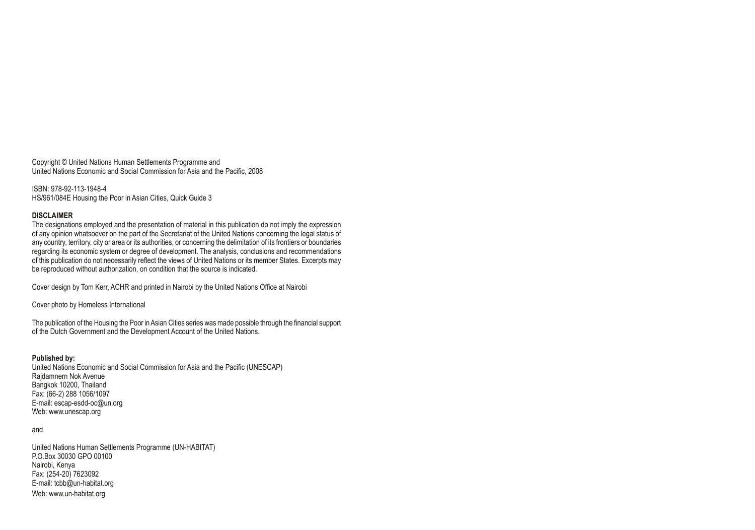Copyright © United Nations Human Settlements Programme and
United Nations Economic and Social Commission for Asia and the Pacific, 2008

ISBN: 978-92-113-1948-4
HS/961/084E Housing the Poor in Asian Cities, Quick Guide 3

**DISCLAIMER**

The designations employed and the presentation of material in this publication do not imply the expression of any opinion whatsoever on the part of the Secretariat of the United Nations concerning the legal status of any country, territory, city or area or its authorities, or concerning the delimitation of its frontiers or boundaries regarding its economic system or degree of development. The analysis, conclusions and recommendations of this publication do not necessarily reflect the views of United Nations or its member States. Excerpts may be reproduced without authorization, on condition that the source is indicated.

Cover design by Tom Kerr, ACHR and printed in Nairobi by the United Nations Office at Nairobi

Cover photo by Homeless International

The publication of the Housing the Poor in Asian Cities series was made possible through the financial support of the Dutch Government and the Development Account of the United Nations.

**Published by:**
United Nations Economic and Social Commission for Asia and the Pacific (UNESCAP)
Rajdamnern Nok Avenue
Bangkok 10200, Thailand
Fax: (66-2) 288 1056/1097
E-mail: escap-esdd-oc@un.org
Web: www.unescap.org

and

United Nations Human Settlements Programme (UN-HABITAT)
P.O.Box 30030 GPO 00100
Nairobi, Kenya
Fax: (254-20) 7623092
E-mail: tcbb@un-habitat.org
Web: www.un-habitat.org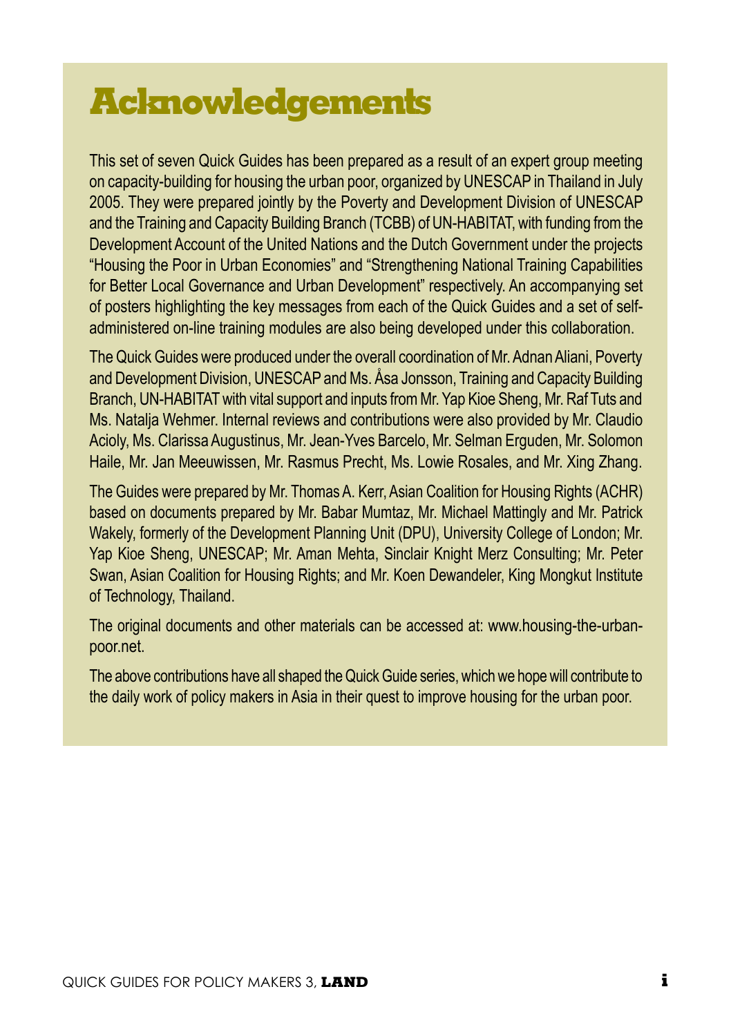# Acknowledgements

This set of seven Quick Guides has been prepared as a result of an expert group meeting on capacity-building for housing the urban poor, organized by UNESCAP in Thailand in July 2005. They were prepared jointly by the Poverty and Development Division of UNESCAP and the Training and Capacity Building Branch (TCBB) of UN-HABITAT, with funding from the Development Account of the United Nations and the Dutch Government under the projects "Housing the Poor in Urban Economies" and "Strengthening National Training Capabilities for Better Local Governance and Urban Development" respectively. An accompanying set of posters highlighting the key messages from each of the Quick Guides and a set of self-administered on-line training modules are also being developed under this collaboration.

The Quick Guides were produced under the overall coordination of Mr. Adnan Aliani, Poverty and Development Division, UNESCAP and Ms. Åsa Jonsson, Training and Capacity Building Branch, UN-HABITAT with vital support and inputs from Mr. Yap Kioe Sheng, Mr. Raf Tuts and Ms. Natalja Wehmer. Internal reviews and contributions were also provided by Mr. Claudio Acioly, Ms. Clarissa Augustinus, Mr. Jean-Yves Barcelo, Mr. Selman Erguden, Mr. Solomon Haile, Mr. Jan Meeuwissen, Mr. Rasmus Precht, Ms. Lowie Rosales, and Mr. Xing Zhang.

The Guides were prepared by Mr. Thomas A. Kerr, Asian Coalition for Housing Rights (ACHR) based on documents prepared by Mr. Babar Mumtaz, Mr. Michael Mattingly and Mr. Patrick Wakely, formerly of the Development Planning Unit (DPU), University College of London; Mr. Yap Kioe Sheng, UNESCAP; Mr. Aman Mehta, Sinclair Knight Merz Consulting; Mr. Peter Swan, Asian Coalition for Housing Rights; and Mr. Koen Dewandeler, King Mongkut Institute of Technology, Thailand.

The original documents and other materials can be accessed at: www.housing-the-urban-poor.net.

The above contributions have all shaped the Quick Guide series, which we hope will contribute to the daily work of policy makers in Asia in their quest to improve housing for the urban poor.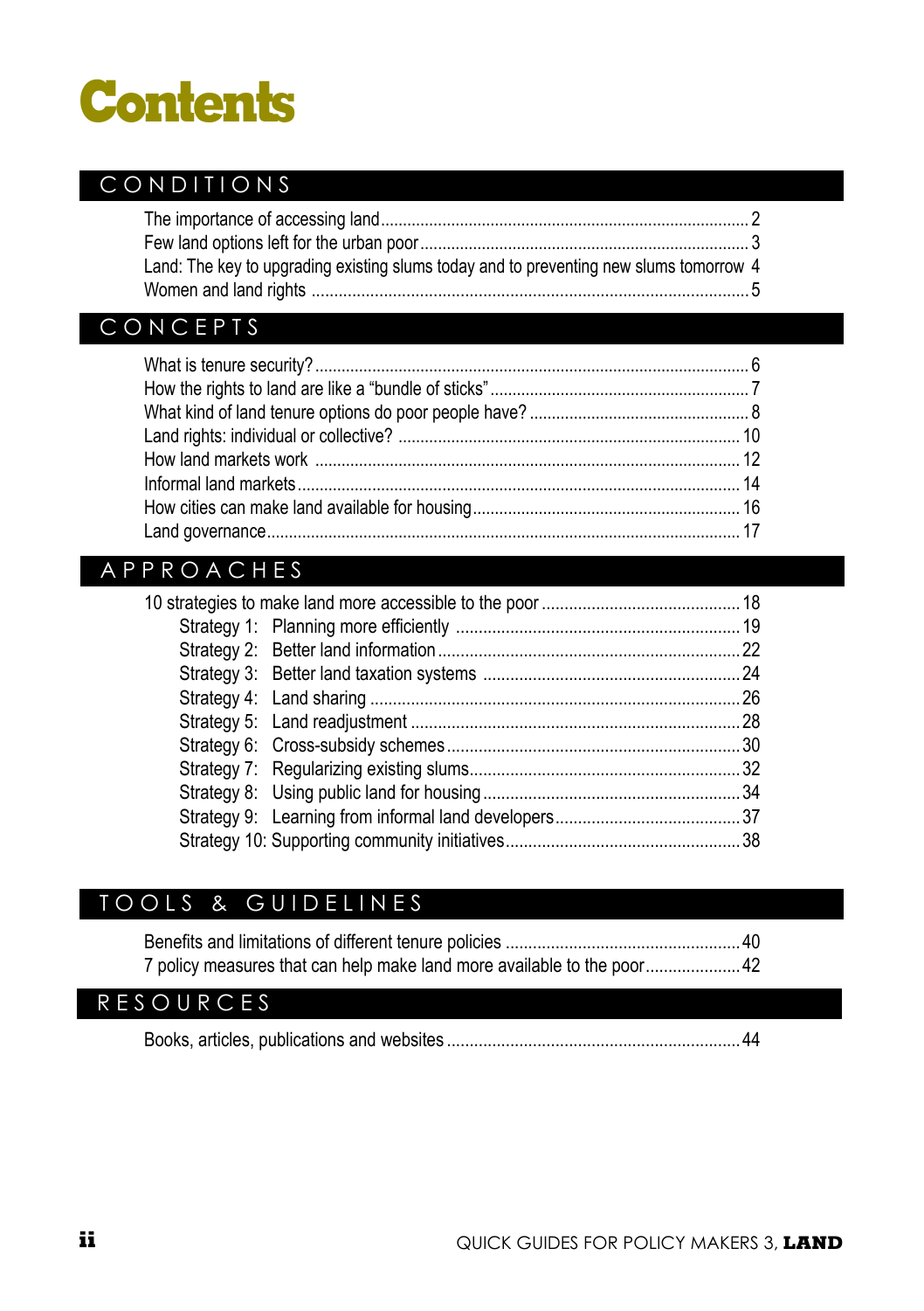# Contents

## CONDITIONS

The importance of accessing land .......... 2
Few land options left for the urban poor .......... 3
Land: The key to upgrading existing slums today and to preventing new slums tomorrow 4
Women and land rights .......... 5

## CONCEPTS

What is tenure security? .......... 6
How the rights to land are like a "bundle of sticks" .......... 7
What kind of land tenure options do poor people have? .......... 8
Land rights: individual or collective? .......... 10
How land markets work .......... 12
Informal land markets .......... 14
How cities can make land available for housing .......... 16
Land governance .......... 17

## APPROACHES

10 strategies to make land more accessible to the poor .......... 18
- Strategy 1: Planning more efficiently .......... 19
- Strategy 2: Better land information .......... 22
- Strategy 3: Better land taxation systems .......... 24
- Strategy 4: Land sharing .......... 26
- Strategy 5: Land readjustment .......... 28
- Strategy 6: Cross-subsidy schemes .......... 30
- Strategy 7: Regularizing existing slums .......... 32
- Strategy 8: Using public land for housing .......... 34
- Strategy 9: Learning from informal land developers .......... 37
- Strategy 10: Supporting community initiatives .......... 38

## TOOLS & GUIDELINES

Benefits and limitations of different tenure policies .......... 40
7 policy measures that can help make land more available to the poor .......... 42

## RESOURCES

Books, articles, publications and websites .......... 44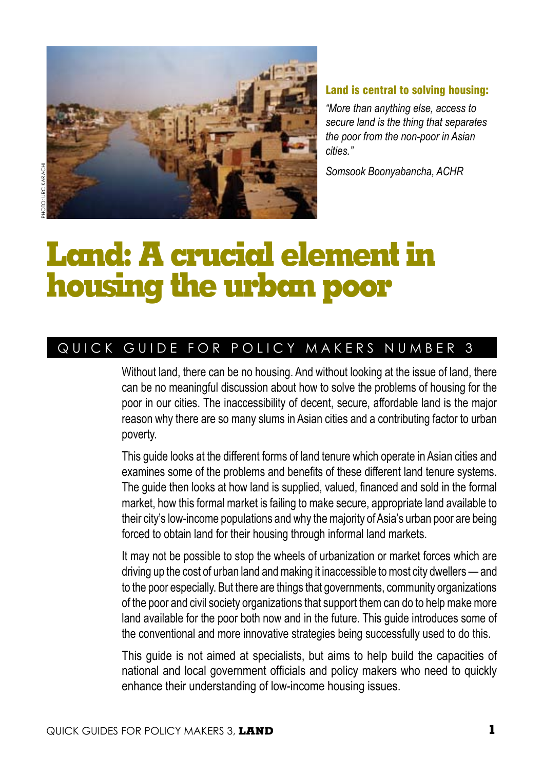PHOTO: URC KARACHI

**Land is central to solving housing:**

*"More than anything else, access to secure land is the thing that separates the poor from the non-poor in Asian cities."*

Somsook Boonyabancha, ACHR

# Land: A crucial element in housing the urban poor

## QUICK GUIDE FOR POLICY MAKERS NUMBER 3

Without land, there can be no housing. And without looking at the issue of land, there can be no meaningful discussion about how to solve the problems of housing for the poor in our cities. The inaccessibility of decent, secure, affordable land is the major reason why there are so many slums in Asian cities and a contributing factor to urban poverty.

This guide looks at the different forms of land tenure which operate in Asian cities and examines some of the problems and benefits of these different land tenure systems. The guide then looks at how land is supplied, valued, financed and sold in the formal market, how this formal market is failing to make secure, appropriate land available to their city's low-income populations and why the majority of Asia's urban poor are being forced to obtain land for their housing through informal land markets.

It may not be possible to stop the wheels of urbanization or market forces which are driving up the cost of urban land and making it inaccessible to most city dwellers — and to the poor especially. But there are things that governments, community organizations of the poor and civil society organizations that support them can do to help make more land available for the poor both now and in the future. This guide introduces some of the conventional and more innovative strategies being successfully used to do this.

This guide is not aimed at specialists, but aims to help build the capacities of national and local government officials and policy makers who need to quickly enhance their understanding of low-income housing issues.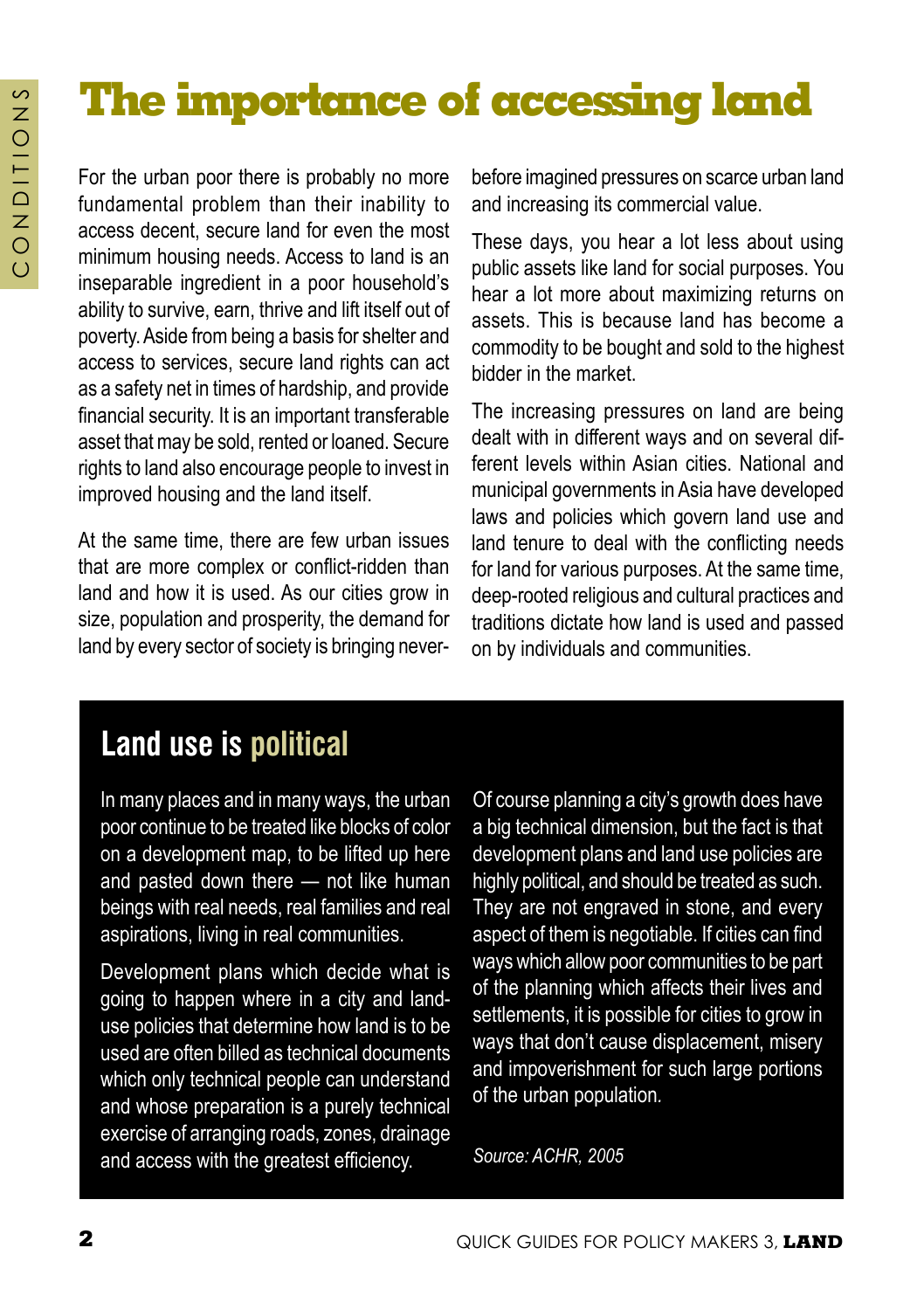# The importance of accessing land

For the urban poor there is probably no more fundamental problem than their inability to access decent, secure land for even the most minimum housing needs. Access to land is an inseparable ingredient in a poor household's ability to survive, earn, thrive and lift itself out of poverty. Aside from being a basis for shelter and access to services, secure land rights can act as a safety net in times of hardship, and provide financial security. It is an important transferable asset that may be sold, rented or loaned. Secure rights to land also encourage people to invest in improved housing and the land itself.

At the same time, there are few urban issues that are more complex or conflict-ridden than land and how it is used. As our cities grow in size, population and prosperity, the demand for land by every sector of society is bringing never-before imagined pressures on scarce urban land and increasing its commercial value.

These days, you hear a lot less about using public assets like land for social purposes. You hear a lot more about maximizing returns on assets. This is because land has become a commodity to be bought and sold to the highest bidder in the market.

The increasing pressures on land are being dealt with in different ways and on several different levels within Asian cities. National and municipal governments in Asia have developed laws and policies which govern land use and land tenure to deal with the conflicting needs for land for various purposes. At the same time, deep-rooted religious and cultural practices and traditions dictate how land is used and passed on by individuals and communities.

## Land use is political

In many places and in many ways, the urban poor continue to be treated like blocks of color on a development map, to be lifted up here and pasted down there — not like human beings with real needs, real families and real aspirations, living in real communities.

Development plans which decide what is going to happen where in a city and land-use policies that determine how land is to be used are often billed as technical documents which only technical people can understand and whose preparation is a purely technical exercise of arranging roads, zones, drainage and access with the greatest efficiency.

Of course planning a city's growth does have a big technical dimension, but the fact is that development plans and land use policies are highly political, and should be treated as such. They are not engraved in stone, and every aspect of them is negotiable. If cities can find ways which allow poor communities to be part of the planning which affects their lives and settlements, it is possible for cities to grow in ways that don't cause displacement, misery and impoverishment for such large portions of the urban population.

*Source: ACHR, 2005*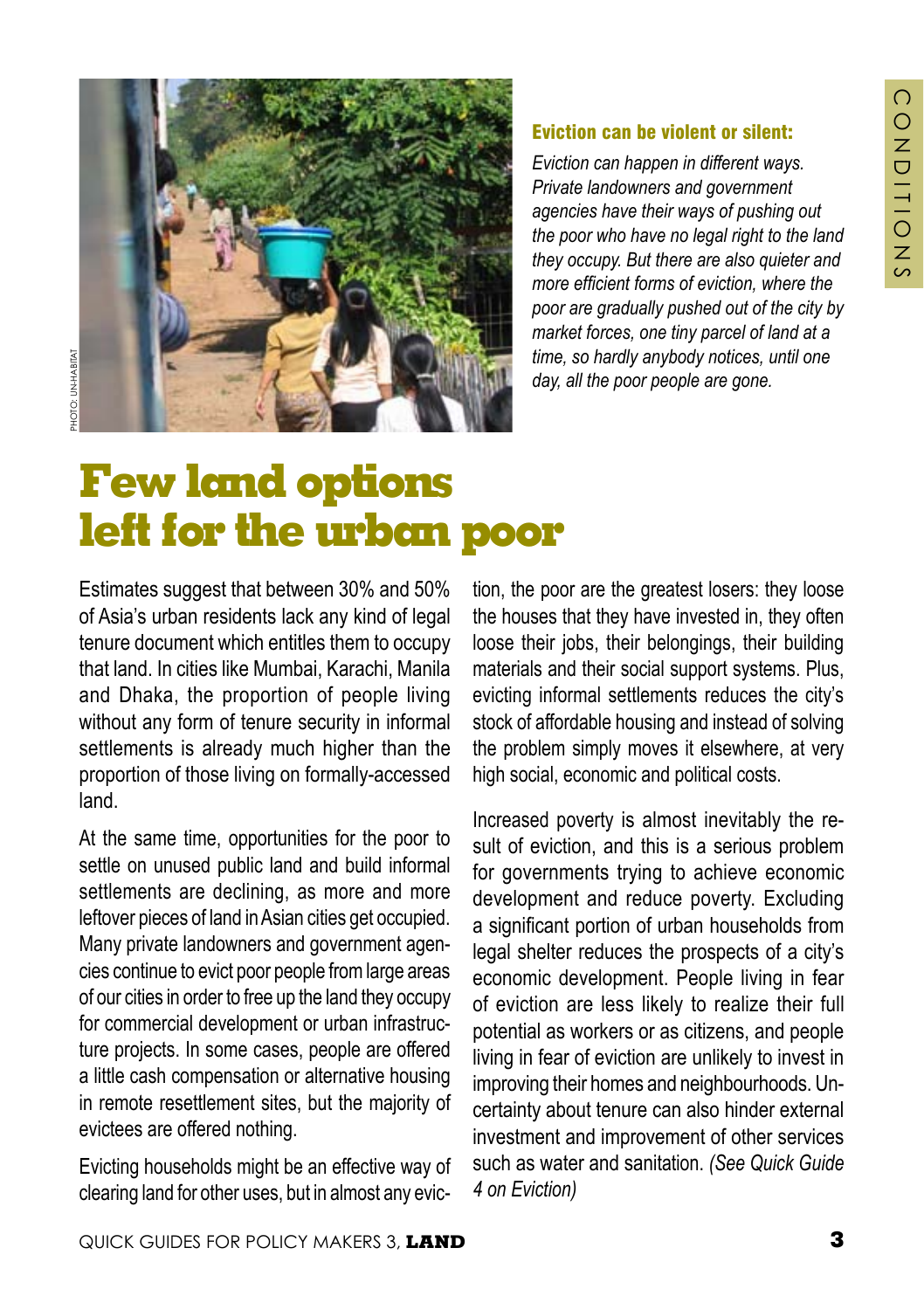PHOTO: UN-HABITAT

**Eviction can be violent or silent:**

*Eviction can happen in different ways. Private landowners and government agencies have their ways of pushing out the poor who have no legal right to the land they occupy. But there are also quieter and more efficient forms of eviction, where the poor are gradually pushed out of the city by market forces, one tiny parcel of land at a time, so hardly anybody notices, until one day, all the poor people are gone.*

# Few land options left for the urban poor

Estimates suggest that between 30% and 50% of Asia's urban residents lack any kind of legal tenure document which entitles them to occupy that land. In cities like Mumbai, Karachi, Manila and Dhaka, the proportion of people living without any form of tenure security in informal settlements is already much higher than the proportion of those living on formally-accessed land.

At the same time, opportunities for the poor to settle on unused public land and build informal settlements are declining, as more and more leftover pieces of land in Asian cities get occupied. Many private landowners and government agencies continue to evict poor people from large areas of our cities in order to free up the land they occupy for commercial development or urban infrastructure projects. In some cases, people are offered a little cash compensation or alternative housing in remote resettlement sites, but the majority of evictees are offered nothing.

Evicting households might be an effective way of clearing land for other uses, but in almost any eviction, the poor are the greatest losers: they loose the houses that they have invested in, they often loose their jobs, their belongings, their building materials and their social support systems. Plus, evicting informal settlements reduces the city's stock of affordable housing and instead of solving the problem simply moves it elsewhere, at very high social, economic and political costs.

Increased poverty is almost inevitably the result of eviction, and this is a serious problem for governments trying to achieve economic development and reduce poverty. Excluding a significant portion of urban households from legal shelter reduces the prospects of a city's economic development. People living in fear of eviction are less likely to realize their full potential as workers or as citizens, and people living in fear of eviction are unlikely to invest in improving their homes and neighbourhoods. Uncertainty about tenure can also hinder external investment and improvement of other services such as water and sanitation. *(See Quick Guide 4 on Eviction)*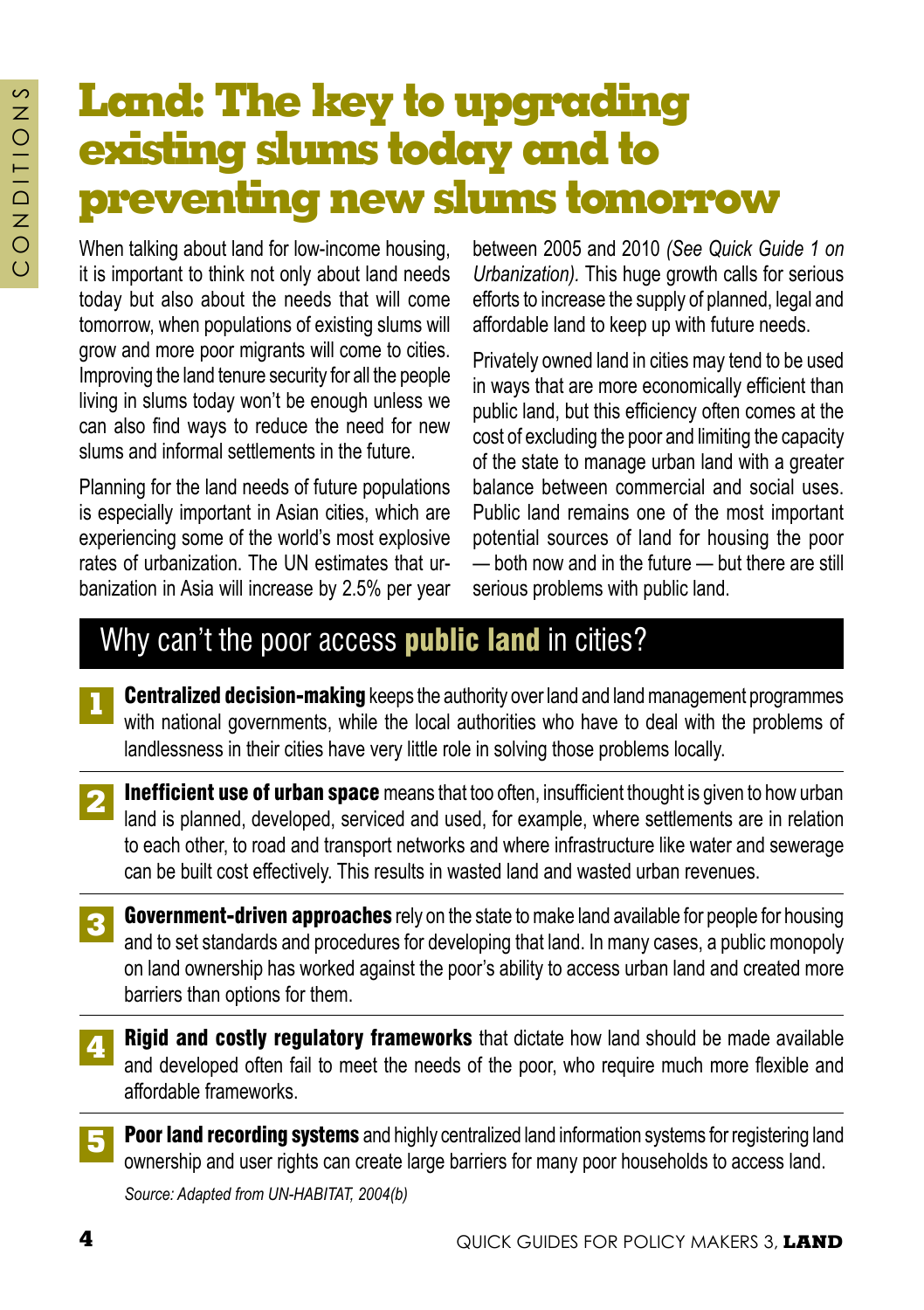# Land: The key to upgrading existing slums today and to preventing new slums tomorrow

When talking about land for low-income housing, it is important to think not only about land needs today but also about the needs that will come tomorrow, when populations of existing slums will grow and more poor migrants will come to cities. Improving the land tenure security for all the people living in slums today won't be enough unless we can also find ways to reduce the need for new slums and informal settlements in the future.

Planning for the land needs of future populations is especially important in Asian cities, which are experiencing some of the world's most explosive rates of urbanization. The UN estimates that urbanization in Asia will increase by 2.5% per year between 2005 and 2010 *(See Quick Guide 1 on Urbanization).* This huge growth calls for serious efforts to increase the supply of planned, legal and affordable land to keep up with future needs.

Privately owned land in cities may tend to be used in ways that are more economically efficient than public land, but this efficiency often comes at the cost of excluding the poor and limiting the capacity of the state to manage urban land with a greater balance between commercial and social uses. Public land remains one of the most important potential sources of land for housing the poor — both now and in the future — but there are still serious problems with public land.

## Why can't the poor access **public land** in cities?

1. **Centralized decision-making** keeps the authority over land and land management programmes with national governments, while the local authorities who have to deal with the problems of landlessness in their cities have very little role in solving those problems locally.

2. **Inefficient use of urban space** means that too often, insufficient thought is given to how urban land is planned, developed, serviced and used, for example, where settlements are in relation to each other, to road and transport networks and where infrastructure like water and sewerage can be built cost effectively. This results in wasted land and wasted urban revenues.

3. **Government-driven approaches** rely on the state to make land available for people for housing and to set standards and procedures for developing that land. In many cases, a public monopoly on land ownership has worked against the poor's ability to access urban land and created more barriers than options for them.

4. **Rigid and costly regulatory frameworks** that dictate how land should be made available and developed often fail to meet the needs of the poor, who require much more flexible and affordable frameworks.

5. **Poor land recording systems** and highly centralized land information systems for registering land ownership and user rights can create large barriers for many poor households to access land.

*Source: Adapted from UN-HABITAT, 2004(b)*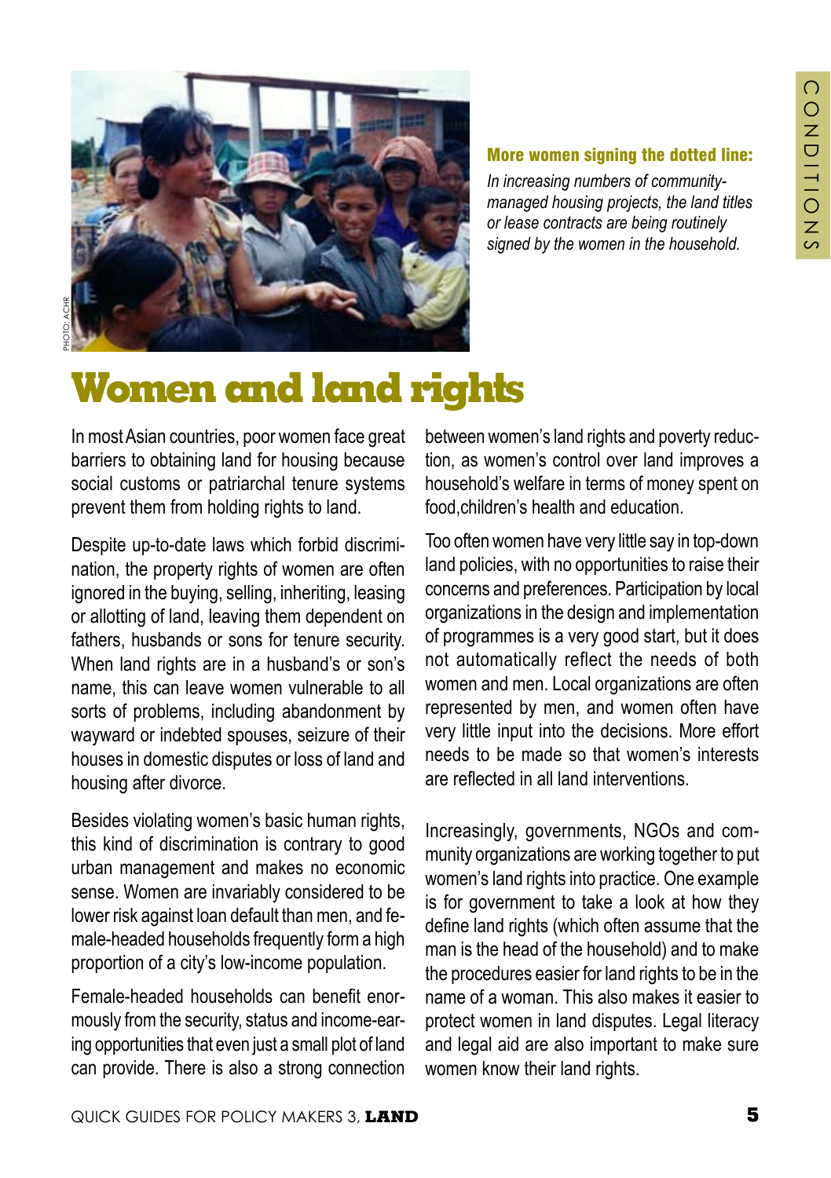**More women signing the dotted line:**

*In increasing numbers of community-managed housing projects, the land titles or lease contracts are being routinely signed by the women in the household.*

# Women and land rights

In most Asian countries, poor women face great barriers to obtaining land for housing because social customs or patriarchal tenure systems prevent them from holding rights to land.

Despite up-to-date laws which forbid discrimination, the property rights of women are often ignored in the buying, selling, inheriting, leasing or allotting of land, leaving them dependent on fathers, husbands or sons for tenure security. When land rights are in a husband's or son's name, this can leave women vulnerable to all sorts of problems, including abandonment by wayward or indebted spouses, seizure of their houses in domestic disputes or loss of land and housing after divorce.

Besides violating women's basic human rights, this kind of discrimination is contrary to good urban management and makes no economic sense. Women are invariably considered to be lower risk against loan default than men, and female-headed households frequently form a high proportion of a city's low-income population.

Female-headed households can benefit enormously from the security, status and income-earing opportunities that even just a small plot of land can provide. There is also a strong connection between women's land rights and poverty reduction, as women's control over land improves a household's welfare in terms of money spent on food,children's health and education.

Too often women have very little say in top-down land policies, with no opportunities to raise their concerns and preferences. Participation by local organizations in the design and implementation of programmes is a very good start, but it does not automatically reflect the needs of both women and men. Local organizations are often represented by men, and women often have very little input into the decisions. More effort needs to be made so that women's interests are reflected in all land interventions.

Increasingly, governments, NGOs and community organizations are working together to put women's land rights into practice. One example is for government to take a look at how they define land rights (which often assume that the man is the head of the household) and to make the procedures easier for land rights to be in the name of a woman. This also makes it easier to protect women in land disputes. Legal literacy and legal aid are also important to make sure women know their land rights.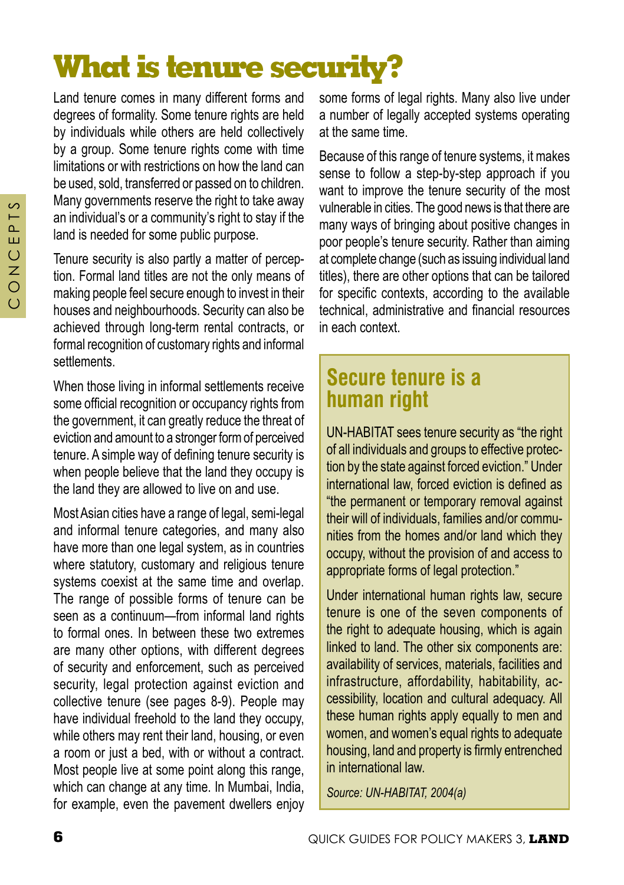# What is tenure security?

Land tenure comes in many different forms and degrees of formality. Some tenure rights are held by individuals while others are held collectively by a group. Some tenure rights come with time limitations or with restrictions on how the land can be used, sold, transferred or passed on to children. Many governments reserve the right to take away an individual's or a community's right to stay if the land is needed for some public purpose.

Tenure security is also partly a matter of perception. Formal land titles are not the only means of making people feel secure enough to invest in their houses and neighbourhoods. Security can also be achieved through long-term rental contracts, or formal recognition of customary rights and informal settlements.

When those living in informal settlements receive some official recognition or occupancy rights from the government, it can greatly reduce the threat of eviction and amount to a stronger form of perceived tenure. A simple way of defining tenure security is when people believe that the land they occupy is the land they are allowed to live on and use.

Most Asian cities have a range of legal, semi-legal and informal tenure categories, and many also have more than one legal system, as in countries where statutory, customary and religious tenure systems coexist at the same time and overlap. The range of possible forms of tenure can be seen as a continuum—from informal land rights to formal ones. In between these two extremes are many other options, with different degrees of security and enforcement, such as perceived security, legal protection against eviction and collective tenure (see pages 8-9). People may have individual freehold to the land they occupy, while others may rent their land, housing, or even a room or just a bed, with or without a contract. Most people live at some point along this range, which can change at any time. In Mumbai, India, for example, even the pavement dwellers enjoy some forms of legal rights. Many also live under a number of legally accepted systems operating at the same time.

Because of this range of tenure systems, it makes sense to follow a step-by-step approach if you want to improve the tenure security of the most vulnerable in cities. The good news is that there are many ways of bringing about positive changes in poor people's tenure security. Rather than aiming at complete change (such as issuing individual land titles), there are other options that can be tailored for specific contexts, according to the available technical, administrative and financial resources in each context.

## Secure tenure is a human right

UN-HABITAT sees tenure security as "the right of all individuals and groups to effective protection by the state against forced eviction." Under international law, forced eviction is defined as "the permanent or temporary removal against their will of individuals, families and/or communities from the homes and/or land which they occupy, without the provision of and access to appropriate forms of legal protection."

Under international human rights law, secure tenure is one of the seven components of the right to adequate housing, which is again linked to land. The other six components are: availability of services, materials, facilities and infrastructure, affordability, habitability, accessibility, location and cultural adequacy. All these human rights apply equally to men and women, and women's equal rights to adequate housing, land and property is firmly entrenched in international law.

*Source: UN-HABITAT, 2004(a)*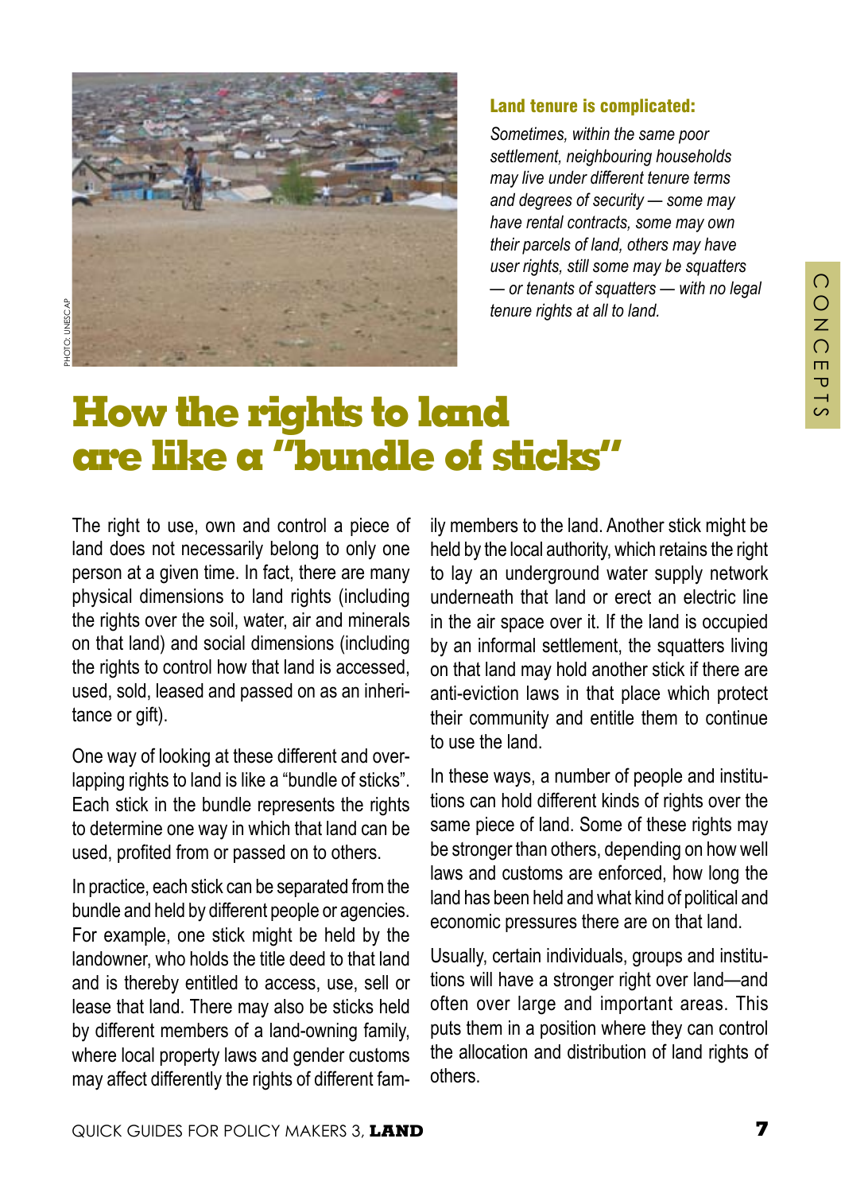PHOTO: UNESCAP

**Land tenure is complicated:**

*Sometimes, within the same poor settlement, neighbouring households may live under different tenure terms and degrees of security — some may have rental contracts, some may own their parcels of land, others may have user rights, still some may be squatters — or tenants of squatters — with no legal tenure rights at all to land.*

# How the rights to land are like a "bundle of sticks"

The right to use, own and control a piece of land does not necessarily belong to only one person at a given time. In fact, there are many physical dimensions to land rights (including the rights over the soil, water, air and minerals on that land) and social dimensions (including the rights to control how that land is accessed, used, sold, leased and passed on as an inheritance or gift).

One way of looking at these different and overlapping rights to land is like a "bundle of sticks". Each stick in the bundle represents the rights to determine one way in which that land can be used, profited from or passed on to others.

In practice, each stick can be separated from the bundle and held by different people or agencies. For example, one stick might be held by the landowner, who holds the title deed to that land and is thereby entitled to access, use, sell or lease that land. There may also be sticks held by different members of a land-owning family, where local property laws and gender customs may affect differently the rights of different family members to the land. Another stick might be held by the local authority, which retains the right to lay an underground water supply network underneath that land or erect an electric line in the air space over it. If the land is occupied by an informal settlement, the squatters living on that land may hold another stick if there are anti-eviction laws in that place which protect their community and entitle them to continue to use the land.

In these ways, a number of people and institutions can hold different kinds of rights over the same piece of land. Some of these rights may be stronger than others, depending on how well laws and customs are enforced, how long the land has been held and what kind of political and economic pressures there are on that land.

Usually, certain individuals, groups and institutions will have a stronger right over land—and often over large and important areas. This puts them in a position where they can control the allocation and distribution of land rights of others.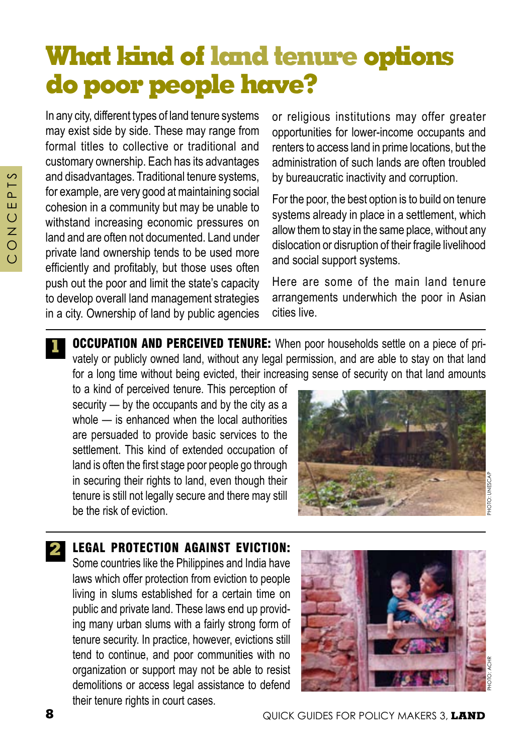# What kind of land tenure options do poor people have?

In any city, different types of land tenure systems may exist side by side. These may range from formal titles to collective or traditional and customary ownership. Each has its advantages and disadvantages. Traditional tenure systems, for example, are very good at maintaining social cohesion in a community but may be unable to withstand increasing economic pressures on land and are often not documented. Land under private land ownership tends to be used more efficiently and profitably, but those uses often push out the poor and limit the state's capacity to develop overall land management strategies in a city. Ownership of land by public agencies or religious institutions may offer greater opportunities for lower-income occupants and renters to access land in prime locations, but the administration of such lands are often troubled by bureaucratic inactivity and corruption.

For the poor, the best option is to build on tenure systems already in place in a settlement, which allow them to stay in the same place, without any dislocation or disruption of their fragile livelihood and social support systems.

Here are some of the main land tenure arrangements underwhich the poor in Asian cities live.

**1 OCCUPATION AND PERCEIVED TENURE:** When poor households settle on a piece of privately or publicly owned land, without any legal permission, and are able to stay on that land for a long time without being evicted, their increasing sense of security on that land amounts to a kind of perceived tenure. This perception of security — by the occupants and by the city as a whole — is enhanced when the local authorities are persuaded to provide basic services to the settlement. This kind of extended occupation of land is often the first stage poor people go through in securing their rights to land, even though their tenure is still not legally secure and there may still be the risk of eviction.

PHOTO: UNESCAP

**2 LEGAL PROTECTION AGAINST EVICTION:** Some countries like the Philippines and India have laws which offer protection from eviction to people living in slums established for a certain time on public and private land. These laws end up providing many urban slums with a fairly strong form of tenure security. In practice, however, evictions still tend to continue, and poor communities with no organization or support may not be able to resist demolitions or access legal assistance to defend their tenure rights in court cases.

PHOTO: ACHR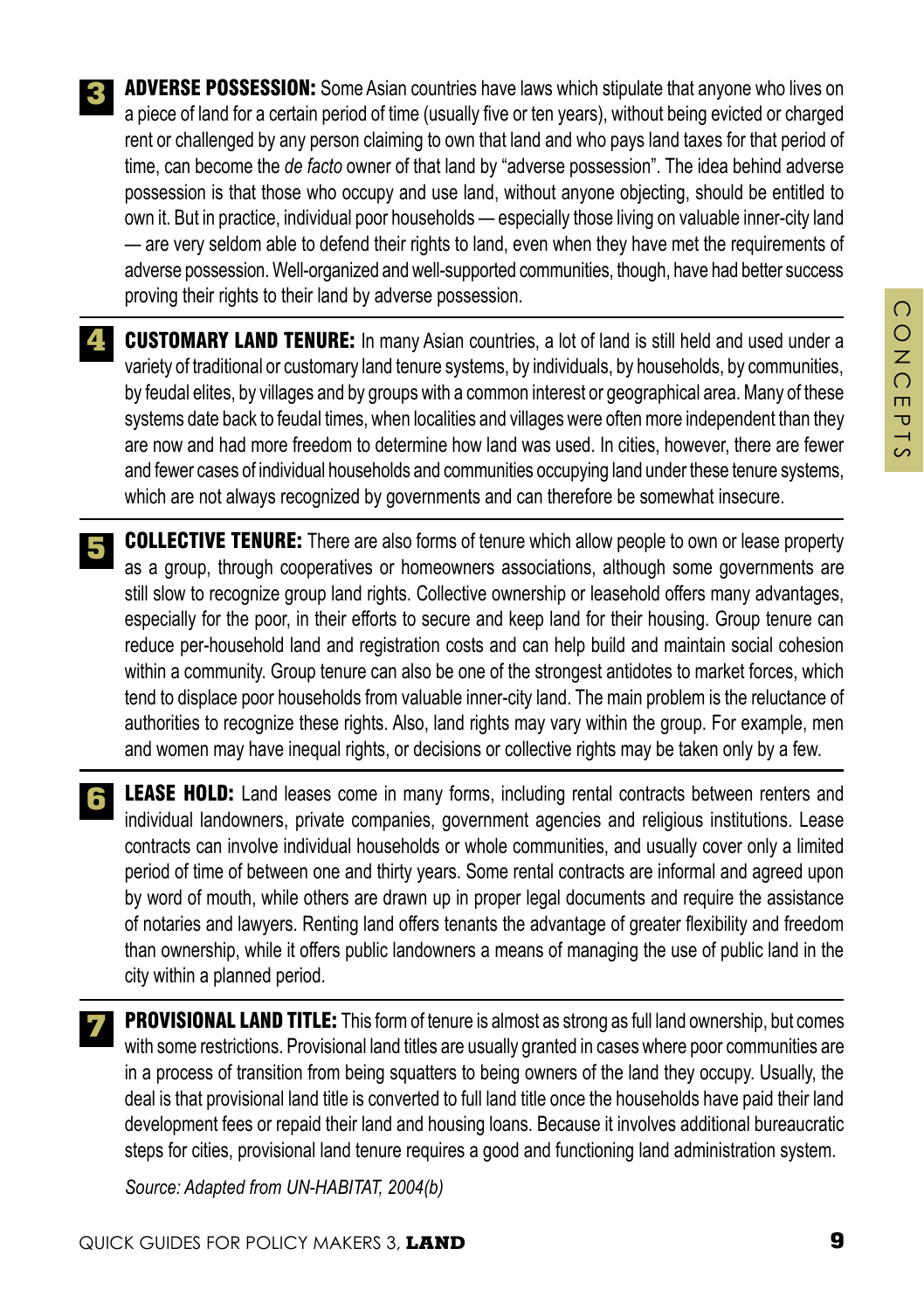**3** **ADVERSE POSSESSION:** Some Asian countries have laws which stipulate that anyone who lives on a piece of land for a certain period of time (usually five or ten years), without being evicted or charged rent or challenged by any person claiming to own that land and who pays land taxes for that period of time, can become the *de facto* owner of that land by "adverse possession". The idea behind adverse possession is that those who occupy and use land, without anyone objecting, should be entitled to own it. But in practice, individual poor households — especially those living on valuable inner-city land — are very seldom able to defend their rights to land, even when they have met the requirements of adverse possession. Well-organized and well-supported communities, though, have had better success proving their rights to their land by adverse possession.

**4** **CUSTOMARY LAND TENURE:** In many Asian countries, a lot of land is still held and used under a variety of traditional or customary land tenure systems, by individuals, by households, by communities, by feudal elites, by villages and by groups with a common interest or geographical area. Many of these systems date back to feudal times, when localities and villages were often more independent than they are now and had more freedom to determine how land was used. In cities, however, there are fewer and fewer cases of individual households and communities occupying land under these tenure systems, which are not always recognized by governments and can therefore be somewhat insecure.

**5** **COLLECTIVE TENURE:** There are also forms of tenure which allow people to own or lease property as a group, through cooperatives or homeowners associations, although some governments are still slow to recognize group land rights. Collective ownership or leasehold offers many advantages, especially for the poor, in their efforts to secure and keep land for their housing. Group tenure can reduce per-household land and registration costs and can help build and maintain social cohesion within a community. Group tenure can also be one of the strongest antidotes to market forces, which tend to displace poor households from valuable inner-city land. The main problem is the reluctance of authorities to recognize these rights. Also, land rights may vary within the group. For example, men and women may have inequal rights, or decisions or collective rights may be taken only by a few.

**6** **LEASE HOLD:** Land leases come in many forms, including rental contracts between renters and individual landowners, private companies, government agencies and religious institutions. Lease contracts can involve individual households or whole communities, and usually cover only a limited period of time of between one and thirty years. Some rental contracts are informal and agreed upon by word of mouth, while others are drawn up in proper legal documents and require the assistance of notaries and lawyers. Renting land offers tenants the advantage of greater flexibility and freedom than ownership, while it offers public landowners a means of managing the use of public land in the city within a planned period.

**7** **PROVISIONAL LAND TITLE:** This form of tenure is almost as strong as full land ownership, but comes with some restrictions. Provisional land titles are usually granted in cases where poor communities are in a process of transition from being squatters to being owners of the land they occupy. Usually, the deal is that provisional land title is converted to full land title once the households have paid their land development fees or repaid their land and housing loans. Because it involves additional bureaucratic steps for cities, provisional land tenure requires a good and functioning land administration system.

*Source: Adapted from UN-HABITAT, 2004(b)*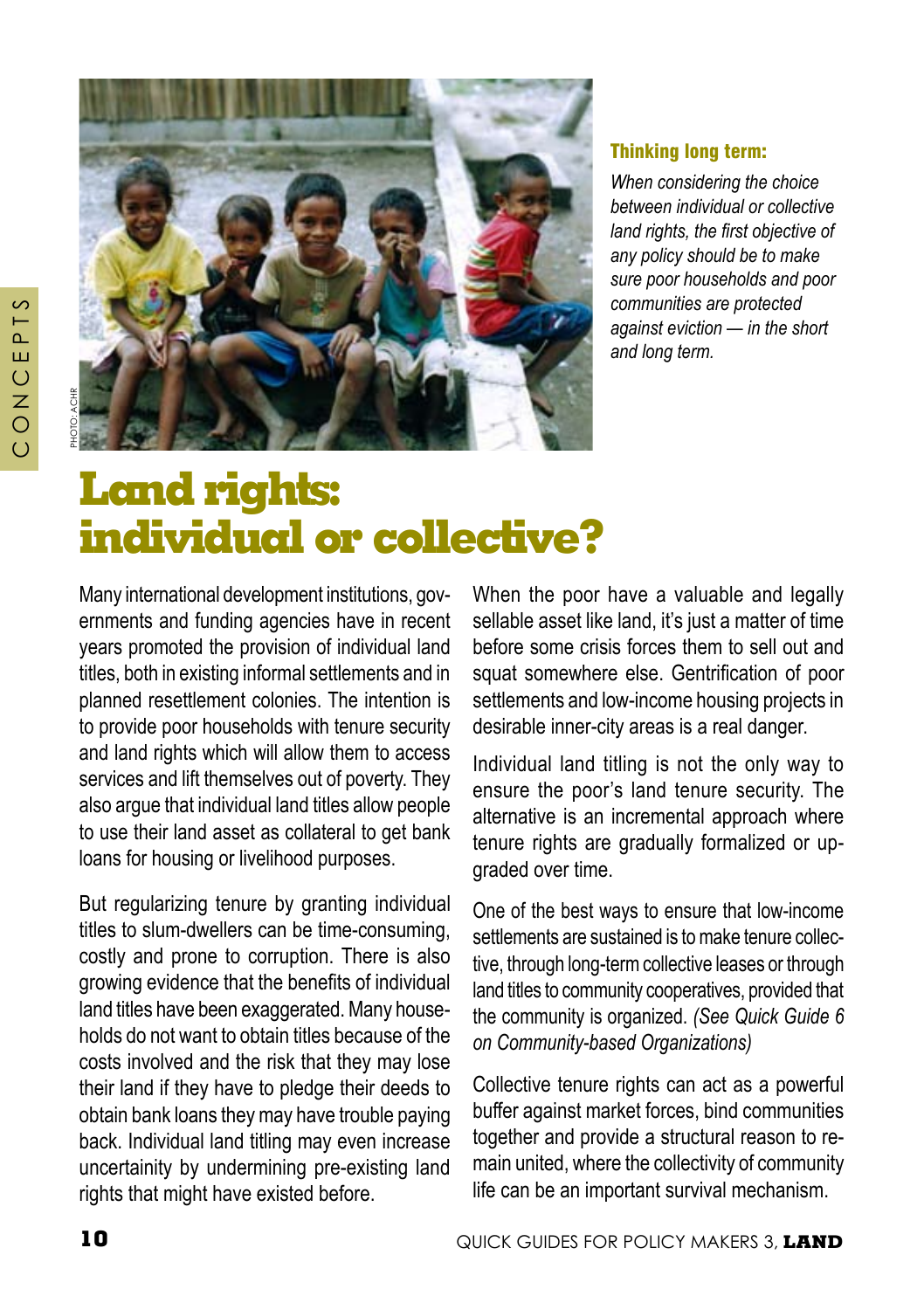**Thinking long term:**

*When considering the choice between individual or collective land rights, the first objective of any policy should be to make sure poor households and poor communities are protected against eviction — in the short and long term.*

# Land rights: individual or collective?

Many international development institutions, governments and funding agencies have in recent years promoted the provision of individual land titles, both in existing informal settlements and in planned resettlement colonies. The intention is to provide poor households with tenure security and land rights which will allow them to access services and lift themselves out of poverty. They also argue that individual land titles allow people to use their land asset as collateral to get bank loans for housing or livelihood purposes.

But regularizing tenure by granting individual titles to slum-dwellers can be time-consuming, costly and prone to corruption. There is also growing evidence that the benefits of individual land titles have been exaggerated. Many households do not want to obtain titles because of the costs involved and the risk that they may lose their land if they have to pledge their deeds to obtain bank loans they may have trouble paying back. Individual land titling may even increase uncertainty by undermining pre-existing land rights that might have existed before.

When the poor have a valuable and legally sellable asset like land, it's just a matter of time before some crisis forces them to sell out and squat somewhere else. Gentrification of poor settlements and low-income housing projects in desirable inner-city areas is a real danger.

Individual land titling is not the only way to ensure the poor's land tenure security. The alternative is an incremental approach where tenure rights are gradually formalized or upgraded over time.

One of the best ways to ensure that low-income settlements are sustained is to make tenure collective, through long-term collective leases or through land titles to community cooperatives, provided that the community is organized. *(See Quick Guide 6 on Community-based Organizations)*

Collective tenure rights can act as a powerful buffer against market forces, bind communities together and provide a structural reason to remain united, where the collectivity of community life can be an important survival mechanism.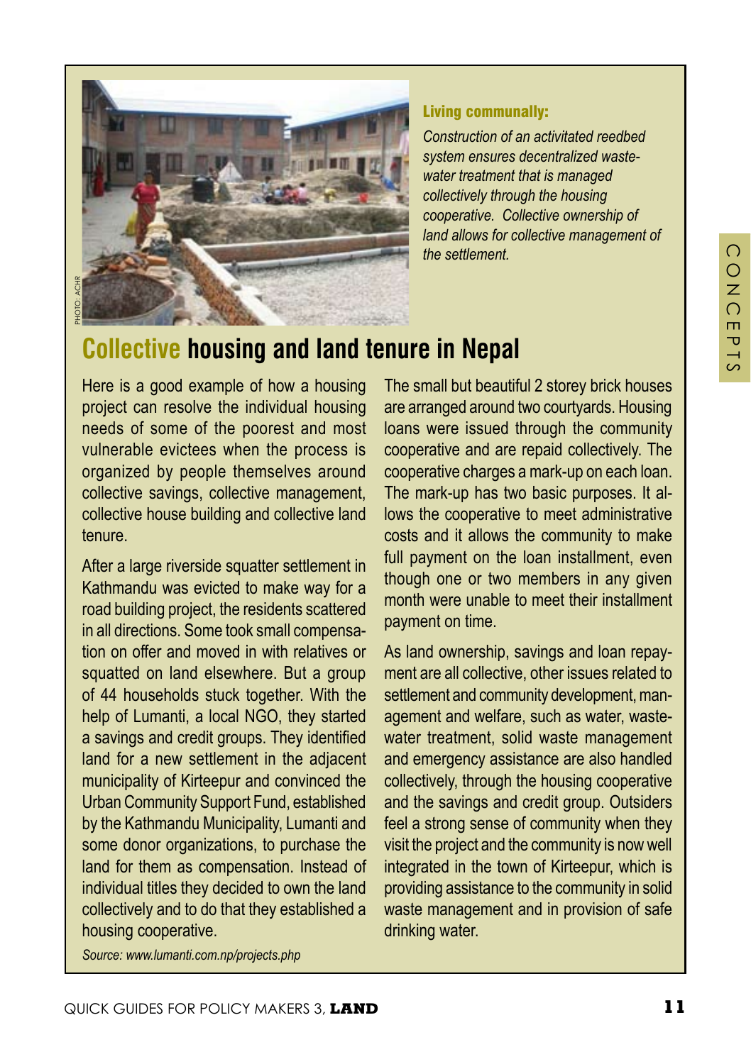**Living communally:**

*Construction of an activitated reedbed system ensures decentralized waste-water treatment that is managed collectively through the housing cooperative. Collective ownership of land allows for collective management of the settlement.*

PHOTO: ACHR

## Collective housing and land tenure in Nepal

Here is a good example of how a housing project can resolve the individual housing needs of some of the poorest and most vulnerable evictees when the process is organized by people themselves around collective savings, collective management, collective house building and collective land tenure.

After a large riverside squatter settlement in Kathmandu was evicted to make way for a road building project, the residents scattered in all directions. Some took small compensation on offer and moved in with relatives or squatted on land elsewhere. But a group of 44 households stuck together. With the help of Lumanti, a local NGO, they started a savings and credit groups. They identified land for a new settlement in the adjacent municipality of Kirteepur and convinced the Urban Community Support Fund, established by the Kathmandu Municipality, Lumanti and some donor organizations, to purchase the land for them as compensation. Instead of individual titles they decided to own the land collectively and to do that they established a housing cooperative.

The small but beautiful 2 storey brick houses are arranged around two courtyards. Housing loans were issued through the community cooperative and are repaid collectively. The cooperative charges a mark-up on each loan. The mark-up has two basic purposes. It allows the cooperative to meet administrative costs and it allows the community to make full payment on the loan installment, even though one or two members in any given month were unable to meet their installment payment on time.

As land ownership, savings and loan repayment are all collective, other issues related to settlement and community development, management and welfare, such as water, waste-water treatment, solid waste management and emergency assistance are also handled collectively, through the housing cooperative and the savings and credit group. Outsiders feel a strong sense of community when they visit the project and the community is now well integrated in the town of Kirteepur, which is providing assistance to the community in solid waste management and in provision of safe drinking water.

*Source: www.lumanti.com.np/projects.php*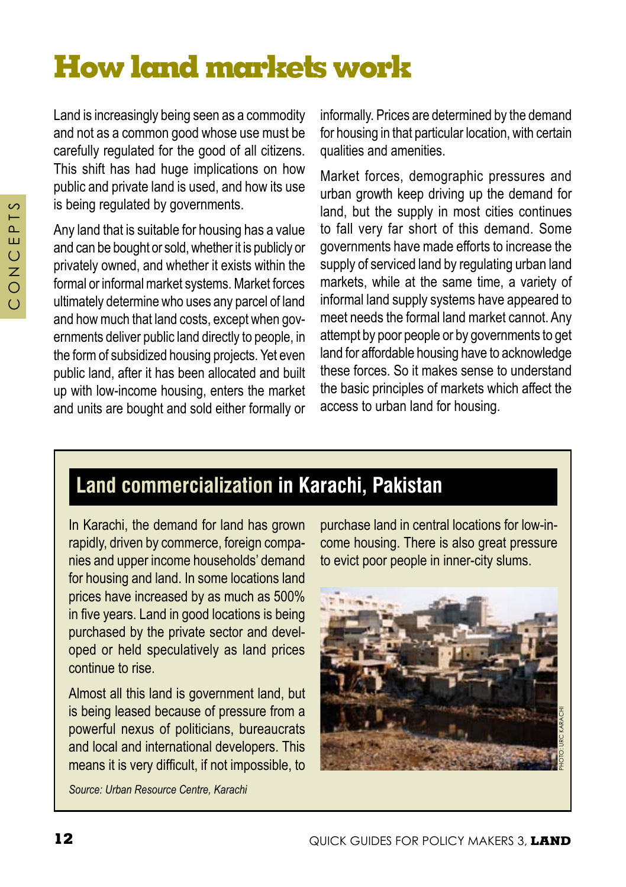# How land markets work

Land is increasingly being seen as a commodity and not as a common good whose use must be carefully regulated for the good of all citizens. This shift has had huge implications on how public and private land is used, and how its use is being regulated by governments.

Any land that is suitable for housing has a value and can be bought or sold, whether it is publicly or privately owned, and whether it exists within the formal or informal market systems. Market forces ultimately determine who uses any parcel of land and how much that land costs, except when governments deliver public land directly to people, in the form of subsidized housing projects. Yet even public land, after it has been allocated and built up with low-income housing, enters the market and units are bought and sold either formally or informally. Prices are determined by the demand for housing in that particular location, with certain qualities and amenities.

Market forces, demographic pressures and urban growth keep driving up the demand for land, but the supply in most cities continues to fall very far short of this demand. Some governments have made efforts to increase the supply of serviced land by regulating urban land markets, while at the same time, a variety of informal land supply systems have appeared to meet needs the formal land market cannot. Any attempt by poor people or by governments to get land for affordable housing have to acknowledge these forces. So it makes sense to understand the basic principles of markets which affect the access to urban land for housing.

## Land commercialization in Karachi, Pakistan

In Karachi, the demand for land has grown rapidly, driven by commerce, foreign companies and upper income households' demand for housing and land. In some locations land prices have increased by as much as 500% in five years. Land in good locations is being purchased by the private sector and developed or held speculatively as land prices continue to rise.

Almost all this land is government land, but is being leased because of pressure from a powerful nexus of politicians, bureaucrats and local and international developers. This means it is very difficult, if not impossible, to purchase land in central locations for low-income housing. There is also great pressure to evict poor people in inner-city slums.

PHOTO: URC KARACHI

*Source: Urban Resource Centre, Karachi*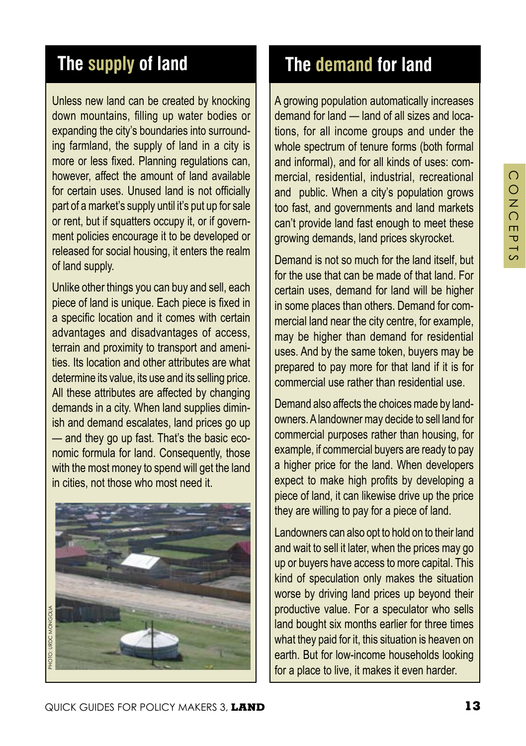## The supply of land

Unless new land can be created by knocking down mountains, filling up water bodies or expanding the city's boundaries into surrounding farmland, the supply of land in a city is more or less fixed. Planning regulations can, however, affect the amount of land available for certain uses. Unused land is not officially part of a market's supply until it's put up for sale or rent, but if squatters occupy it, or if government policies encourage it to be developed or released for social housing, it enters the realm of land supply.

Unlike other things you can buy and sell, each piece of land is unique. Each piece is fixed in a specific location and it comes with certain advantages and disadvantages of access, terrain and proximity to transport and amenities. Its location and other attributes are what determine its value, its use and its selling price. All these attributes are affected by changing demands in a city. When land supplies diminish and demand escalates, land prices go up — and they go up fast. That's the basic economic formula for land. Consequently, those with the most money to spend will get the land in cities, not those who most need it.

PHOTO: URDC MONGOLIA

## The demand for land

A growing population automatically increases demand for land — land of all sizes and locations, for all income groups and under the whole spectrum of tenure forms (both formal and informal), and for all kinds of uses: commercial, residential, industrial, recreational and public. When a city's population grows too fast, and governments and land markets can't provide land fast enough to meet these growing demands, land prices skyrocket.

Demand is not so much for the land itself, but for the use that can be made of that land. For certain uses, demand for land will be higher in some places than others. Demand for commercial land near the city centre, for example, may be higher than demand for residential uses. And by the same token, buyers may be prepared to pay more for that land if it is for commercial use rather than residential use.

Demand also affects the choices made by landowners. A landowner may decide to sell land for commercial purposes rather than housing, for example, if commercial buyers are ready to pay a higher price for the land. When developers expect to make high profits by developing a piece of land, it can likewise drive up the price they are willing to pay for a piece of land.

Landowners can also opt to hold on to their land and wait to sell it later, when the prices may go up or buyers have access to more capital. This kind of speculation only makes the situation worse by driving land prices up beyond their productive value. For a speculator who sells land bought six months earlier for three times what they paid for it, this situation is heaven on earth. But for low-income households looking for a place to live, it makes it even harder.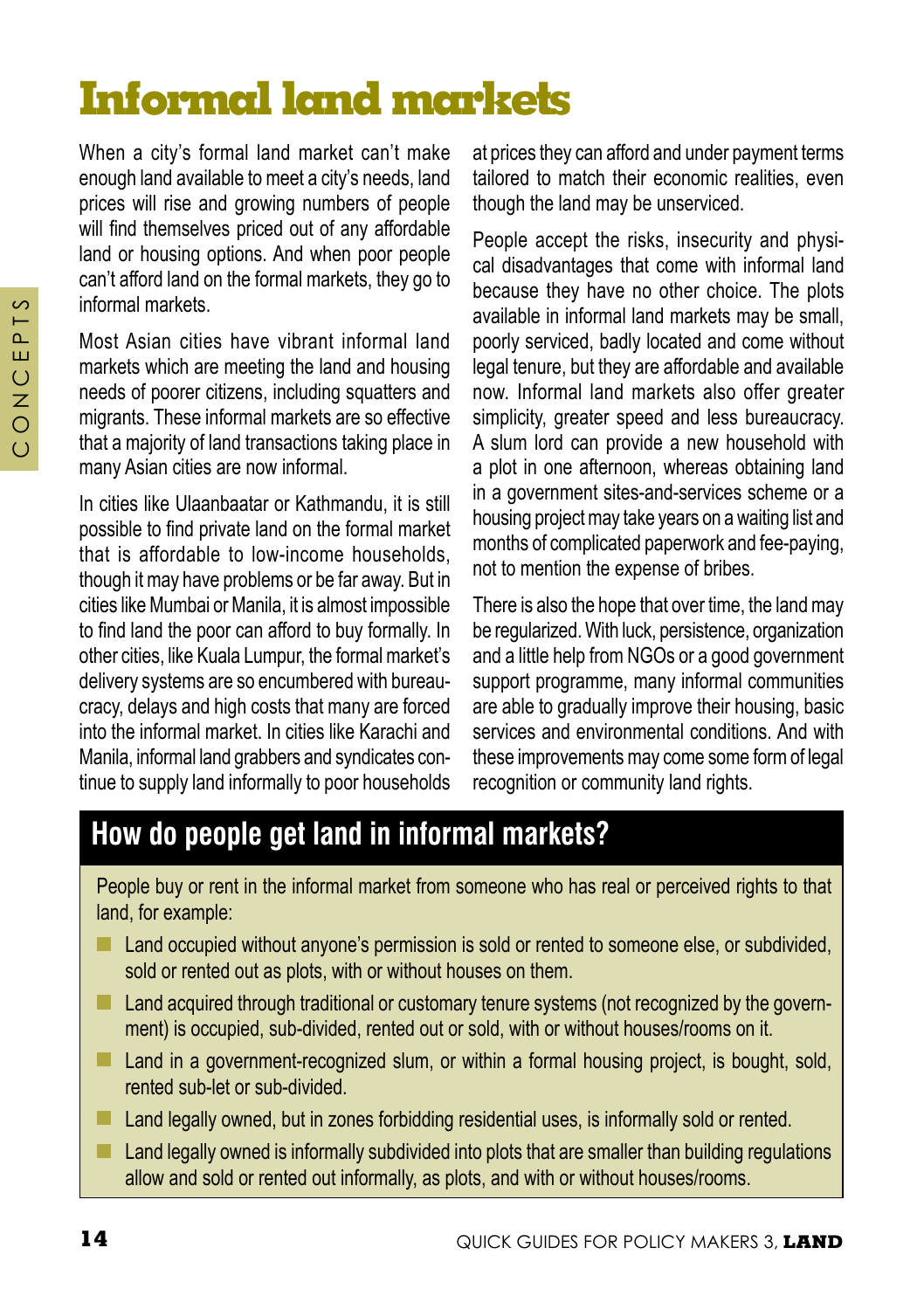# Informal land markets

When a city's formal land market can't make enough land available to meet a city's needs, land prices will rise and growing numbers of people will find themselves priced out of any affordable land or housing options. And when poor people can't afford land on the formal markets, they go to informal markets.

Most Asian cities have vibrant informal land markets which are meeting the land and housing needs of poorer citizens, including squatters and migrants. These informal markets are so effective that a majority of land transactions taking place in many Asian cities are now informal.

In cities like Ulaanbaatar or Kathmandu, it is still possible to find private land on the formal market that is affordable to low-income households, though it may have problems or be far away. But in cities like Mumbai or Manila, it is almost impossible to find land the poor can afford to buy formally. In other cities, like Kuala Lumpur, the formal market's delivery systems are so encumbered with bureaucracy, delays and high costs that many are forced into the informal market. In cities like Karachi and Manila, informal land grabbers and syndicates continue to supply land informally to poor households at prices they can afford and under payment terms tailored to match their economic realities, even though the land may be unserviced.

People accept the risks, insecurity and physical disadvantages that come with informal land because they have no other choice. The plots available in informal land markets may be small, poorly serviced, badly located and come without legal tenure, but they are affordable and available now. Informal land markets also offer greater simplicity, greater speed and less bureaucracy. A slum lord can provide a new household with a plot in one afternoon, whereas obtaining land in a government sites-and-services scheme or a housing project may take years on a waiting list and months of complicated paperwork and fee-paying, not to mention the expense of bribes.

There is also the hope that over time, the land may be regularized. With luck, persistence, organization and a little help from NGOs or a good government support programme, many informal communities are able to gradually improve their housing, basic services and environmental conditions. And with these improvements may come some form of legal recognition or community land rights.

## How do people get land in informal markets?

People buy or rent in the informal market from someone who has real or perceived rights to that land, for example:

- Land occupied without anyone's permission is sold or rented to someone else, or subdivided, sold or rented out as plots, with or without houses on them.
- Land acquired through traditional or customary tenure systems (not recognized by the government) is occupied, sub-divided, rented out or sold, with or without houses/rooms on it.
- Land in a government-recognized slum, or within a formal housing project, is bought, sold, rented sub-let or sub-divided.
- Land legally owned, but in zones forbidding residential uses, is informally sold or rented.
- Land legally owned is informally subdivided into plots that are smaller than building regulations allow and sold or rented out informally, as plots, and with or without houses/rooms.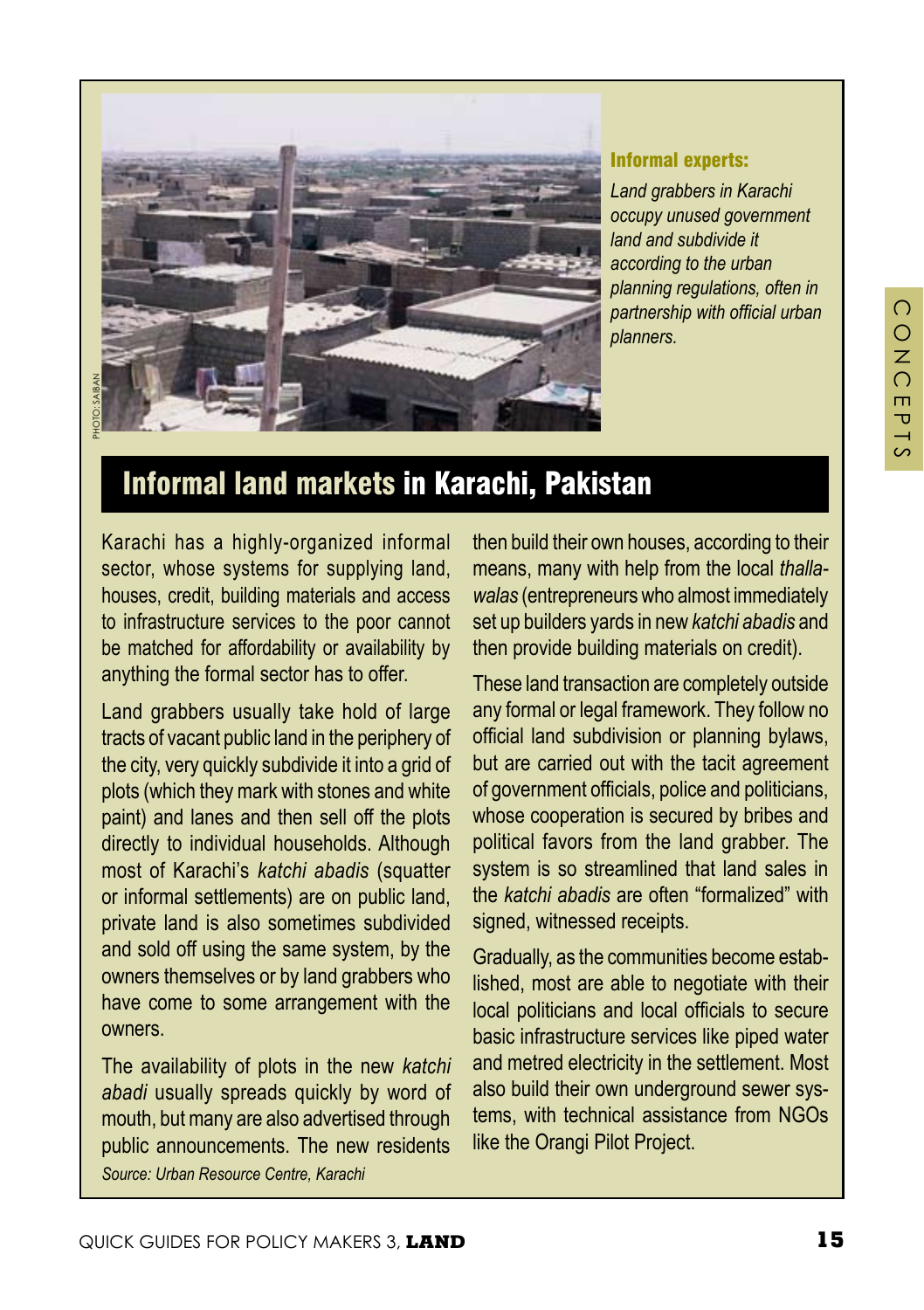**Informal experts:**

*Land grabbers in Karachi occupy unused government land and subdivide it according to the urban planning regulations, often in partnership with official urban planners.*

## Informal land markets in Karachi, Pakistan

Karachi has a highly-organized informal sector, whose systems for supplying land, houses, credit, building materials and access to infrastructure services to the poor cannot be matched for affordability or availability by anything the formal sector has to offer.

Land grabbers usually take hold of large tracts of vacant public land in the periphery of the city, very quickly subdivide it into a grid of plots (which they mark with stones and white paint) and lanes and then sell off the plots directly to individual households. Although most of Karachi's *katchi abadis* (squatter or informal settlements) are on public land, private land is also sometimes subdivided and sold off using the same system, by the owners themselves or by land grabbers who have come to some arrangement with the owners.

The availability of plots in the new *katchi abadi* usually spreads quickly by word of mouth, but many are also advertised through public announcements. The new residents then build their own houses, according to their means, many with help from the local *thalla-walas* (entrepreneurs who almost immediately set up builders yards in new *katchi abadis* and then provide building materials on credit).

These land transaction are completely outside any formal or legal framework. They follow no official land subdivision or planning bylaws, but are carried out with the tacit agreement of government officials, police and politicians, whose cooperation is secured by bribes and political favors from the land grabber. The system is so streamlined that land sales in the *katchi abadis* are often "formalized" with signed, witnessed receipts.

Gradually, as the communities become established, most are able to negotiate with their local politicians and local officials to secure basic infrastructure services like piped water and metred electricity in the settlement. Most also build their own underground sewer systems, with technical assistance from NGOs like the Orangi Pilot Project.

*Source: Urban Resource Centre, Karachi*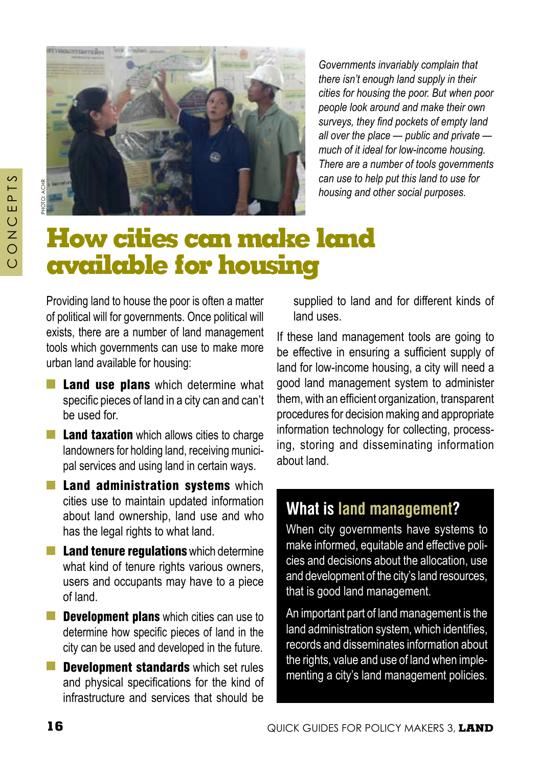*Governments invariably complain that there isn't enough land supply in their cities for housing the poor. But when poor people look around and make their own surveys, they find pockets of empty land all over the place — public and private — much of it ideal for low-income housing. There are a number of tools governments can use to help put this land to use for housing and other social purposes.*

# How cities can make land available for housing

Providing land to house the poor is often a matter of political will for governments. Once political will exists, there are a number of land management tools which governments can use to make more urban land available for housing:

- **Land use plans** which determine what specific pieces of land in a city can and can't be used for.
- **Land taxation** which allows cities to charge landowners for holding land, receiving municipal services and using land in certain ways.
- **Land administration systems** which cities use to maintain updated information about land ownership, land use and who has the legal rights to what land.
- **Land tenure regulations** which determine what kind of tenure rights various owners, users and occupants may have to a piece of land.
- **Development plans** which cities can use to determine how specific pieces of land in the city can be used and developed in the future.
- **Development standards** which set rules and physical specifications for the kind of infrastructure and services that should be supplied to land and for different kinds of land uses.

If these land management tools are going to be effective in ensuring a sufficient supply of land for low-income housing, a city will need a good land management system to administer them, with an efficient organization, transparent procedures for decision making and appropriate information technology for collecting, processing, storing and disseminating information about land.

## What is land management?

When city governments have systems to make informed, equitable and effective policies and decisions about the allocation, use and development of the city's land resources, that is good land management.

An important part of land management is the land administration system, which identifies, records and disseminates information about the rights, value and use of land when implementing a city's land management policies.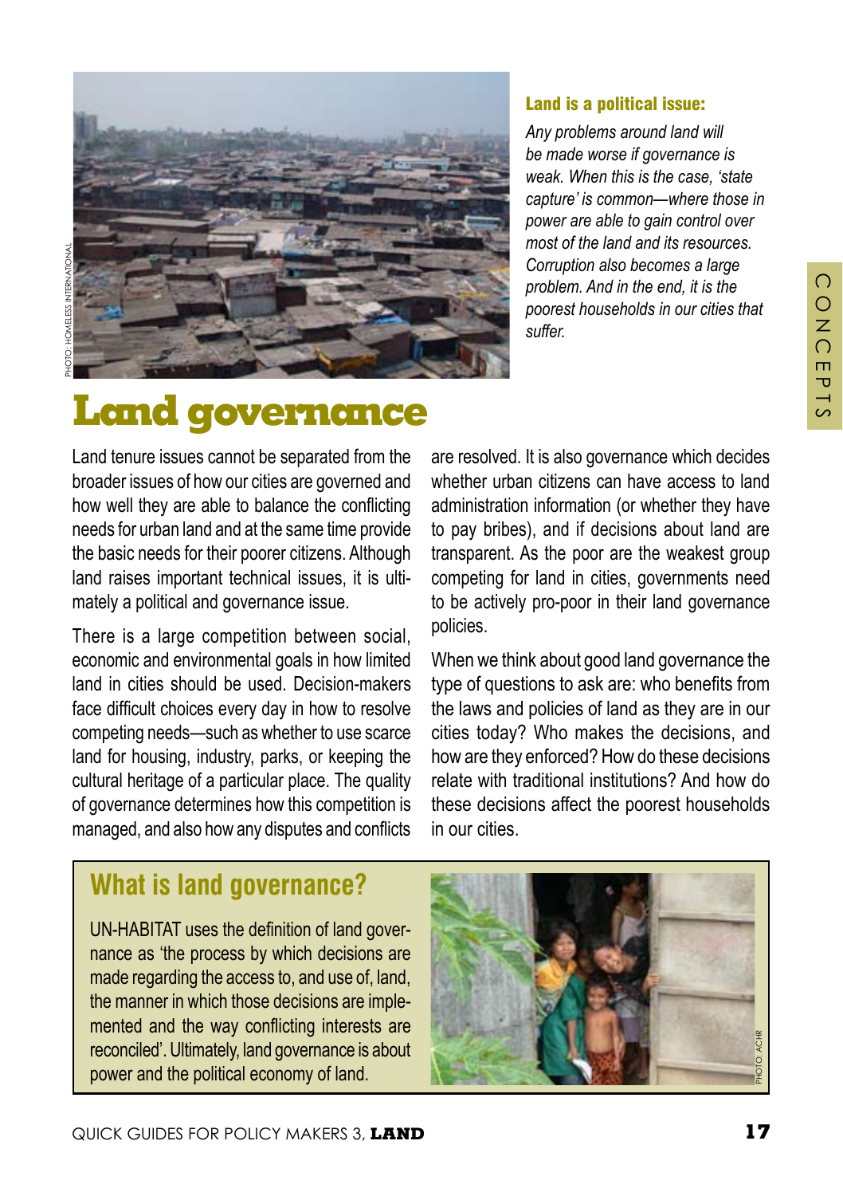PHOTO: HOMELESS INTERNATIONAL

### Land is a political issue:

*Any problems around land will be made worse if governance is weak. When this is the case, 'state capture' is common—where those in power are able to gain control over most of the land and its resources. Corruption also becomes a large problem. And in the end, it is the poorest households in our cities that suffer.*

# Land governance

Land tenure issues cannot be separated from the broader issues of how our cities are governed and how well they are able to balance the conflicting needs for urban land and at the same time provide the basic needs for their poorer citizens. Although land raises important technical issues, it is ultimately a political and governance issue.

There is a large competition between social, economic and environmental goals in how limited land in cities should be used. Decision-makers face difficult choices every day in how to resolve competing needs—such as whether to use scarce land for housing, industry, parks, or keeping the cultural heritage of a particular place. The quality of governance determines how this competition is managed, and also how any disputes and conflicts are resolved. It is also governance which decides whether urban citizens can have access to land administration information (or whether they have to pay bribes), and if decisions about land are transparent. As the poor are the weakest group competing for land in cities, governments need to be actively pro-poor in their land governance policies.

When we think about good land governance the type of questions to ask are: who benefits from the laws and policies of land as they are in our cities today? Who makes the decisions, and how are they enforced? How do these decisions relate with traditional institutions? And how do these decisions affect the poorest households in our cities.

## What is land governance?

UN-HABITAT uses the definition of land governance as 'the process by which decisions are made regarding the access to, and use of, land, the manner in which those decisions are implemented and the way conflicting interests are reconciled'. Ultimately, land governance is about power and the political economy of land.

PHOTO: ACHR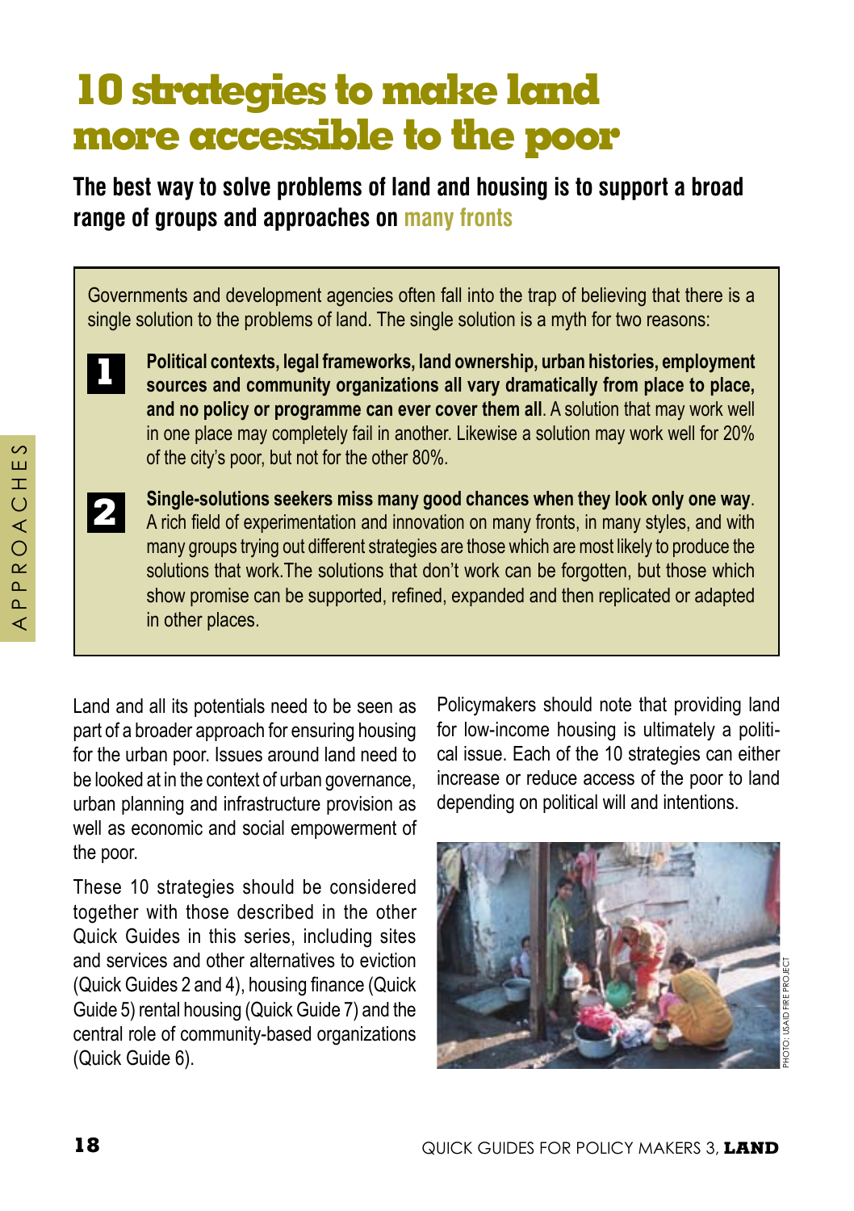# 10 strategies to make land more accessible to the poor

**The best way to solve problems of land and housing is to support a broad range of groups and approaches on many fronts**

Governments and development agencies often fall into the trap of believing that there is a single solution to the problems of land. The single solution is a myth for two reasons:

1. **Political contexts, legal frameworks, land ownership, urban histories, employment sources and community organizations all vary dramatically from place to place, and no policy or programme can ever cover them all**. A solution that may work well in one place may completely fail in another. Likewise a solution may work well for 20% of the city's poor, but not for the other 80%.

2. **Single-solutions seekers miss many good chances when they look only one way**. A rich field of experimentation and innovation on many fronts, in many styles, and with many groups trying out different strategies are those which are most likely to produce the solutions that work.The solutions that don't work can be forgotten, but those which show promise can be supported, refined, expanded and then replicated or adapted in other places.

Land and all its potentials need to be seen as part of a broader approach for ensuring housing for the urban poor. Issues around land need to be looked at in the context of urban governance, urban planning and infrastructure provision as well as economic and social empowerment of the poor.

These 10 strategies should be considered together with those described in the other Quick Guides in this series, including sites and services and other alternatives to eviction (Quick Guides 2 and 4), housing finance (Quick Guide 5) rental housing (Quick Guide 7) and the central role of community-based organizations (Quick Guide 6).

Policymakers should note that providing land for low-income housing is ultimately a political issue. Each of the 10 strategies can either increase or reduce access of the poor to land depending on political will and intentions.

PHOTO: USAID FIRE PROJECT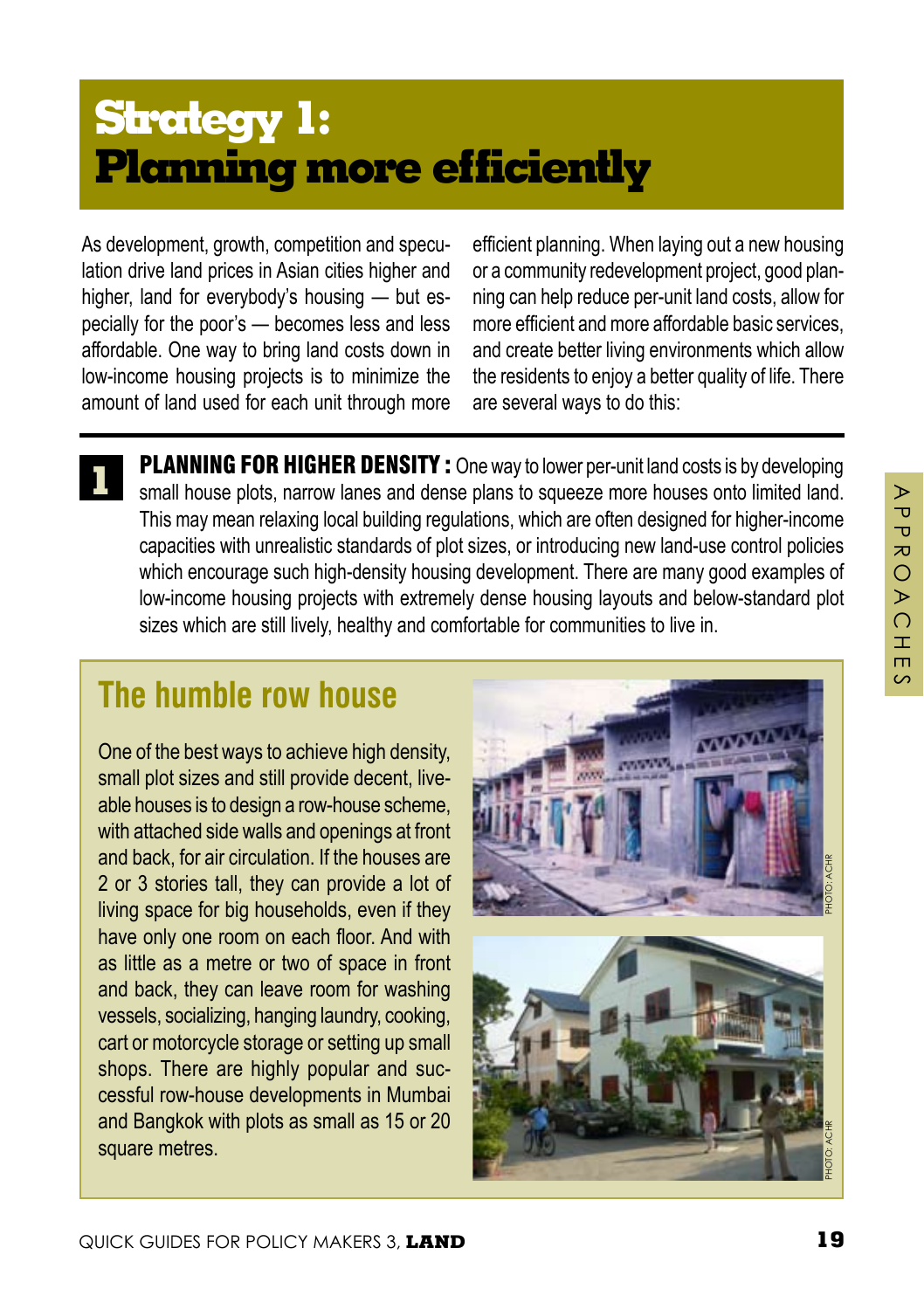# Strategy 1: Planning more efficiently

As development, growth, competition and speculation drive land prices in Asian cities higher and higher, land for everybody's housing — but especially for the poor's — becomes less and less affordable. One way to bring land costs down in low-income housing projects is to minimize the amount of land used for each unit through more efficient planning. When laying out a new housing or a community redevelopment project, good planning can help reduce per-unit land costs, allow for more efficient and more affordable basic services, and create better living environments which allow the residents to enjoy a better quality of life. There are several ways to do this:

**1** **PLANNING FOR HIGHER DENSITY :** One way to lower per-unit land costs is by developing small house plots, narrow lanes and dense plans to squeeze more houses onto limited land. This may mean relaxing local building regulations, which are often designed for higher-income capacities with unrealistic standards of plot sizes, or introducing new land-use control policies which encourage such high-density housing development. There are many good examples of low-income housing projects with extremely dense housing layouts and below-standard plot sizes which are still lively, healthy and comfortable for communities to live in.

## The humble row house

One of the best ways to achieve high density, small plot sizes and still provide decent, liveable houses is to design a row-house scheme, with attached side walls and openings at front and back, for air circulation. If the houses are 2 or 3 stories tall, they can provide a lot of living space for big households, even if they have only one room on each floor. And with as little as a metre or two of space in front and back, they can leave room for washing vessels, socializing, hanging laundry, cooking, cart or motorcycle storage or setting up small shops. There are highly popular and successful row-house developments in Mumbai and Bangkok with plots as small as 15 or 20 square metres.

PHOTO: ACHR

PHOTO: ACHR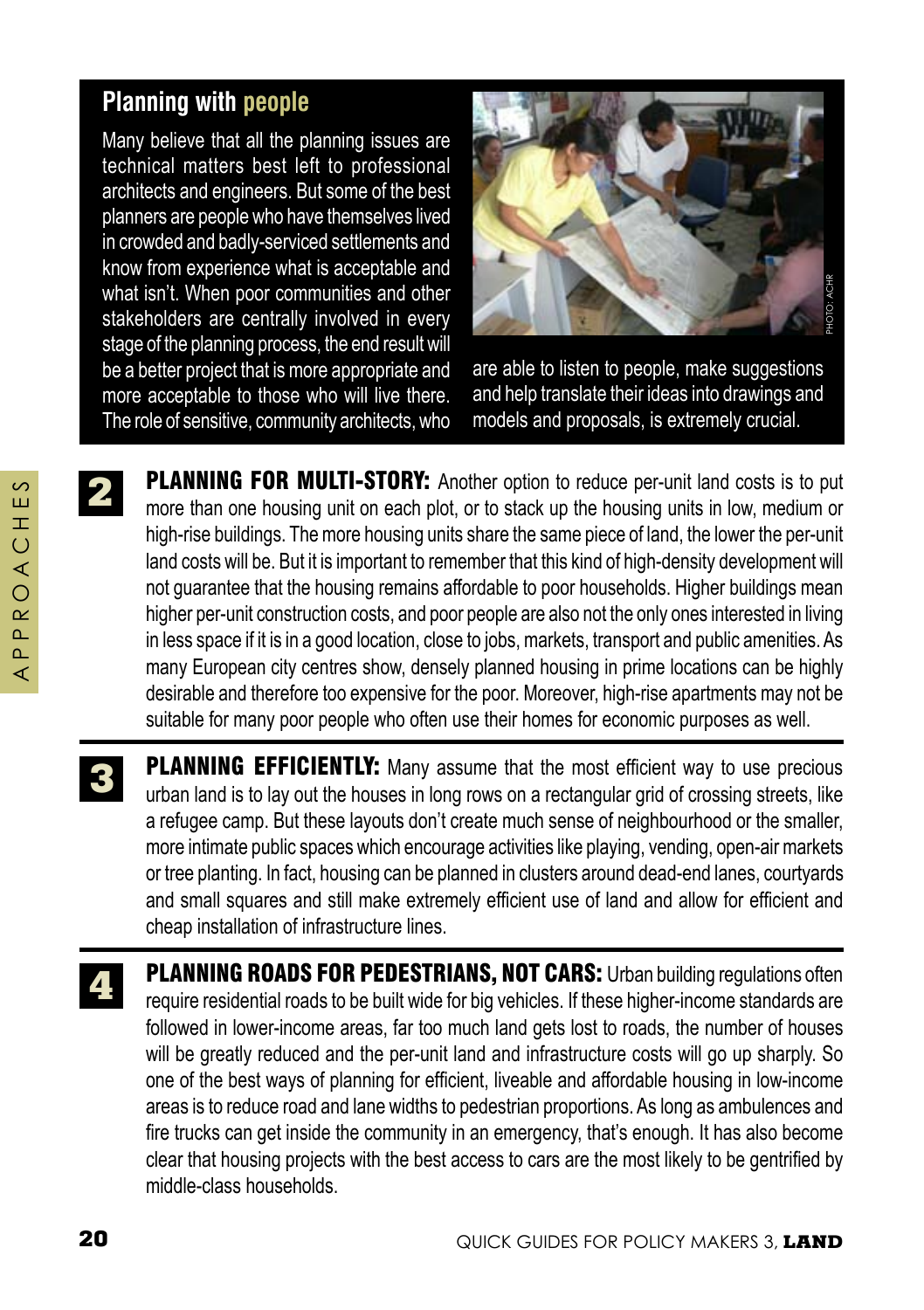## Planning with people

Many believe that all the planning issues are technical matters best left to professional architects and engineers. But some of the best planners are people who have themselves lived in crowded and badly-serviced settlements and know from experience what is acceptable and what isn't. When poor communities and other stakeholders are centrally involved in every stage of the planning process, the end result will be a better project that is more appropriate and more acceptable to those who will live there. The role of sensitive, community architects, who are able to listen to people, make suggestions and help translate their ideas into drawings and models and proposals, is extremely crucial.

PHOTO: ACHR

**2** **PLANNING FOR MULTI-STORY:** Another option to reduce per-unit land costs is to put more than one housing unit on each plot, or to stack up the housing units in low, medium or high-rise buildings. The more housing units share the same piece of land, the lower the per-unit land costs will be. But it is important to remember that this kind of high-density development will not guarantee that the housing remains affordable to poor households. Higher buildings mean higher per-unit construction costs, and poor people are also not the only ones interested in living in less space if it is in a good location, close to jobs, markets, transport and public amenities. As many European city centres show, densely planned housing in prime locations can be highly desirable and therefore too expensive for the poor. Moreover, high-rise apartments may not be suitable for many poor people who often use their homes for economic purposes as well.

**3** **PLANNING EFFICIENTLY:** Many assume that the most efficient way to use precious urban land is to lay out the houses in long rows on a rectangular grid of crossing streets, like a refugee camp. But these layouts don't create much sense of neighbourhood or the smaller, more intimate public spaces which encourage activities like playing, vending, open-air markets or tree planting. In fact, housing can be planned in clusters around dead-end lanes, courtyards and small squares and still make extremely efficient use of land and allow for efficient and cheap installation of infrastructure lines.

**4** **PLANNING ROADS FOR PEDESTRIANS, NOT CARS:** Urban building regulations often require residential roads to be built wide for big vehicles. If these higher-income standards are followed in lower-income areas, far too much land gets lost to roads, the number of houses will be greatly reduced and the per-unit land and infrastructure costs will go up sharply. So one of the best ways of planning for efficient, liveable and affordable housing in low-income areas is to reduce road and lane widths to pedestrian proportions. As long as ambulences and fire trucks can get inside the community in an emergency, that's enough. It has also become clear that housing projects with the best access to cars are the most likely to be gentrified by middle-class households.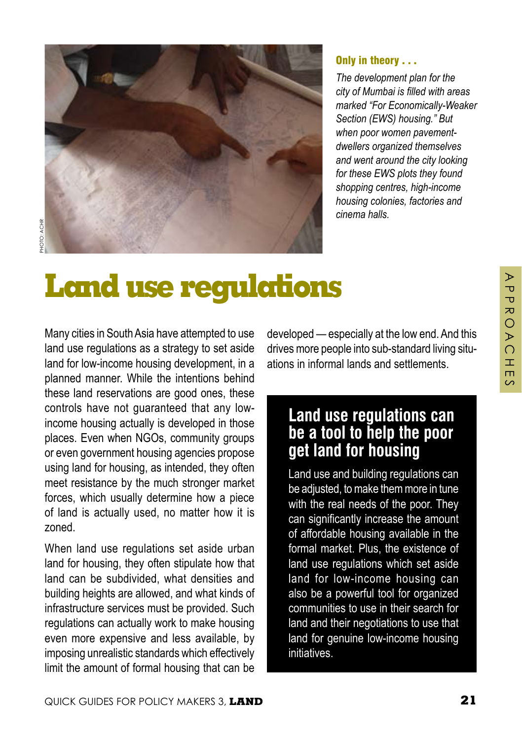### Only in theory . . .

*The development plan for the city of Mumbai is filled with areas marked "For Economically-Weaker Section (EWS) housing." But when poor women pavement-dwellers organized themselves and went around the city looking for these EWS plots they found shopping centres, high-income housing colonies, factories and cinema halls.*

PHOTO: ACHR

# Land use regulations

Many cities in South Asia have attempted to use land use regulations as a strategy to set aside land for low-income housing development, in a planned manner. While the intentions behind these land reservations are good ones, these controls have not guaranteed that any low-income housing actually is developed in those places. Even when NGOs, community groups or even government housing agencies propose using land for housing, as intended, they often meet resistance by the much stronger market forces, which usually determine how a piece of land is actually used, no matter how it is zoned.

When land use regulations set aside urban land for housing, they often stipulate how that land can be subdivided, what densities and building heights are allowed, and what kinds of infrastructure services must be provided. Such regulations can actually work to make housing even more expensive and less available, by imposing unrealistic standards which effectively limit the amount of formal housing that can be developed — especially at the low end. And this drives more people into sub-standard living situations in informal lands and settlements.

## Land use regulations can be a tool to help the poor get land for housing

Land use and building regulations can be adjusted, to make them more in tune with the real needs of the poor. They can significantly increase the amount of affordable housing available in the formal market. Plus, the existence of land use regulations which set aside land for low-income housing can also be a powerful tool for organized communities to use in their search for land and their negotiations to use that land for genuine low-income housing initiatives.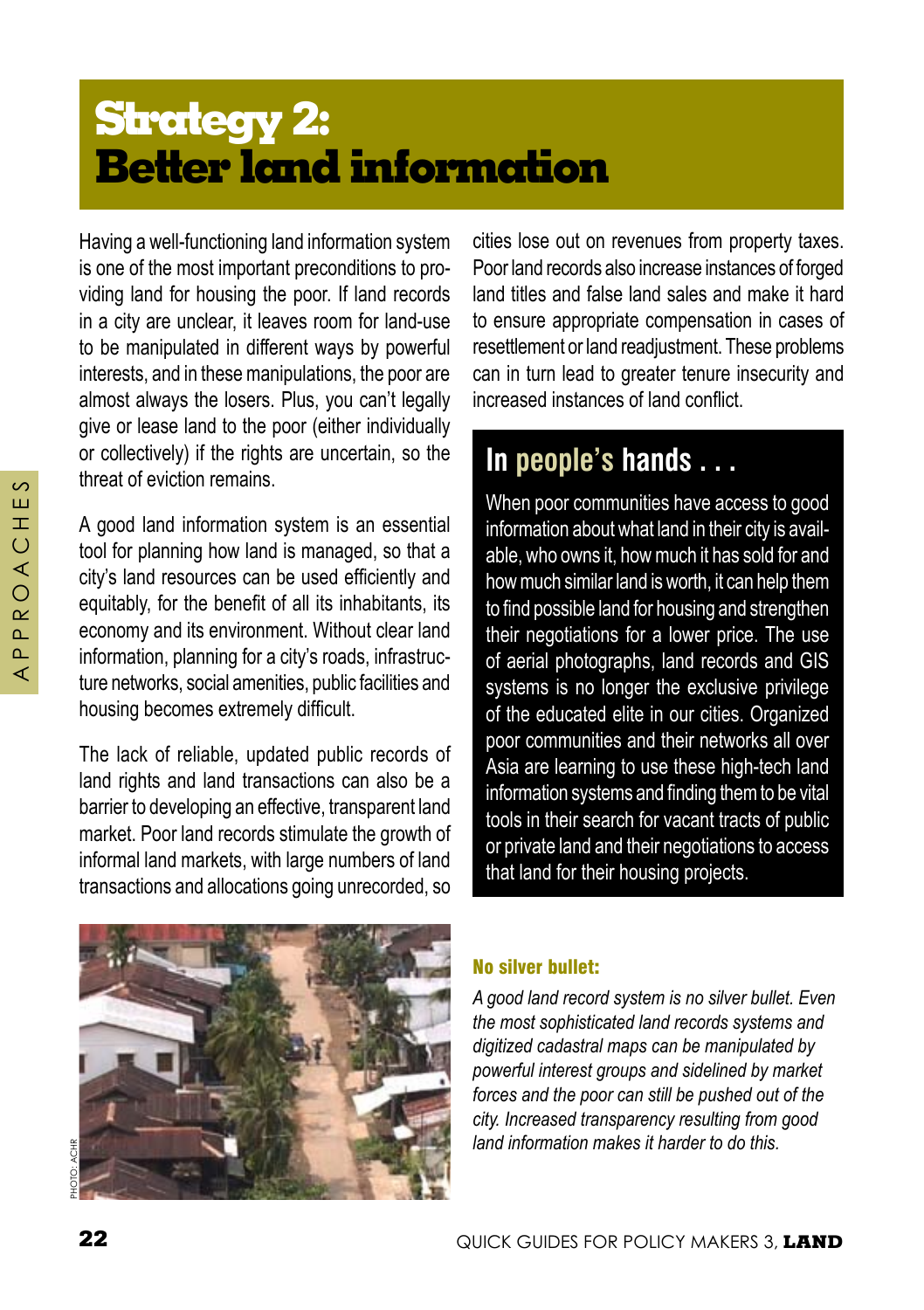# Strategy 2: Better land information

Having a well-functioning land information system is one of the most important preconditions to providing land for housing the poor. If land records in a city are unclear, it leaves room for land-use to be manipulated in different ways by powerful interests, and in these manipulations, the poor are almost always the losers. Plus, you can't legally give or lease land to the poor (either individually or collectively) if the rights are uncertain, so the threat of eviction remains.

A good land information system is an essential tool for planning how land is managed, so that a city's land resources can be used efficiently and equitably, for the benefit of all its inhabitants, its economy and its environment. Without clear land information, planning for a city's roads, infrastructure networks, social amenities, public facilities and housing becomes extremely difficult.

The lack of reliable, updated public records of land rights and land transactions can also be a barrier to developing an effective, transparent land market. Poor land records stimulate the growth of informal land markets, with large numbers of land transactions and allocations going unrecorded, so cities lose out on revenues from property taxes. Poor land records also increase instances of forged land titles and false land sales and make it hard to ensure appropriate compensation in cases of resettlement or land readjustment. These problems can in turn lead to greater tenure insecurity and increased instances of land conflict.

## In people's hands . . .

When poor communities have access to good information about what land in their city is available, who owns it, how much it has sold for and how much similar land is worth, it can help them to find possible land for housing and strengthen their negotiations for a lower price. The use of aerial photographs, land records and GIS systems is no longer the exclusive privilege of the educated elite in our cities. Organized poor communities and their networks all over Asia are learning to use these high-tech land information systems and finding them to be vital tools in their search for vacant tracts of public or private land and their negotiations to access that land for their housing projects.

PHOTO: ACHR

**No silver bullet:**

*A good land record system is no silver bullet. Even the most sophisticated land records systems and digitized cadastral maps can be manipulated by powerful interest groups and sidelined by market forces and the poor can still be pushed out of the city. Increased transparency resulting from good land information makes it harder to do this.*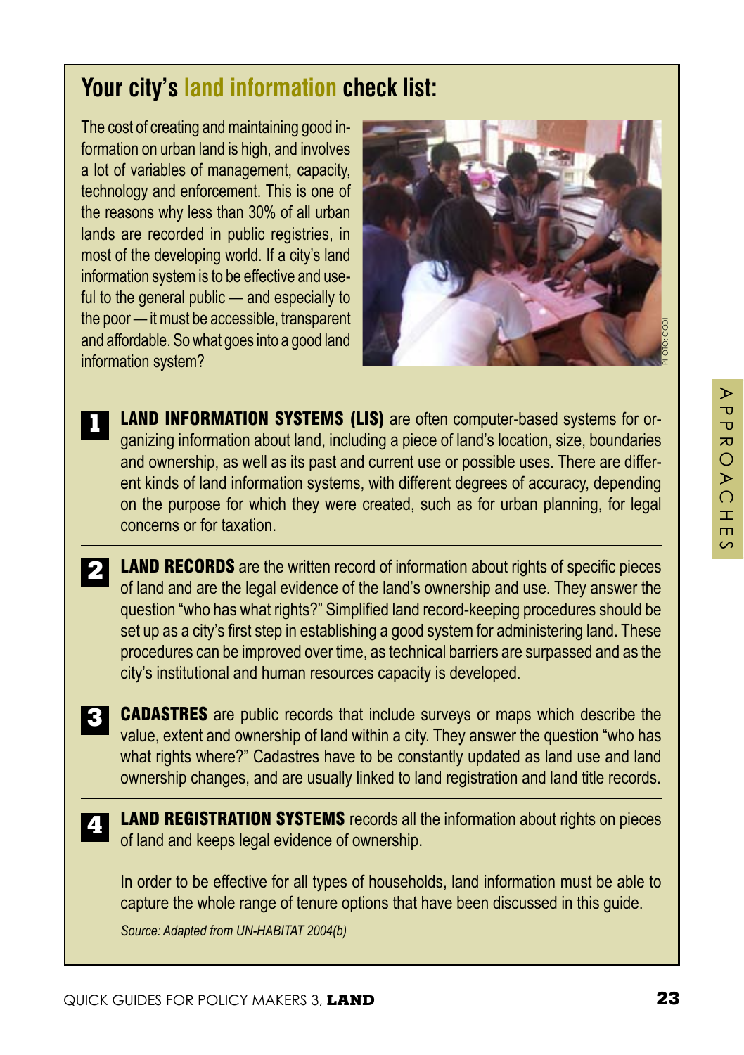## Your city's land information check list:

The cost of creating and maintaining good information on urban land is high, and involves a lot of variables of management, capacity, technology and enforcement. This is one of the reasons why less than 30% of all urban lands are recorded in public registries, in most of the developing world. If a city's land information system is to be effective and useful to the general public — and especially to the poor — it must be accessible, transparent and affordable. So what goes into a good land information system?

PHOTO: CODI

**1** **LAND INFORMATION SYSTEMS (LIS)** are often computer-based systems for organizing information about land, including a piece of land's location, size, boundaries and ownership, as well as its past and current use or possible uses. There are different kinds of land information systems, with different degrees of accuracy, depending on the purpose for which they were created, such as for urban planning, for legal concerns or for taxation.

**2** **LAND RECORDS** are the written record of information about rights of specific pieces of land and are the legal evidence of the land's ownership and use. They answer the question "who has what rights?" Simplified land record-keeping procedures should be set up as a city's first step in establishing a good system for administering land. These procedures can be improved over time, as technical barriers are surpassed and as the city's institutional and human resources capacity is developed.

**3** **CADASTRES** are public records that include surveys or maps which describe the value, extent and ownership of land within a city. They answer the question "who has what rights where?" Cadastres have to be constantly updated as land use and land ownership changes, and are usually linked to land registration and land title records.

**4** **LAND REGISTRATION SYSTEMS** records all the information about rights on pieces of land and keeps legal evidence of ownership.

In order to be effective for all types of households, land information must be able to capture the whole range of tenure options that have been discussed in this guide.

*Source: Adapted from UN-HABITAT 2004(b)*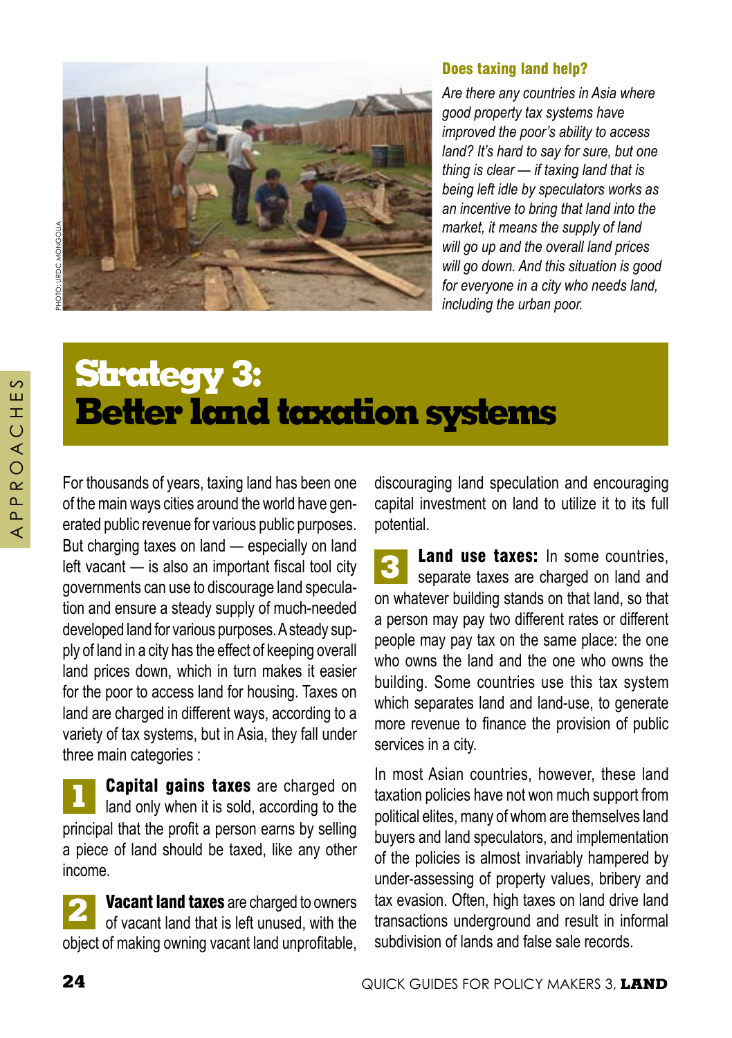PHOTO: URDC MONGOLIA

**Does taxing land help?**

*Are there any countries in Asia where good property tax systems have improved the poor's ability to access land? It's hard to say for sure, but one thing is clear — if taxing land that is being left idle by speculators works as an incentive to bring that land into the market, it means the supply of land will go up and the overall land prices will go down. And this situation is good for everyone in a city who needs land, including the urban poor.*

# Strategy 3: Better land taxation systems

For thousands of years, taxing land has been one of the main ways cities around the world have generated public revenue for various public purposes. But charging taxes on land — especially on land left vacant — is also an important fiscal tool city governments can use to discourage land speculation and ensure a steady supply of much-needed developed land for various purposes. A steady supply of land in a city has the effect of keeping overall land prices down, which in turn makes it easier for the poor to access land for housing. Taxes on land are charged in different ways, according to a variety of tax systems, but in Asia, they fall under three main categories :

**1 Capital gains taxes** are charged on land only when it is sold, according to the principal that the profit a person earns by selling a piece of land should be taxed, like any other income.

**2 Vacant land taxes** are charged to owners of vacant land that is left unused, with the object of making owning vacant land unprofitable, discouraging land speculation and encouraging capital investment on land to utilize it to its full potential.

**3 Land use taxes:** In some countries, separate taxes are charged on land and on whatever building stands on that land, so that a person may pay two different rates or different people may pay tax on the same place: the one who owns the land and the one who owns the building. Some countries use this tax system which separates land and land-use, to generate more revenue to finance the provision of public services in a city.

In most Asian countries, however, these land taxation policies have not won much support from political elites, many of whom are themselves land buyers and land speculators, and implementation of the policies is almost invariably hampered by under-assessing of property values, bribery and tax evasion. Often, high taxes on land drive land transactions underground and result in informal subdivision of lands and false sale records.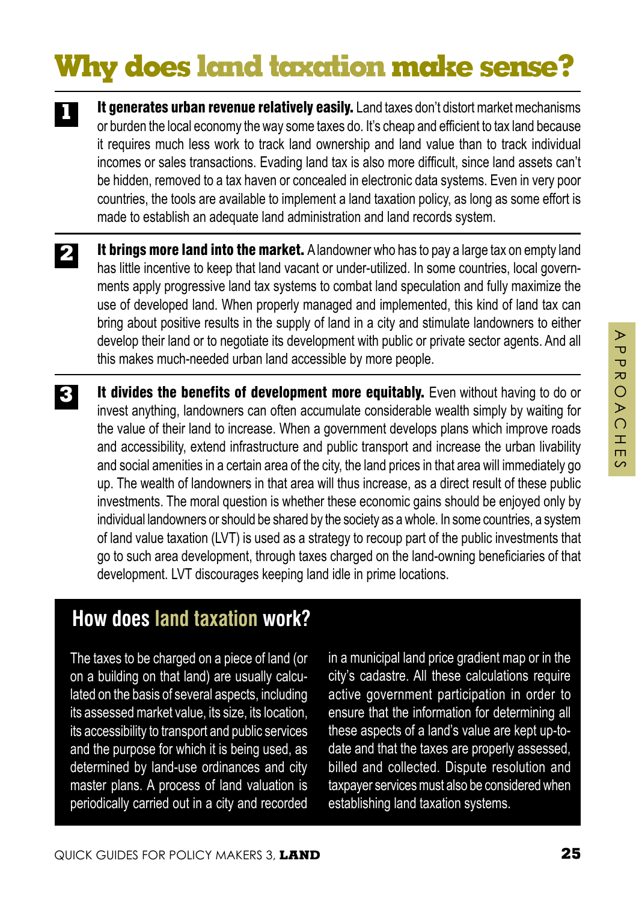# Why does land taxation make sense?

**1** **It generates urban revenue relatively easily.** Land taxes don't distort market mechanisms or burden the local economy the way some taxes do. It's cheap and efficient to tax land because it requires much less work to track land ownership and land value than to track individual incomes or sales transactions. Evading land tax is also more difficult, since land assets can't be hidden, removed to a tax haven or concealed in electronic data systems. Even in very poor countries, the tools are available to implement a land taxation policy, as long as some effort is made to establish an adequate land administration and land records system.

**2** **It brings more land into the market.** A landowner who has to pay a large tax on empty land has little incentive to keep that land vacant or under-utilized. In some countries, local governments apply progressive land tax systems to combat land speculation and fully maximize the use of developed land. When properly managed and implemented, this kind of land tax can bring about positive results in the supply of land in a city and stimulate landowners to either develop their land or to negotiate its development with public or private sector agents. And all this makes much-needed urban land accessible by more people.

**3** **It divides the benefits of development more equitably.** Even without having to do or invest anything, landowners can often accumulate considerable wealth simply by waiting for the value of their land to increase. When a government develops plans which improve roads and accessibility, extend infrastructure and public transport and increase the urban livability and social amenities in a certain area of the city, the land prices in that area will immediately go up. The wealth of landowners in that area will thus increase, as a direct result of these public investments. The moral question is whether these economic gains should be enjoyed only by individual landowners or should be shared by the society as a whole. In some countries, a system of land value taxation (LVT) is used as a strategy to recoup part of the public investments that go to such area development, through taxes charged on the land-owning beneficiaries of that development. LVT discourages keeping land idle in prime locations.

## How does land taxation work?

The taxes to be charged on a piece of land (or on a building on that land) are usually calculated on the basis of several aspects, including its assessed market value, its size, its location, its accessibility to transport and public services and the purpose for which it is being used, as determined by land-use ordinances and city master plans. A process of land valuation is periodically carried out in a city and recorded in a municipal land price gradient map or in the city's cadastre. All these calculations require active government participation in order to ensure that the information for determining all these aspects of a land's value are kept up-to-date and that the taxes are properly assessed, billed and collected. Dispute resolution and taxpayer services must also be considered when establishing land taxation systems.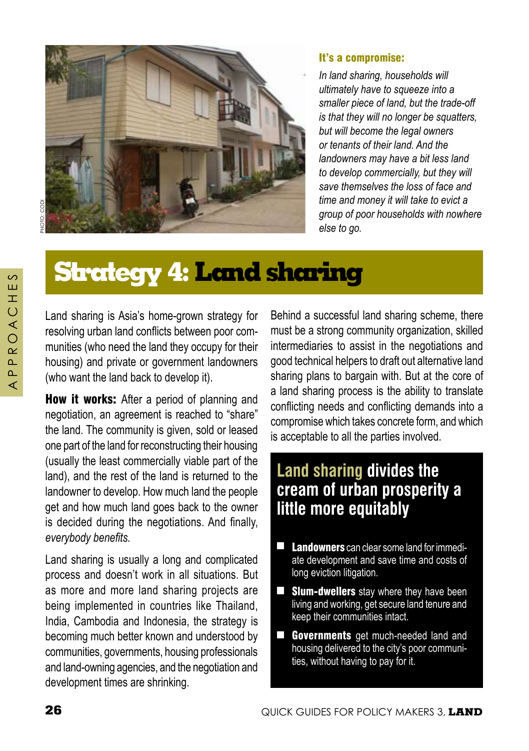**It's a compromise:**

*In land sharing, households will ultimately have to squeeze into a smaller piece of land, but the trade-off is that they will no longer be squatters, but will become the legal owners or tenants of their land. And the landowners may have a bit less land to develop commercially, but they will save themselves the loss of face and time and money it will take to evict a group of poor households with nowhere else to go.*

# Strategy 4: Land sharing

Land sharing is Asia's home-grown strategy for resolving urban land conflicts between poor communities (who need the land they occupy for their housing) and private or government landowners (who want the land back to develop it).

**How it works:** After a period of planning and negotiation, an agreement is reached to "share" the land. The community is given, sold or leased one part of the land for reconstructing their housing (usually the least commercially viable part of the land), and the rest of the land is returned to the landowner to develop. How much land the people get and how much land goes back to the owner is decided during the negotiations. And finally, *everybody benefits.*

Land sharing is usually a long and complicated process and doesn't work in all situations. But as more and more land sharing projects are being implemented in countries like Thailand, India, Cambodia and Indonesia, the strategy is becoming much better known and understood by communities, governments, housing professionals and land-owning agencies, and the negotiation and development times are shrinking.

Behind a successful land sharing scheme, there must be a strong community organization, skilled intermediaries to assist in the negotiations and good technical helpers to draft out alternative land sharing plans to bargain with. But at the core of a land sharing process is the ability to translate conflicting needs and conflicting demands into a compromise which takes concrete form, and which is acceptable to all the parties involved.

## Land sharing divides the cream of urban prosperity a little more equitably

- **Landowners** can clear some land for immediate development and save time and costs of long eviction litigation.
- **Slum-dwellers** stay where they have been living and working, get secure land tenure and keep their communities intact.
- **Governments** get much-needed land and housing delivered to the city's poor communities, without having to pay for it.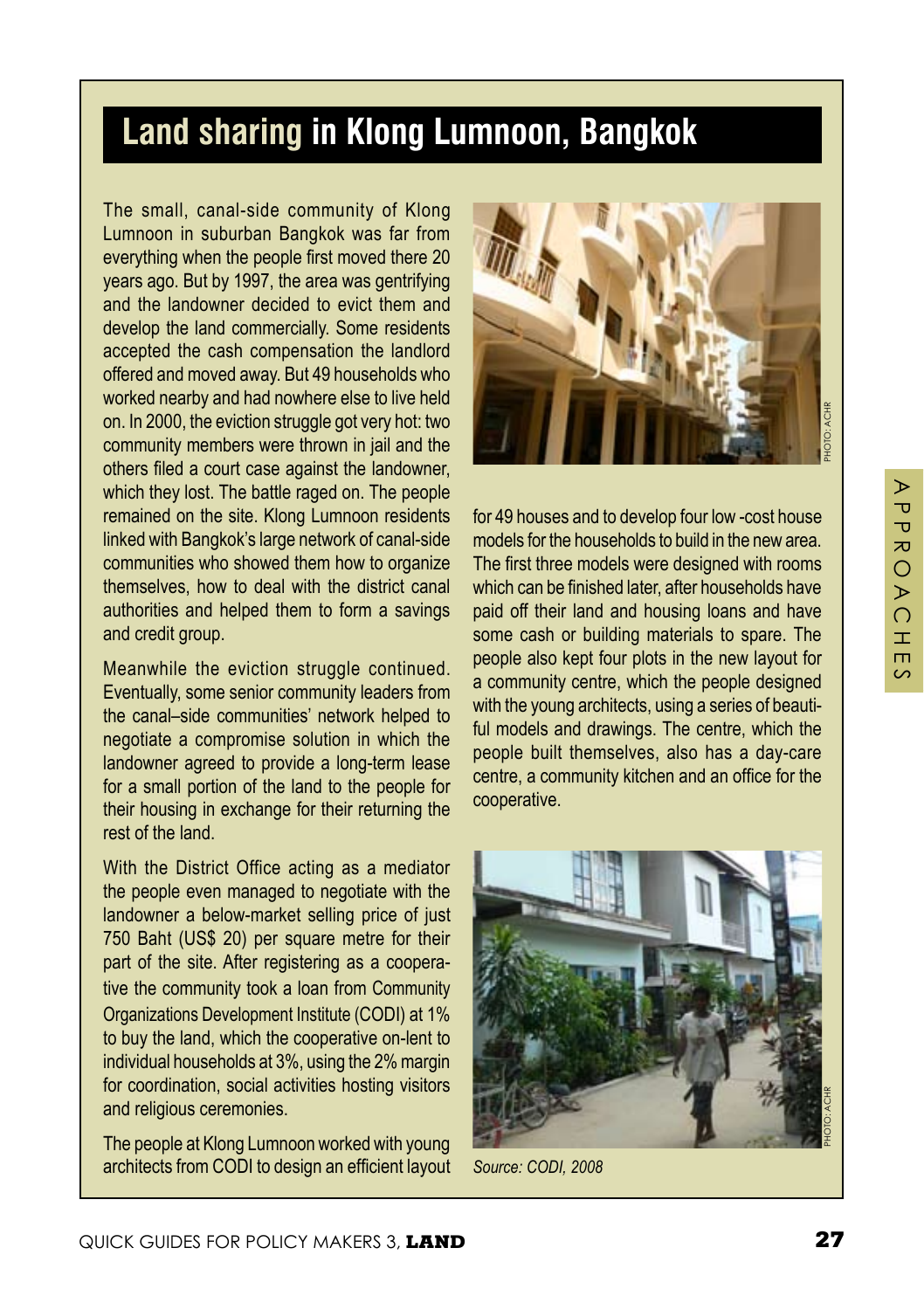## Land sharing in Klong Lumnoon, Bangkok

The small, canal-side community of Klong Lumnoon in suburban Bangkok was far from everything when the people first moved there 20 years ago. But by 1997, the area was gentrifying and the landowner decided to evict them and develop the land commercially. Some residents accepted the cash compensation the landlord offered and moved away. But 49 households who worked nearby and had nowhere else to live held on. In 2000, the eviction struggle got very hot: two community members were thrown in jail and the others filed a court case against the landowner, which they lost. The battle raged on. The people remained on the site. Klong Lumnoon residents linked with Bangkok's large network of canal-side communities who showed them how to organize themselves, how to deal with the district canal authorities and helped them to form a savings and credit group.

Meanwhile the eviction struggle continued. Eventually, some senior community leaders from the canal–side communities' network helped to negotiate a compromise solution in which the landowner agreed to provide a long-term lease for a small portion of the land to the people for their housing in exchange for their returning the rest of the land.

With the District Office acting as a mediator the people even managed to negotiate with the landowner a below-market selling price of just 750 Baht (US$ 20) per square metre for their part of the site. After registering as a cooperative the community took a loan from Community Organizations Development Institute (CODI) at 1% to buy the land, which the cooperative on-lent to individual households at 3%, using the 2% margin for coordination, social activities hosting visitors and religious ceremonies.

The people at Klong Lumnoon worked with young architects from CODI to design an efficient layout for 49 houses and to develop four low -cost house models for the households to build in the new area. The first three models were designed with rooms which can be finished later, after households have paid off their land and housing loans and have some cash or building materials to spare. The people also kept four plots in the new layout for a community centre, which the people designed with the young architects, using a series of beautiful models and drawings. The centre, which the people built themselves, also has a day-care centre, a community kitchen and an office for the cooperative.

PHOTO: ACHR

PHOTO: ACHR

*Source: CODI, 2008*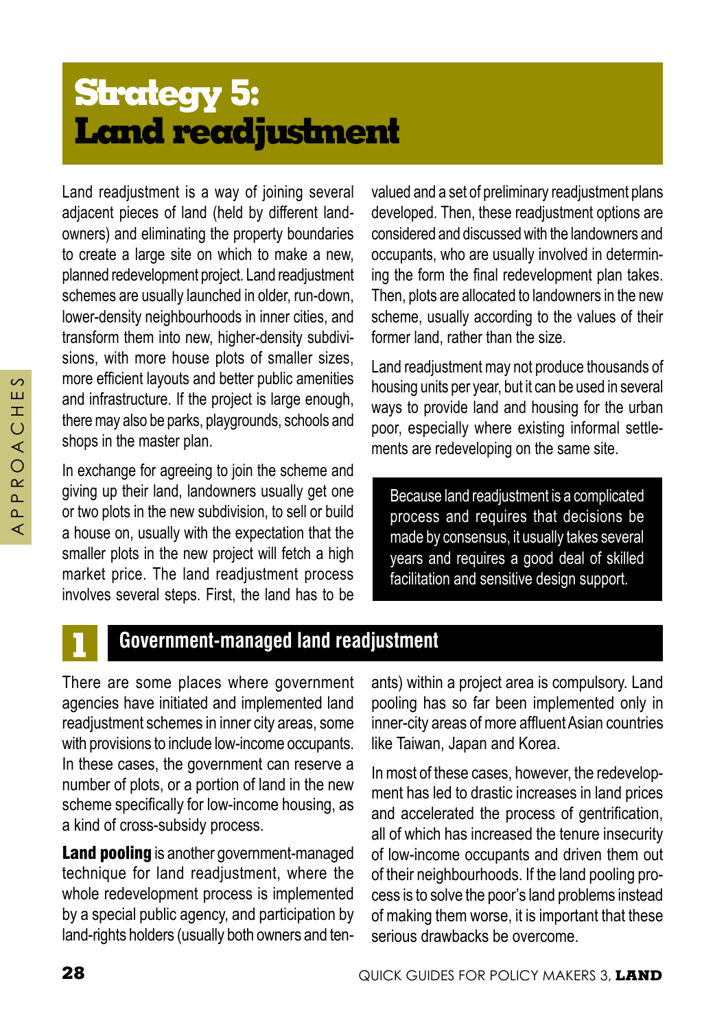# Strategy 5: Land readjustment

Land readjustment is a way of joining several adjacent pieces of land (held by different landowners) and eliminating the property boundaries to create a large site on which to make a new, planned redevelopment project. Land readjustment schemes are usually launched in older, run-down, lower-density neighbourhoods in inner cities, and transform them into new, higher-density subdivisions, with more house plots of smaller sizes, more efficient layouts and better public amenities and infrastructure. If the project is large enough, there may also be parks, playgrounds, schools and shops in the master plan.

In exchange for agreeing to join the scheme and giving up their land, landowners usually get one or two plots in the new subdivision, to sell or build a house on, usually with the expectation that the smaller plots in the new project will fetch a high market price. The land readjustment process involves several steps. First, the land has to be valued and a set of preliminary readjustment plans developed. Then, these readjustment options are considered and discussed with the landowners and occupants, who are usually involved in determining the form the final redevelopment plan takes. Then, plots are allocated to landowners in the new scheme, usually according to the values of their former land, rather than the size.

Land readjustment may not produce thousands of housing units per year, but it can be used in several ways to provide land and housing for the urban poor, especially where existing informal settlements are redeveloping on the same site.

> Because land readjustment is a complicated process and requires that decisions be made by consensus, it usually takes several years and requires a good deal of skilled facilitation and sensitive design support.

## 1 Government-managed land readjustment

There are some places where government agencies have initiated and implemented land readjustment schemes in inner city areas, some with provisions to include low-income occupants. In these cases, the government can reserve a number of plots, or a portion of land in the new scheme specifically for low-income housing, as a kind of cross-subsidy process.

**Land pooling** is another government-managed technique for land readjustment, where the whole redevelopment process is implemented by a special public agency, and participation by land-rights holders (usually both owners and tenants) within a project area is compulsory. Land pooling has so far been implemented only in inner-city areas of more affluent Asian countries like Taiwan, Japan and Korea.

In most of these cases, however, the redevelopment has led to drastic increases in land prices and accelerated the process of gentrification, all of which has increased the tenure insecurity of low-income occupants and driven them out of their neighbourhoods. If the land pooling process is to solve the poor's land problems instead of making them worse, it is important that these serious drawbacks be overcome.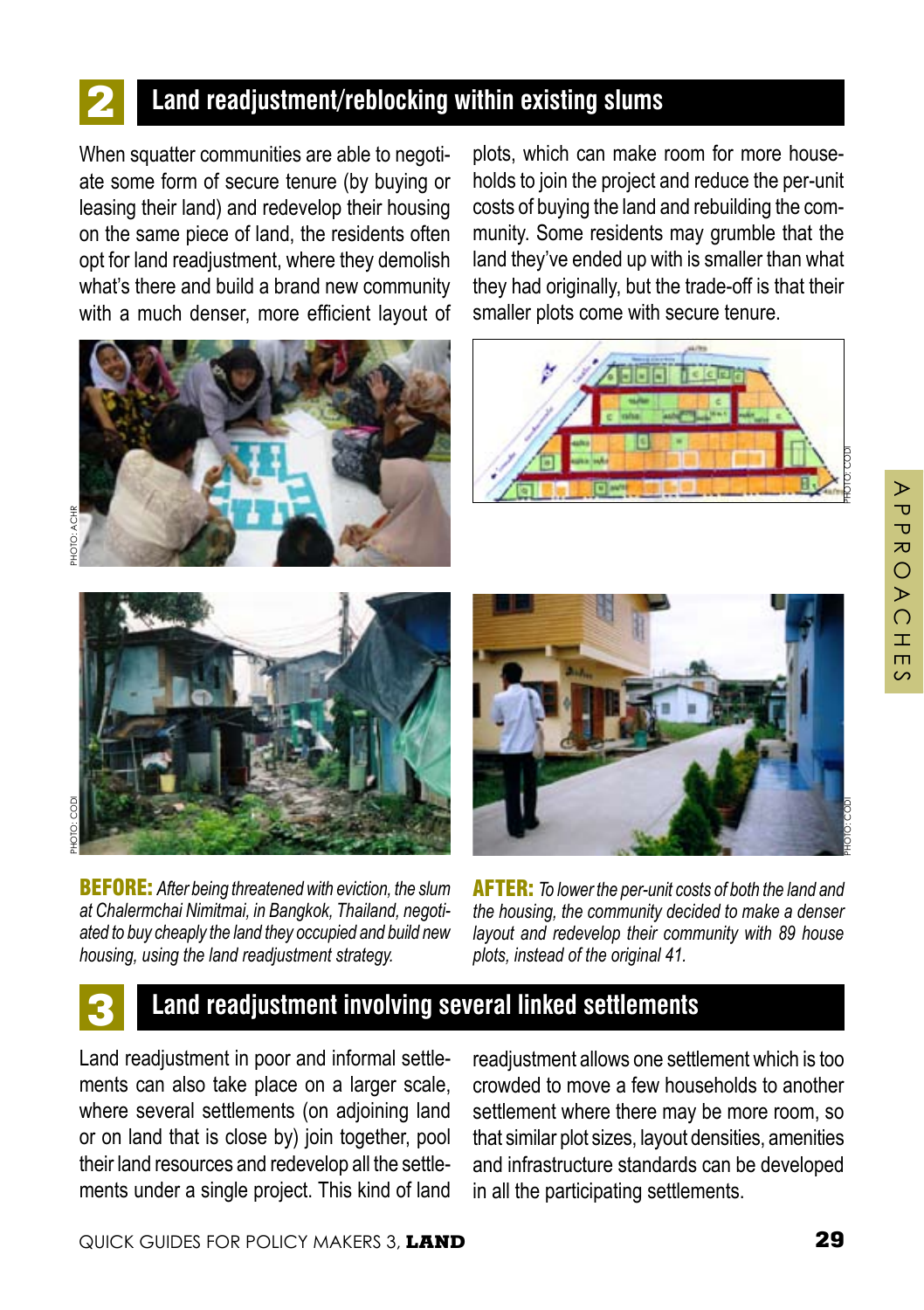## 2 Land readjustment/reblocking within existing slums

When squatter communities are able to negotiate some form of secure tenure (by buying or leasing their land) and redevelop their housing on the same piece of land, the residents often opt for land readjustment, where they demolish what's there and build a brand new community with a much denser, more efficient layout of plots, which can make room for more households to join the project and reduce the per-unit costs of buying the land and rebuilding the community. Some residents may grumble that the land they've ended up with is smaller than what they had originally, but the trade-off is that their smaller plots come with secure tenure.

PHOTO: ACHR

PHOTO: CODI

PHOTO: CODI

PHOTO: CODI

**BEFORE:** *After being threatened with eviction, the slum at Chalermchai Nimitmai, in Bangkok, Thailand, negotiated to buy cheaply the land they occupied and build new housing, using the land readjustment strategy.*

**AFTER:** *To lower the per-unit costs of both the land and the housing, the community decided to make a denser layout and redevelop their community with 89 house plots, instead of the original 41.*

## 3 Land readjustment involving several linked settlements

Land readjustment in poor and informal settlements can also take place on a larger scale, where several settlements (on adjoining land or on land that is close by) join together, pool their land resources and redevelop all the settlements under a single project. This kind of land readjustment allows one settlement which is too crowded to move a few households to another settlement where there may be more room, so that similar plot sizes, layout densities, amenities and infrastructure standards can be developed in all the participating settlements.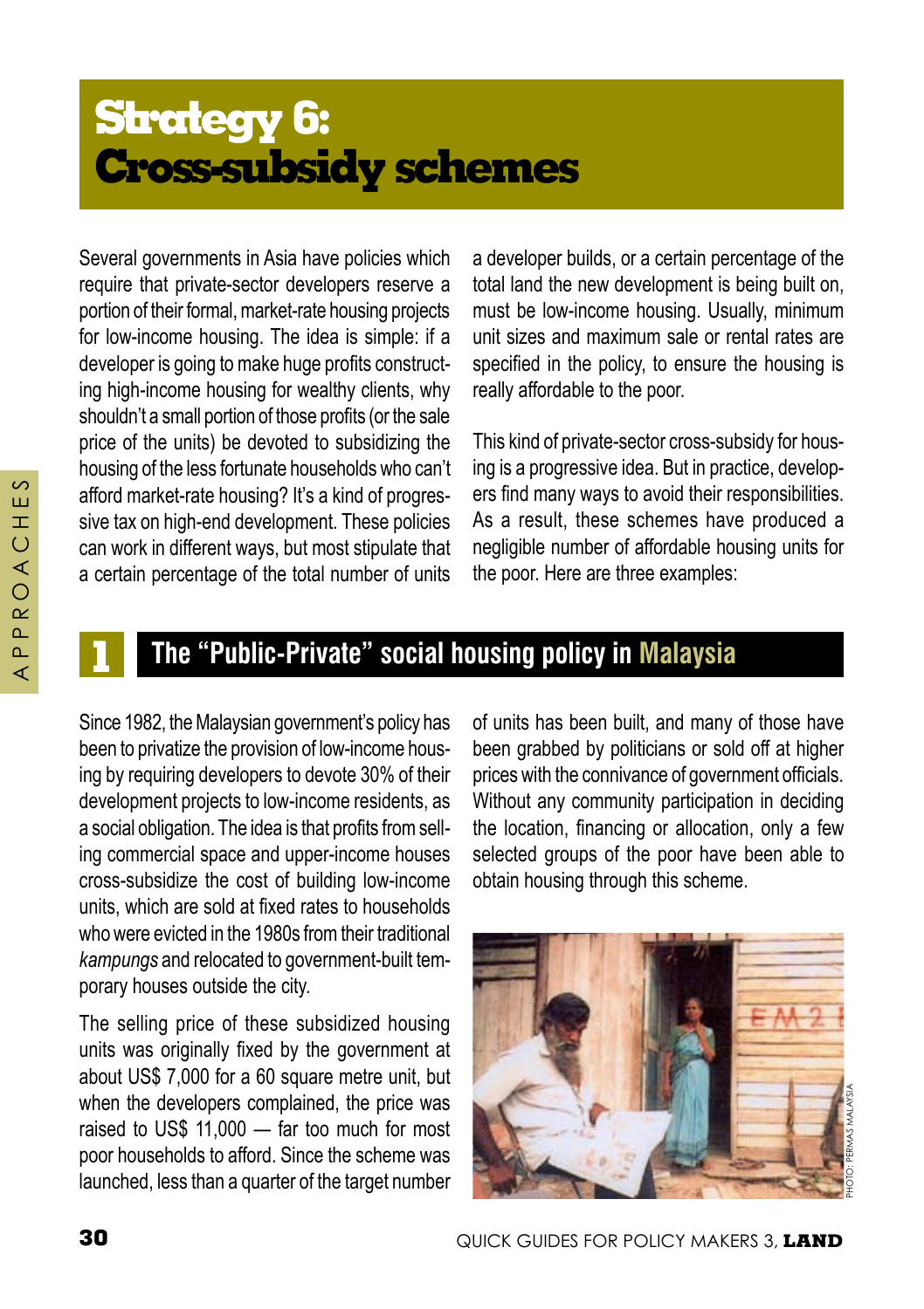# Strategy 6: Cross-subsidy schemes

Several governments in Asia have policies which require that private-sector developers reserve a portion of their formal, market-rate housing projects for low-income housing. The idea is simple: if a developer is going to make huge profits constructing high-income housing for wealthy clients, why shouldn't a small portion of those profits (or the sale price of the units) be devoted to subsidizing the housing of the less fortunate households who can't afford market-rate housing? It's a kind of progressive tax on high-end development. These policies can work in different ways, but most stipulate that a certain percentage of the total number of units a developer builds, or a certain percentage of the total land the new development is being built on, must be low-income housing. Usually, minimum unit sizes and maximum sale or rental rates are specified in the policy, to ensure the housing is really affordable to the poor.

This kind of private-sector cross-subsidy for housing is a progressive idea. But in practice, developers find many ways to avoid their responsibilities. As a result, these schemes have produced a negligible number of affordable housing units for the poor. Here are three examples:

## 1 The "Public-Private" social housing policy in Malaysia

Since 1982, the Malaysian government's policy has been to privatize the provision of low-income housing by requiring developers to devote 30% of their development projects to low-income residents, as a social obligation. The idea is that profits from selling commercial space and upper-income houses cross-subsidize the cost of building low-income units, which are sold at fixed rates to households who were evicted in the 1980s from their traditional *kampungs* and relocated to government-built temporary houses outside the city.

The selling price of these subsidized housing units was originally fixed by the government at about US$ 7,000 for a 60 square metre unit, but when the developers complained, the price was raised to US$ 11,000 — far too much for most poor households to afford. Since the scheme was launched, less than a quarter of the target number of units has been built, and many of those have been grabbed by politicians or sold off at higher prices with the connivance of government officials. Without any community participation in deciding the location, financing or allocation, only a few selected groups of the poor have been able to obtain housing through this scheme.

PHOTO: PERMAS MALAYSIA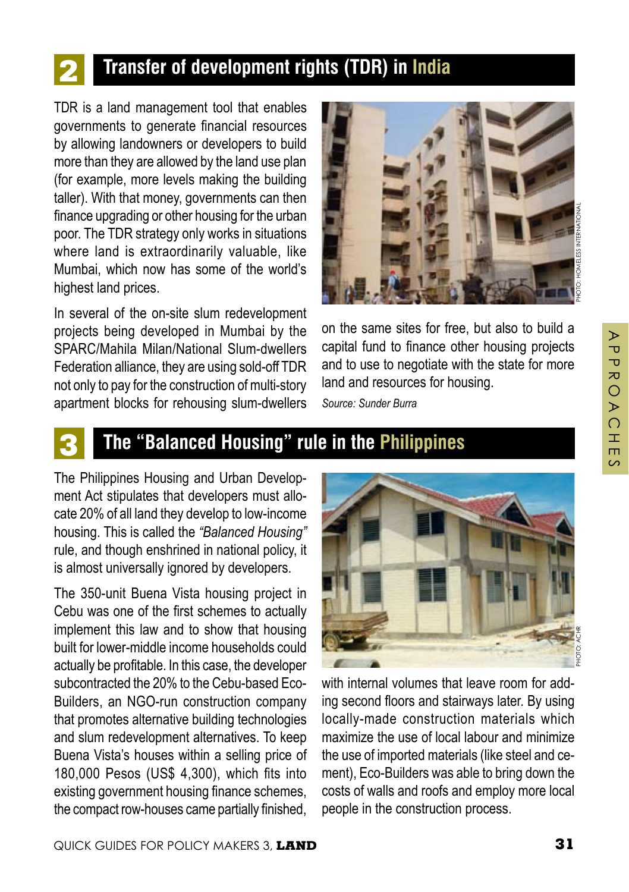## 2 Transfer of development rights (TDR) in India

TDR is a land management tool that enables governments to generate financial resources by allowing landowners or developers to build more than they are allowed by the land use plan (for example, more levels making the building taller). With that money, governments can then finance upgrading or other housing for the urban poor. The TDR strategy only works in situations where land is extraordinarily valuable, like Mumbai, which now has some of the world's highest land prices.

In several of the on-site slum redevelopment projects being developed in Mumbai by the SPARC/Mahila Milan/National Slum-dwellers Federation alliance, they are using sold-off TDR not only to pay for the construction of multi-story apartment blocks for rehousing slum-dwellers on the same sites for free, but also to build a capital fund to finance other housing projects and to use to negotiate with the state for more land and resources for housing.

*Source: Sunder Burra*

PHOTO: HOMELESS INTERNATIONAL

## 3 The "Balanced Housing" rule in the Philippines

The Philippines Housing and Urban Development Act stipulates that developers must allocate 20% of all land they develop to low-income housing. This is called the *"Balanced Housing"* rule, and though enshrined in national policy, it is almost universally ignored by developers.

The 350-unit Buena Vista housing project in Cebu was one of the first schemes to actually implement this law and to show that housing built for lower-middle income households could actually be profitable. In this case, the developer subcontracted the 20% to the Cebu-based Eco-Builders, an NGO-run construction company that promotes alternative building technologies and slum redevelopment alternatives. To keep Buena Vista's houses within a selling price of 180,000 Pesos (US$ 4,300), which fits into existing government housing finance schemes, the compact row-houses came partially finished, with internal volumes that leave room for adding second floors and stairways later. By using locally-made construction materials which maximize the use of local labour and minimize the use of imported materials (like steel and cement), Eco-Builders was able to bring down the costs of walls and roofs and employ more local people in the construction process.

PHOTO: ACHR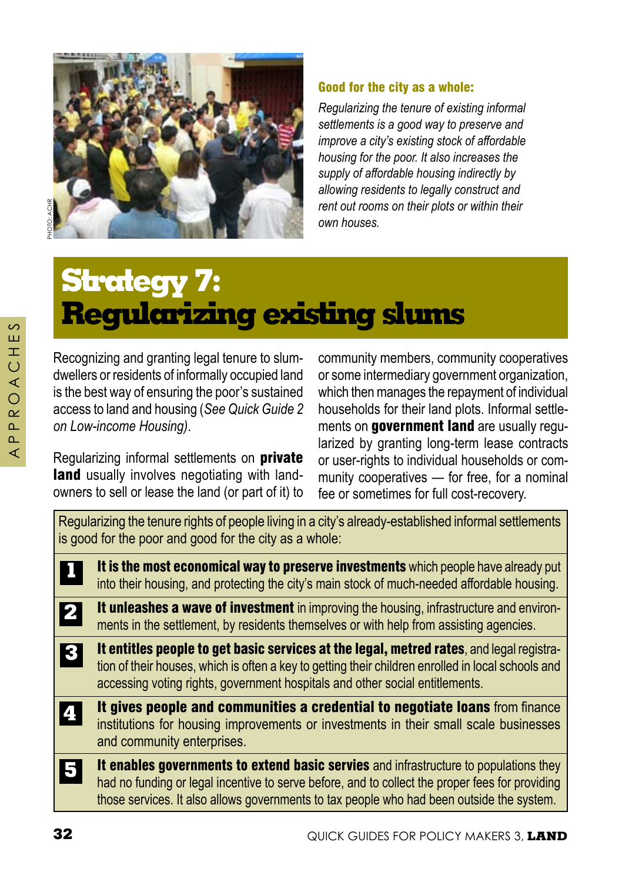**Good for the city as a whole:**

*Regularizing the tenure of existing informal settlements is a good way to preserve and improve a city's existing stock of affordable housing for the poor. It also increases the supply of affordable housing indirectly by allowing residents to legally construct and rent out rooms on their plots or within their own houses.*

# Strategy 7: Regularizing existing slums

Recognizing and granting legal tenure to slum-dwellers or residents of informally occupied land is the best way of ensuring the poor's sustained access to land and housing (*See Quick Guide 2 on Low-income Housing)*.

Regularizing informal settlements on **private land** usually involves negotiating with landowners to sell or lease the land (or part of it) to community members, community cooperatives or some intermediary government organization, which then manages the repayment of individual households for their land plots. Informal settlements on **government land** are usually regularized by granting long-term lease contracts or user-rights to individual households or community cooperatives — for free, for a nominal fee or sometimes for full cost-recovery.

Regularizing the tenure rights of people living in a city's already-established informal settlements is good for the poor and good for the city as a whole:

1. **It is the most economical way to preserve investments** which people have already put into their housing, and protecting the city's main stock of much-needed affordable housing.
2. **It unleashes a wave of investment** in improving the housing, infrastructure and environments in the settlement, by residents themselves or with help from assisting agencies.
3. **It entitles people to get basic services at the legal, metred rates**, and legal registration of their houses, which is often a key to getting their children enrolled in local schools and accessing voting rights, government hospitals and other social entitlements.
4. **It gives people and communities a credential to negotiate loans** from finance institutions for housing improvements or investments in their small scale businesses and community enterprises.
5. **It enables governments to extend basic servies** and infrastructure to populations they had no funding or legal incentive to serve before, and to collect the proper fees for providing those services. It also allows governments to tax people who had been outside the system.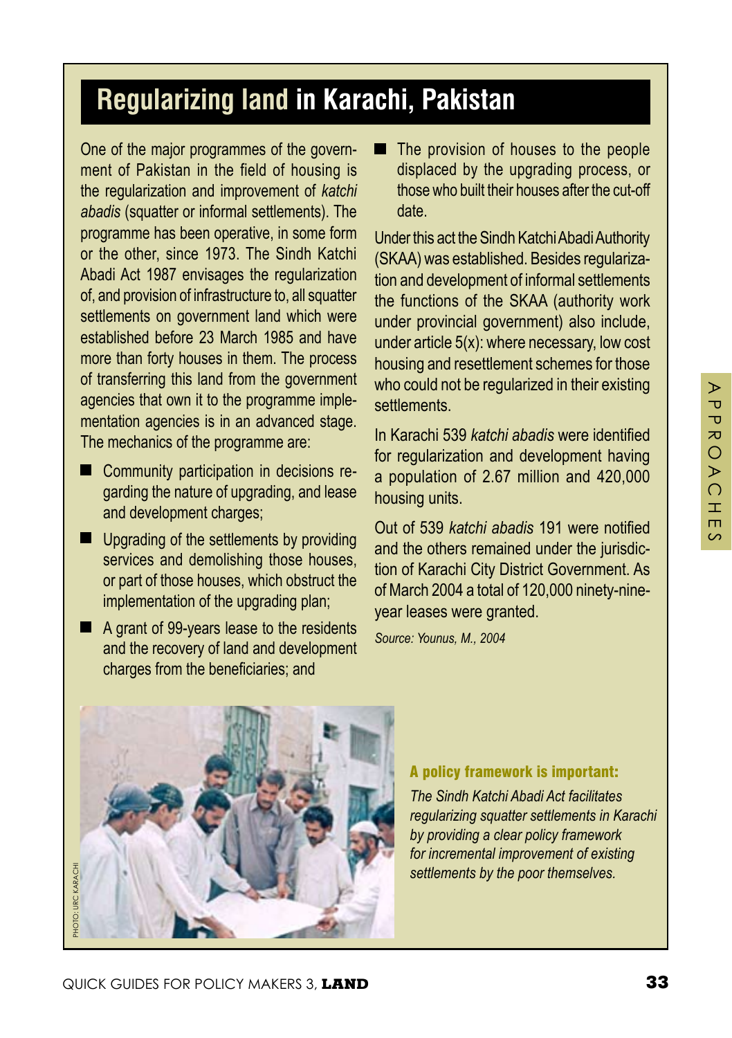# Regularizing land in Karachi, Pakistan

One of the major programmes of the government of Pakistan in the field of housing is the regularization and improvement of *katchi abadis* (squatter or informal settlements). The programme has been operative, in some form or the other, since 1973. The Sindh Katchi Abadi Act 1987 envisages the regularization of, and provision of infrastructure to, all squatter settlements on government land which were established before 23 March 1985 and have more than forty houses in them. The process of transferring this land from the government agencies that own it to the programme implementation agencies is in an advanced stage. The mechanics of the programme are:

- Community participation in decisions regarding the nature of upgrading, and lease and development charges;
- Upgrading of the settlements by providing services and demolishing those houses, or part of those houses, which obstruct the implementation of the upgrading plan;
- A grant of 99-years lease to the residents and the recovery of land and development charges from the beneficiaries; and
- The provision of houses to the people displaced by the upgrading process, or those who built their houses after the cut-off date.

Under this act the Sindh Katchi Abadi Authority (SKAA) was established. Besides regularization and development of informal settlements the functions of the SKAA (authority work under provincial government) also include, under article 5(x): where necessary, low cost housing and resettlement schemes for those who could not be regularized in their existing settlements.

In Karachi 539 *katchi abadis* were identified for regularization and development having a population of 2.67 million and 420,000 housing units.

Out of 539 *katchi abadis* 191 were notified and the others remained under the jurisdiction of Karachi City District Government. As of March 2004 a total of 120,000 ninety-nine-year leases were granted.

*Source: Younus, M., 2004*

PHOTO: URC KARACHI

**A policy framework is important:**

*The Sindh Katchi Abadi Act facilitates regularizing squatter settlements in Karachi by providing a clear policy framework for incremental improvement of existing settlements by the poor themselves.*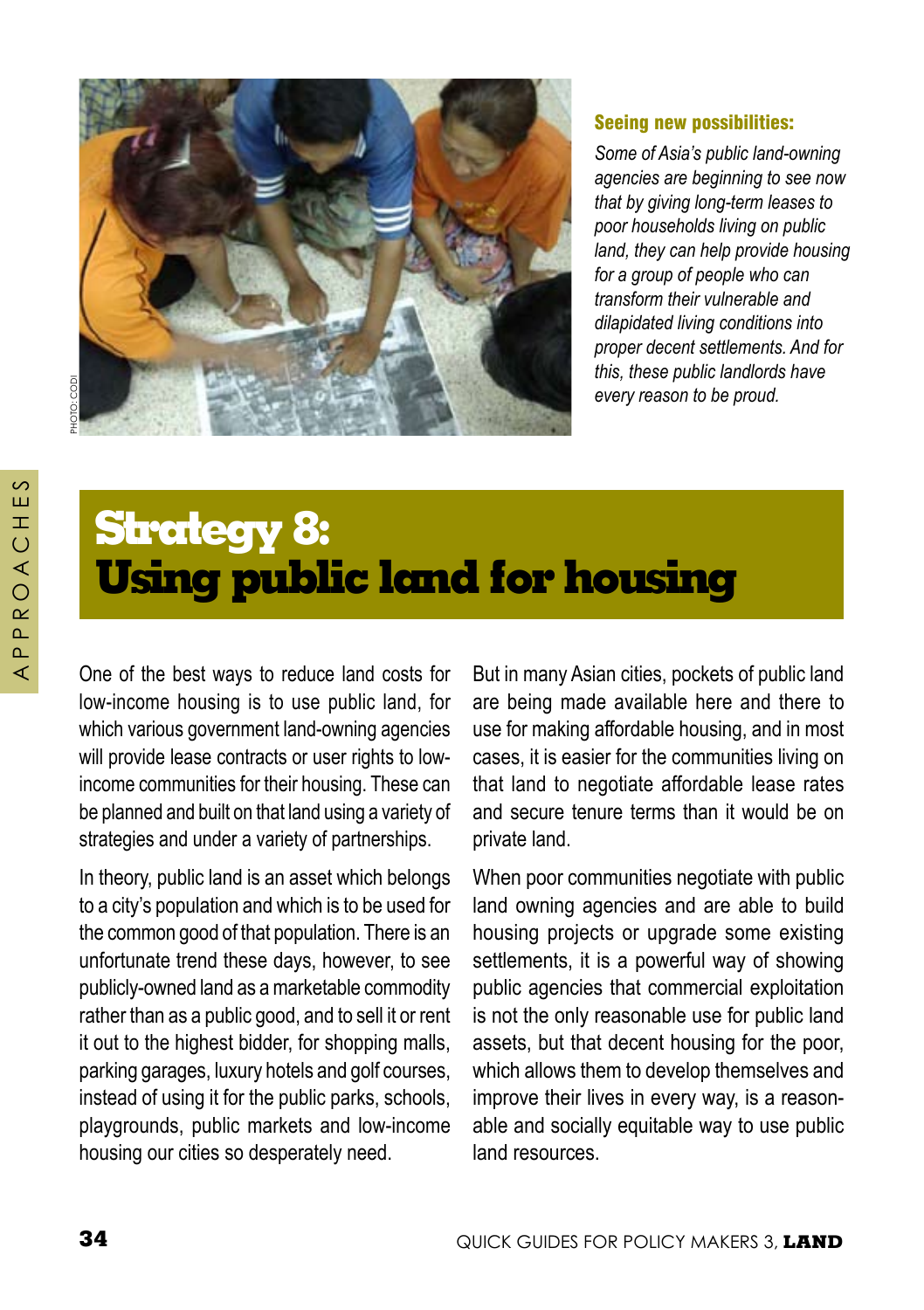**Seeing new possibilities:**

*Some of Asia's public land-owning agencies are beginning to see now that by giving long-term leases to poor households living on public land, they can help provide housing for a group of people who can transform their vulnerable and dilapidated living conditions into proper decent settlements. And for this, these public landlords have every reason to be proud.*

# Strategy 8: Using public land for housing

One of the best ways to reduce land costs for low-income housing is to use public land, for which various government land-owning agencies will provide lease contracts or user rights to low-income communities for their housing. These can be planned and built on that land using a variety of strategies and under a variety of partnerships.

In theory, public land is an asset which belongs to a city's population and which is to be used for the common good of that population. There is an unfortunate trend these days, however, to see publicly-owned land as a marketable commodity rather than as a public good, and to sell it or rent it out to the highest bidder, for shopping malls, parking garages, luxury hotels and golf courses, instead of using it for the public parks, schools, playgrounds, public markets and low-income housing our cities so desperately need.

But in many Asian cities, pockets of public land are being made available here and there to use for making affordable housing, and in most cases, it is easier for the communities living on that land to negotiate affordable lease rates and secure tenure terms than it would be on private land.

When poor communities negotiate with public land owning agencies and are able to build housing projects or upgrade some existing settlements, it is a powerful way of showing public agencies that commercial exploitation is not the only reasonable use for public land assets, but that decent housing for the poor, which allows them to develop themselves and improve their lives in every way, is a reasonable and socially equitable way to use public land resources.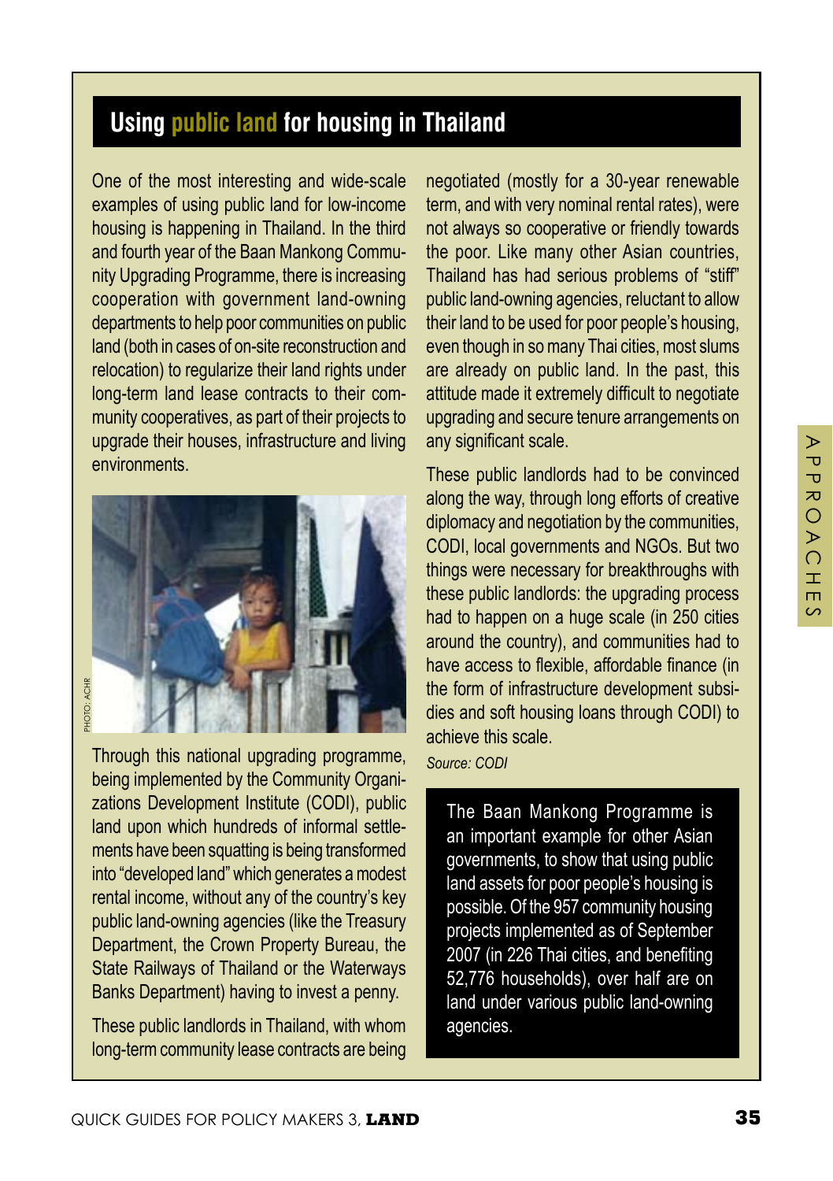## Using public land for housing in Thailand

One of the most interesting and wide-scale examples of using public land for low-income housing is happening in Thailand. In the third and fourth year of the Baan Mankong Community Upgrading Programme, there is increasing cooperation with government land-owning departments to help poor communities on public land (both in cases of on-site reconstruction and relocation) to regularize their land rights under long-term land lease contracts to their community cooperatives, as part of their projects to upgrade their houses, infrastructure and living environments.

PHOTO: ACHR

Through this national upgrading programme, being implemented by the Community Organizations Development Institute (CODI), public land upon which hundreds of informal settlements have been squatting is being transformed into "developed land" which generates a modest rental income, without any of the country's key public land-owning agencies (like the Treasury Department, the Crown Property Bureau, the State Railways of Thailand or the Waterways Banks Department) having to invest a penny.

These public landlords in Thailand, with whom long-term community lease contracts are being negotiated (mostly for a 30-year renewable term, and with very nominal rental rates), were not always so cooperative or friendly towards the poor. Like many other Asian countries, Thailand has had serious problems of "stiff" public land-owning agencies, reluctant to allow their land to be used for poor people's housing, even though in so many Thai cities, most slums are already on public land. In the past, this attitude made it extremely difficult to negotiate upgrading and secure tenure arrangements on any significant scale.

These public landlords had to be convinced along the way, through long efforts of creative diplomacy and negotiation by the communities, CODI, local governments and NGOs. But two things were necessary for breakthroughs with these public landlords: the upgrading process had to happen on a huge scale (in 250 cities around the country), and communities had to have access to flexible, affordable finance (in the form of infrastructure development subsidies and soft housing loans through CODI) to achieve this scale.

*Source: CODI*

The Baan Mankong Programme is an important example for other Asian governments, to show that using public land assets for poor people's housing is possible. Of the 957 community housing projects implemented as of September 2007 (in 226 Thai cities, and benefiting 52,776 households), over half are on land under various public land-owning agencies.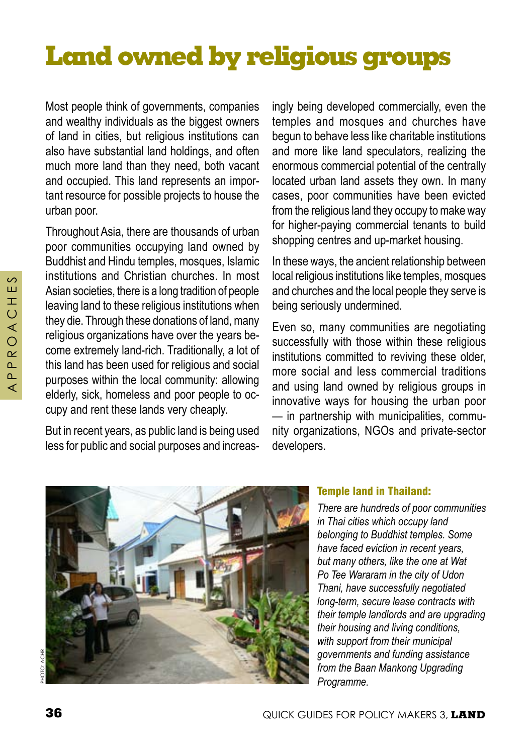# Land owned by religious groups

Most people think of governments, companies and wealthy individuals as the biggest owners of land in cities, but religious institutions can also have substantial land holdings, and often much more land than they need, both vacant and occupied. This land represents an important resource for possible projects to house the urban poor.

Throughout Asia, there are thousands of urban poor communities occupying land owned by Buddhist and Hindu temples, mosques, Islamic institutions and Christian churches. In most Asian societies, there is a long tradition of people leaving land to these religious institutions when they die. Through these donations of land, many religious organizations have over the years become extremely land-rich. Traditionally, a lot of this land has been used for religious and social purposes within the local community: allowing elderly, sick, homeless and poor people to occupy and rent these lands very cheaply.

But in recent years, as public land is being used less for public and social purposes and increasingly being developed commercially, even the temples and mosques and churches have begun to behave less like charitable institutions and more like land speculators, realizing the enormous commercial potential of the centrally located urban land assets they own. In many cases, poor communities have been evicted from the religious land they occupy to make way for higher-paying commercial tenants to build shopping centres and up-market housing.

In these ways, the ancient relationship between local religious institutions like temples, mosques and churches and the local people they serve is being seriously undermined.

Even so, many communities are negotiating successfully with those within these religious institutions committed to reviving these older, more social and less commercial traditions and using land owned by religious groups in innovative ways for housing the urban poor — in partnership with municipalities, community organizations, NGOs and private-sector developers.

PHOTO: ACHR

**Temple land in Thailand:**

*There are hundreds of poor communities in Thai cities which occupy land belonging to Buddhist temples. Some have faced eviction in recent years, but many others, like the one at Wat Po Tee Wararam in the city of Udon Thani, have successfully negotiated long-term, secure lease contracts with their temple landlords and are upgrading their housing and living conditions, with support from their municipal governments and funding assistance from the Baan Mankong Upgrading Programme.*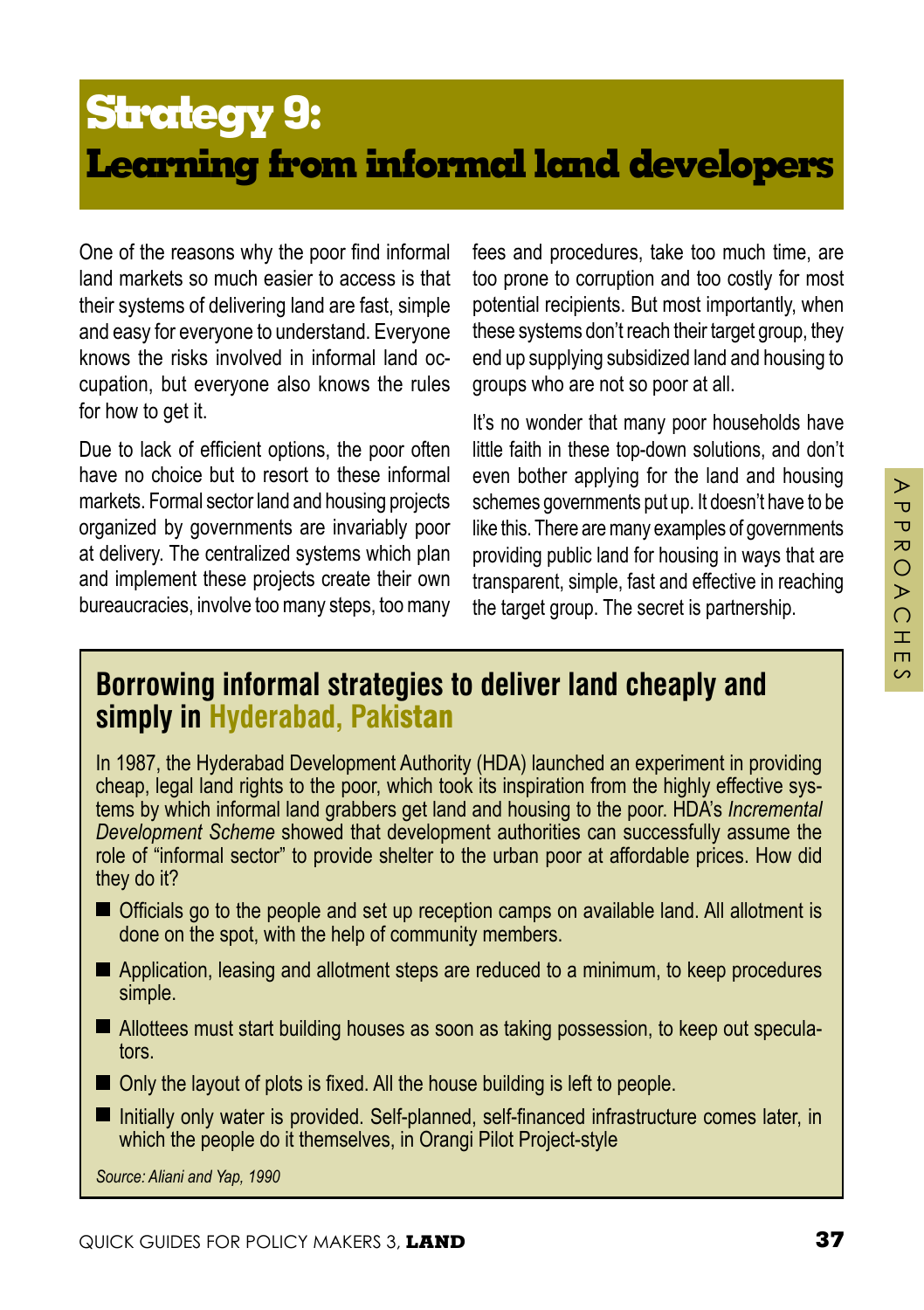# Strategy 9: Learning from informal land developers

One of the reasons why the poor find informal land markets so much easier to access is that their systems of delivering land are fast, simple and easy for everyone to understand. Everyone knows the risks involved in informal land occupation, but everyone also knows the rules for how to get it.

Due to lack of efficient options, the poor often have no choice but to resort to these informal markets. Formal sector land and housing projects organized by governments are invariably poor at delivery. The centralized systems which plan and implement these projects create their own bureaucracies, involve too many steps, too many fees and procedures, take too much time, are too prone to corruption and too costly for most potential recipients. But most importantly, when these systems don't reach their target group, they end up supplying subsidized land and housing to groups who are not so poor at all.

It's no wonder that many poor households have little faith in these top-down solutions, and don't even bother applying for the land and housing schemes governments put up. It doesn't have to be like this. There are many examples of governments providing public land for housing in ways that are transparent, simple, fast and effective in reaching the target group. The secret is partnership.

## Borrowing informal strategies to deliver land cheaply and simply in Hyderabad, Pakistan

In 1987, the Hyderabad Development Authority (HDA) launched an experiment in providing cheap, legal land rights to the poor, which took its inspiration from the highly effective systems by which informal land grabbers get land and housing to the poor. HDA's *Incremental Development Scheme* showed that development authorities can successfully assume the role of "informal sector" to provide shelter to the urban poor at affordable prices. How did they do it?

- Officials go to the people and set up reception camps on available land. All allotment is done on the spot, with the help of community members.
- Application, leasing and allotment steps are reduced to a minimum, to keep procedures simple.
- Allottees must start building houses as soon as taking possession, to keep out speculators.
- Only the layout of plots is fixed. All the house building is left to people.
- Initially only water is provided. Self-planned, self-financed infrastructure comes later, in which the people do it themselves, in Orangi Pilot Project-style

*Source: Aliani and Yap, 1990*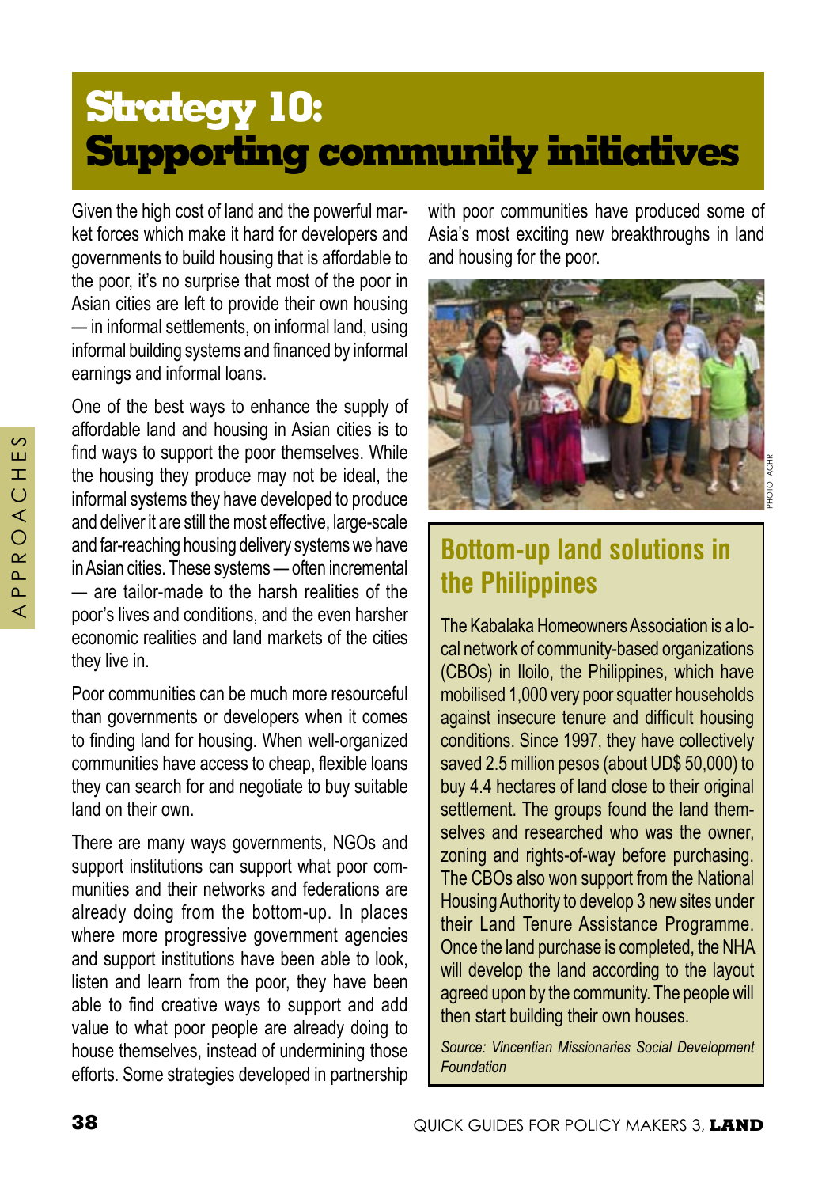# Strategy 10: Supporting community initiatives

Given the high cost of land and the powerful market forces which make it hard for developers and governments to build housing that is affordable to the poor, it's no surprise that most of the poor in Asian cities are left to provide their own housing — in informal settlements, on informal land, using informal building systems and financed by informal earnings and informal loans.

One of the best ways to enhance the supply of affordable land and housing in Asian cities is to find ways to support the poor themselves. While the housing they produce may not be ideal, the informal systems they have developed to produce and deliver it are still the most effective, large-scale and far-reaching housing delivery systems we have in Asian cities. These systems — often incremental — are tailor-made to the harsh realities of the poor's lives and conditions, and the even harsher economic realities and land markets of the cities they live in.

Poor communities can be much more resourceful than governments or developers when it comes to finding land for housing. When well-organized communities have access to cheap, flexible loans they can search for and negotiate to buy suitable land on their own.

There are many ways governments, NGOs and support institutions can support what poor communities and their networks and federations are already doing from the bottom-up. In places where more progressive government agencies and support institutions have been able to look, listen and learn from the poor, they have been able to find creative ways to support and add value to what poor people are already doing to house themselves, instead of undermining those efforts. Some strategies developed in partnership with poor communities have produced some of Asia's most exciting new breakthroughs in land and housing for the poor.

PHOTO: ACHR

## Bottom-up land solutions in the Philippines

The Kabalaka Homeowners Association is a local network of community-based organizations (CBOs) in Iloilo, the Philippines, which have mobilised 1,000 very poor squatter households against insecure tenure and difficult housing conditions. Since 1997, they have collectively saved 2.5 million pesos (about UD$ 50,000) to buy 4.4 hectares of land close to their original settlement. The groups found the land themselves and researched who was the owner, zoning and rights-of-way before purchasing. The CBOs also won support from the National Housing Authority to develop 3 new sites under their Land Tenure Assistance Programme. Once the land purchase is completed, the NHA will develop the land according to the layout agreed upon by the community. The people will then start building their own houses.

*Source: Vincentian Missionaries Social Development Foundation*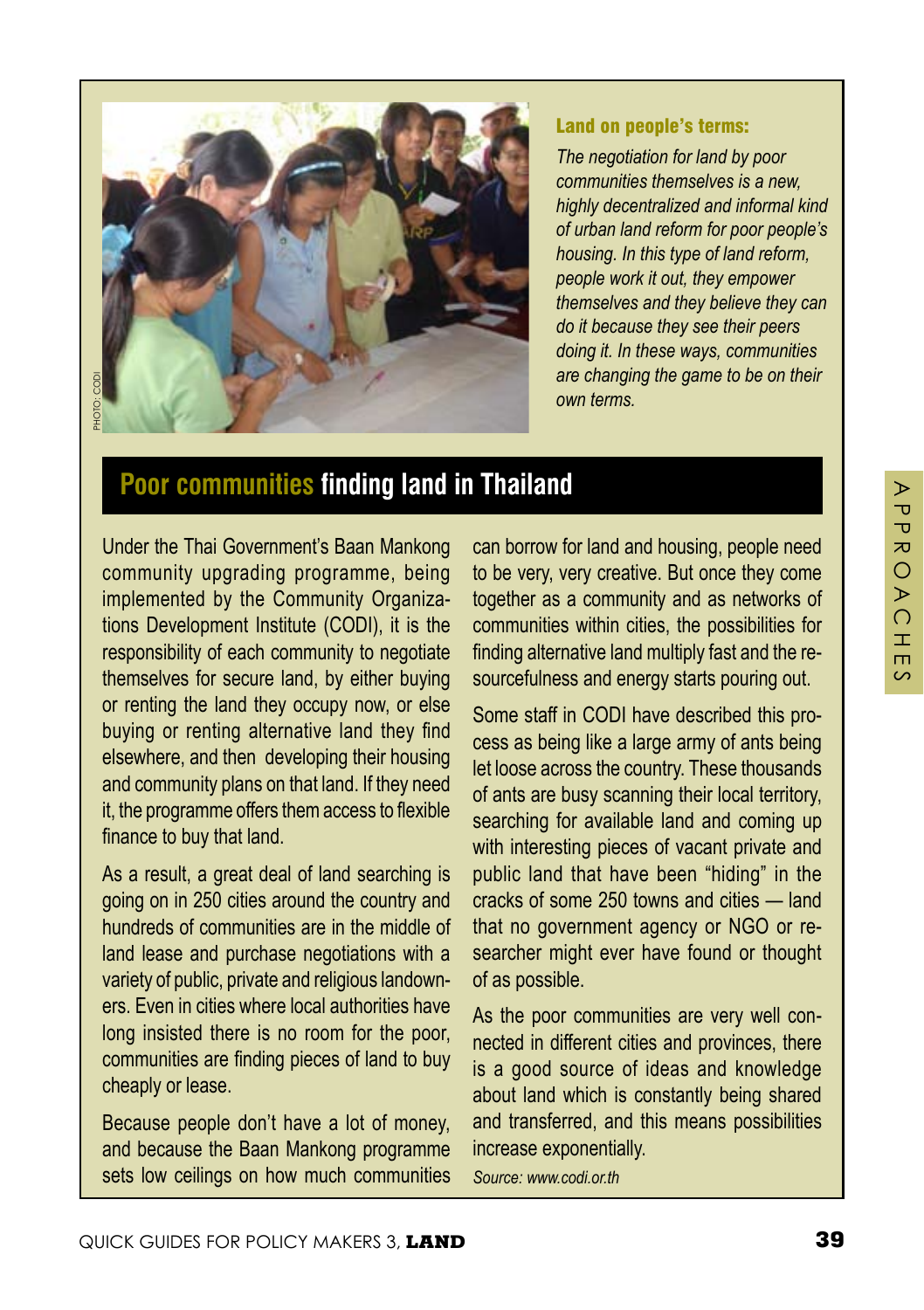PHOTO: CODI

**Land on people's terms:**

*The negotiation for land by poor communities themselves is a new, highly decentralized and informal kind of urban land reform for poor people's housing. In this type of land reform, people work it out, they empower themselves and they believe they can do it because they see their peers doing it. In these ways, communities are changing the game to be on their own terms.*

## Poor communities finding land in Thailand

Under the Thai Government's Baan Mankong community upgrading programme, being implemented by the Community Organizations Development Institute (CODI), it is the responsibility of each community to negotiate themselves for secure land, by either buying or renting the land they occupy now, or else buying or renting alternative land they find elsewhere, and then developing their housing and community plans on that land. If they need it, the programme offers them access to flexible finance to buy that land.

As a result, a great deal of land searching is going on in 250 cities around the country and hundreds of communities are in the middle of land lease and purchase negotiations with a variety of public, private and religious landowners. Even in cities where local authorities have long insisted there is no room for the poor, communities are finding pieces of land to buy cheaply or lease.

Because people don't have a lot of money, and because the Baan Mankong programme sets low ceilings on how much communities can borrow for land and housing, people need to be very, very creative. But once they come together as a community and as networks of communities within cities, the possibilities for finding alternative land multiply fast and the resourcefulness and energy starts pouring out.

Some staff in CODI have described this process as being like a large army of ants being let loose across the country. These thousands of ants are busy scanning their local territory, searching for available land and coming up with interesting pieces of vacant private and public land that have been "hiding" in the cracks of some 250 towns and cities — land that no government agency or NGO or researcher might ever have found or thought of as possible.

As the poor communities are very well connected in different cities and provinces, there is a good source of ideas and knowledge about land which is constantly being shared and transferred, and this means possibilities increase exponentially.

*Source: www.codi.or.th*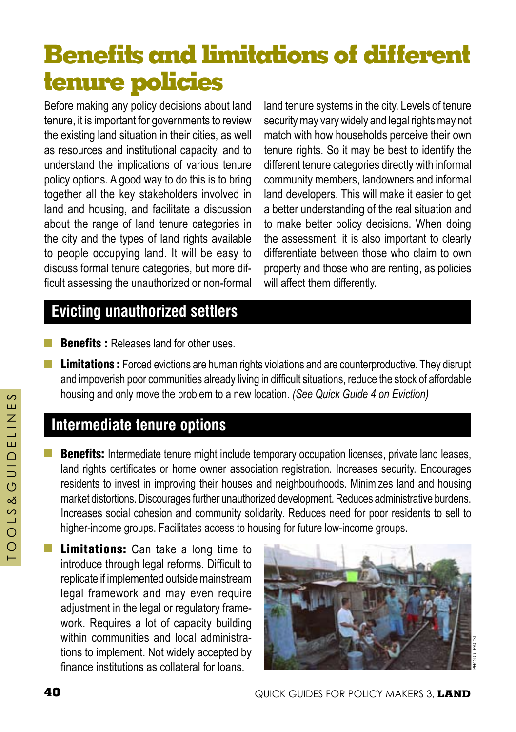# Benefits and limitations of different tenure policies

Before making any policy decisions about land tenure, it is important for governments to review the existing land situation in their cities, as well as resources and institutional capacity, and to understand the implications of various tenure policy options. A good way to do this is to bring together all the key stakeholders involved in land and housing, and facilitate a discussion about the range of land tenure categories in the city and the types of land rights available to people occupying land. It will be easy to discuss formal tenure categories, but more difficult assessing the unauthorized or non-formal land tenure systems in the city. Levels of tenure security may vary widely and legal rights may not match with how households perceive their own tenure rights. So it may be best to identify the different tenure categories directly with informal community members, landowners and informal land developers. This will make it easier to get a better understanding of the real situation and to make better policy decisions. When doing the assessment, it is also important to clearly differentiate between those who claim to own property and those who are renting, as policies will affect them differently.

## Evicting unauthorized settlers

- **Benefits :** Releases land for other uses.
- **Limitations :** Forced evictions are human rights violations and are counterproductive. They disrupt and impoverish poor communities already living in difficult situations, reduce the stock of affordable housing and only move the problem to a new location. *(See Quick Guide 4 on Eviction)*

## Intermediate tenure options

- **Benefits:** Intermediate tenure might include temporary occupation licenses, private land leases, land rights certificates or home owner association registration. Increases security. Encourages residents to invest in improving their houses and neighbourhoods. Minimizes land and housing market distortions. Discourages further unauthorized development. Reduces administrative burdens. Increases social cohesion and community solidarity. Reduces need for poor residents to sell to higher-income groups. Facilitates access to housing for future low-income groups.
- **Limitations:** Can take a long time to introduce through legal reforms. Difficult to replicate if implemented outside mainstream legal framework and may even require adjustment in the legal or regulatory framework. Requires a lot of capacity building within communities and local administrations to implement. Not widely accepted by finance institutions as collateral for loans.

PHOTO: PACSI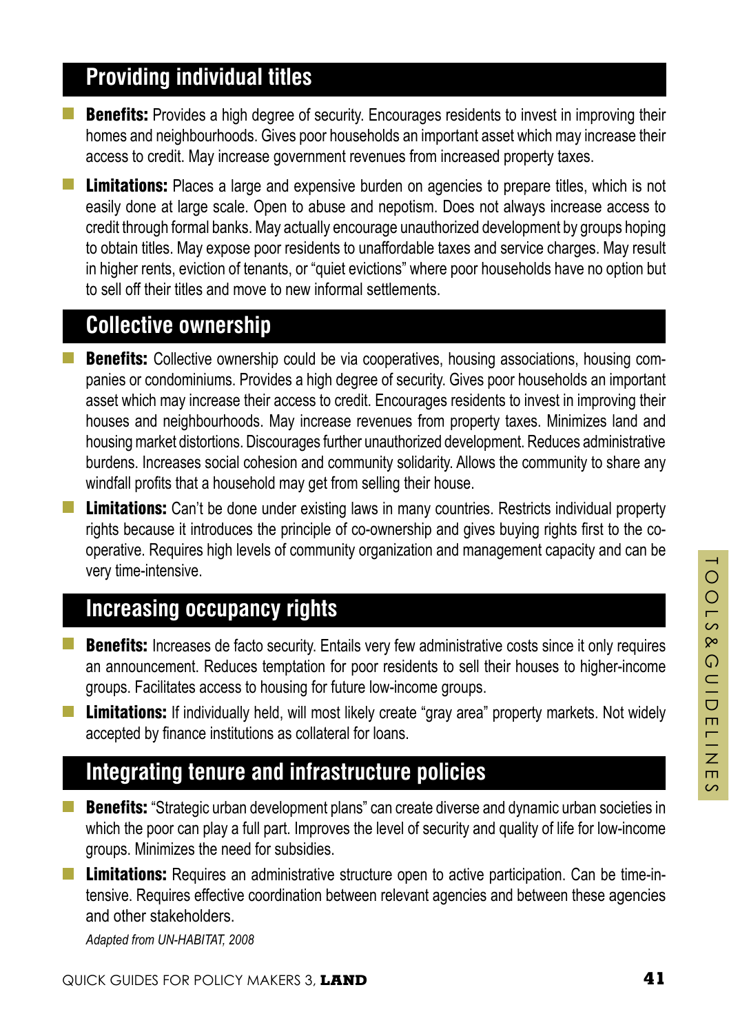## Providing individual titles

- **Benefits:** Provides a high degree of security. Encourages residents to invest in improving their homes and neighbourhoods. Gives poor households an important asset which may increase their access to credit. May increase government revenues from increased property taxes.
- **Limitations:** Places a large and expensive burden on agencies to prepare titles, which is not easily done at large scale. Open to abuse and nepotism. Does not always increase access to credit through formal banks. May actually encourage unauthorized development by groups hoping to obtain titles. May expose poor residents to unaffordable taxes and service charges. May result in higher rents, eviction of tenants, or "quiet evictions" where poor households have no option but to sell off their titles and move to new informal settlements.

## Collective ownership

- **Benefits:** Collective ownership could be via cooperatives, housing associations, housing companies or condominiums. Provides a high degree of security. Gives poor households an important asset which may increase their access to credit. Encourages residents to invest in improving their houses and neighbourhoods. May increase revenues from property taxes. Minimizes land and housing market distortions. Discourages further unauthorized development. Reduces administrative burdens. Increases social cohesion and community solidarity. Allows the community to share any windfall profits that a household may get from selling their house.
- **Limitations:** Can't be done under existing laws in many countries. Restricts individual property rights because it introduces the principle of co-ownership and gives buying rights first to the co-operative. Requires high levels of community organization and management capacity and can be very time-intensive.

## Increasing occupancy rights

- **Benefits:** Increases de facto security. Entails very few administrative costs since it only requires an announcement. Reduces temptation for poor residents to sell their houses to higher-income groups. Facilitates access to housing for future low-income groups.
- **Limitations:** If individually held, will most likely create "gray area" property markets. Not widely accepted by finance institutions as collateral for loans.

## Integrating tenure and infrastructure policies

- **Benefits:** "Strategic urban development plans" can create diverse and dynamic urban societies in which the poor can play a full part. Improves the level of security and quality of life for low-income groups. Minimizes the need for subsidies.
- **Limitations:** Requires an administrative structure open to active participation. Can be time-intensive. Requires effective coordination between relevant agencies and between these agencies and other stakeholders.

*Adapted from UN-HABITAT, 2008*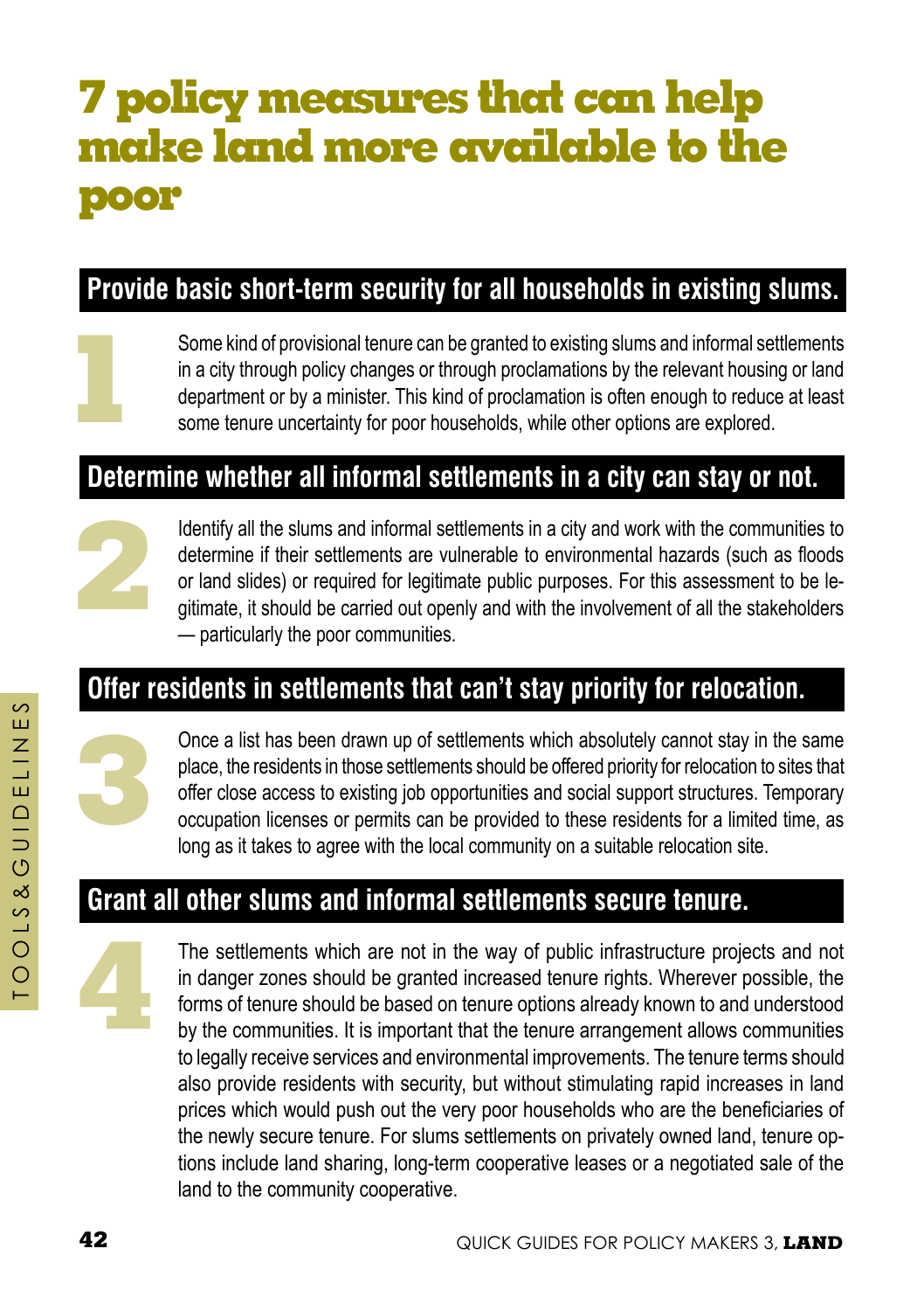# 7 policy measures that can help make land more available to the poor

## 1. Provide basic short-term security for all households in existing slums.

Some kind of provisional tenure can be granted to existing slums and informal settlements in a city through policy changes or through proclamations by the relevant housing or land department or by a minister. This kind of proclamation is often enough to reduce at least some tenure uncertainty for poor households, while other options are explored.

## 2. Determine whether all informal settlements in a city can stay or not.

Identify all the slums and informal settlements in a city and work with the communities to determine if their settlements are vulnerable to environmental hazards (such as floods or land slides) or required for legitimate public purposes. For this assessment to be legitimate, it should be carried out openly and with the involvement of all the stakeholders — particularly the poor communities.

## 3. Offer residents in settlements that can't stay priority for relocation.

Once a list has been drawn up of settlements which absolutely cannot stay in the same place, the residents in those settlements should be offered priority for relocation to sites that offer close access to existing job opportunities and social support structures. Temporary occupation licenses or permits can be provided to these residents for a limited time, as long as it takes to agree with the local community on a suitable relocation site.

## 4. Grant all other slums and informal settlements secure tenure.

The settlements which are not in the way of public infrastructure projects and not in danger zones should be granted increased tenure rights. Wherever possible, the forms of tenure should be based on tenure options already known to and understood by the communities. It is important that the tenure arrangement allows communities to legally receive services and environmental improvements. The tenure terms should also provide residents with security, but without stimulating rapid increases in land prices which would push out the very poor households who are the beneficiaries of the newly secure tenure. For slums settlements on privately owned land, tenure options include land sharing, long-term cooperative leases or a negotiated sale of the land to the community cooperative.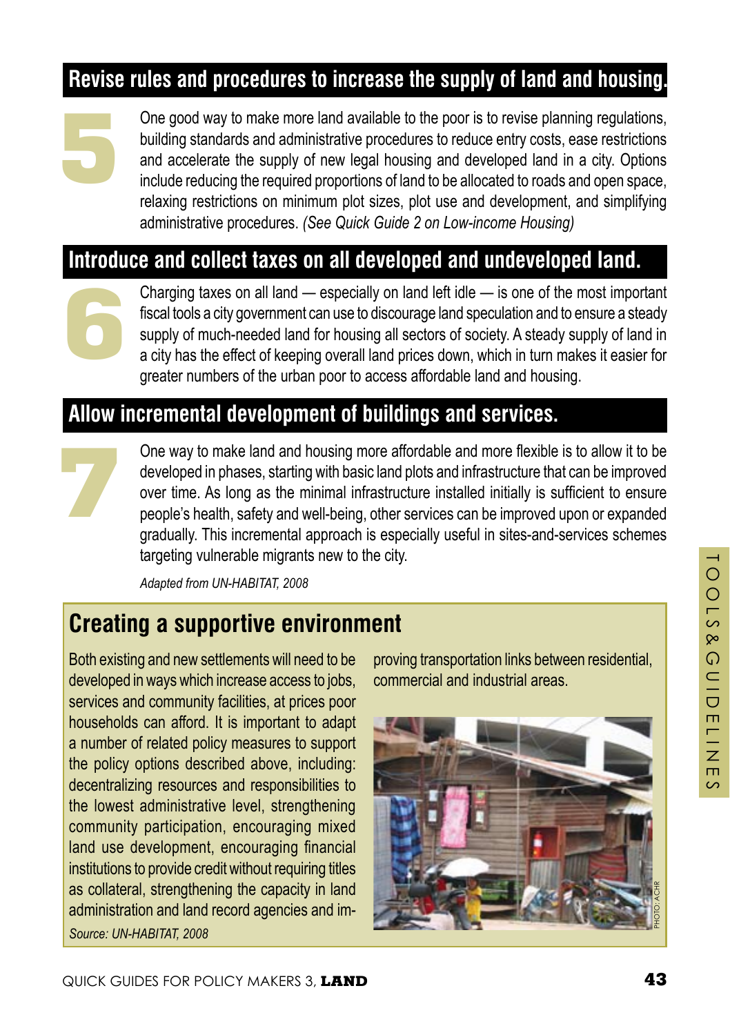## Revise rules and procedures to increase the supply of land and housing.

**5**

One good way to make more land available to the poor is to revise planning regulations, building standards and administrative procedures to reduce entry costs, ease restrictions and accelerate the supply of new legal housing and developed land in a city. Options include reducing the required proportions of land to be allocated to roads and open space, relaxing restrictions on minimum plot sizes, plot use and development, and simplifying administrative procedures. *(See Quick Guide 2 on Low-income Housing)*

## Introduce and collect taxes on all developed and undeveloped land.

**6**

Charging taxes on all land — especially on land left idle — is one of the most important fiscal tools a city government can use to discourage land speculation and to ensure a steady supply of much-needed land for housing all sectors of society. A steady supply of land in a city has the effect of keeping overall land prices down, which in turn makes it easier for greater numbers of the urban poor to access affordable land and housing.

## Allow incremental development of buildings and services.

**7**

One way to make land and housing more affordable and more flexible is to allow it to be developed in phases, starting with basic land plots and infrastructure that can be improved over time. As long as the minimal infrastructure installed initially is sufficient to ensure people's health, safety and well-being, other services can be improved upon or expanded gradually. This incremental approach is especially useful in sites-and-services schemes targeting vulnerable migrants new to the city.

*Adapted from UN-HABITAT, 2008*

## Creating a supportive environment

Both existing and new settlements will need to be developed in ways which increase access to jobs, services and community facilities, at prices poor households can afford. It is important to adapt a number of related policy measures to support the policy options described above, including: decentralizing resources and responsibilities to the lowest administrative level, strengthening community participation, encouraging mixed land use development, encouraging financial institutions to provide credit without requiring titles as collateral, strengthening the capacity in land administration and land record agencies and improving transportation links between residential, commercial and industrial areas.

*Source: UN-HABITAT, 2008*

PHOTO: ACHR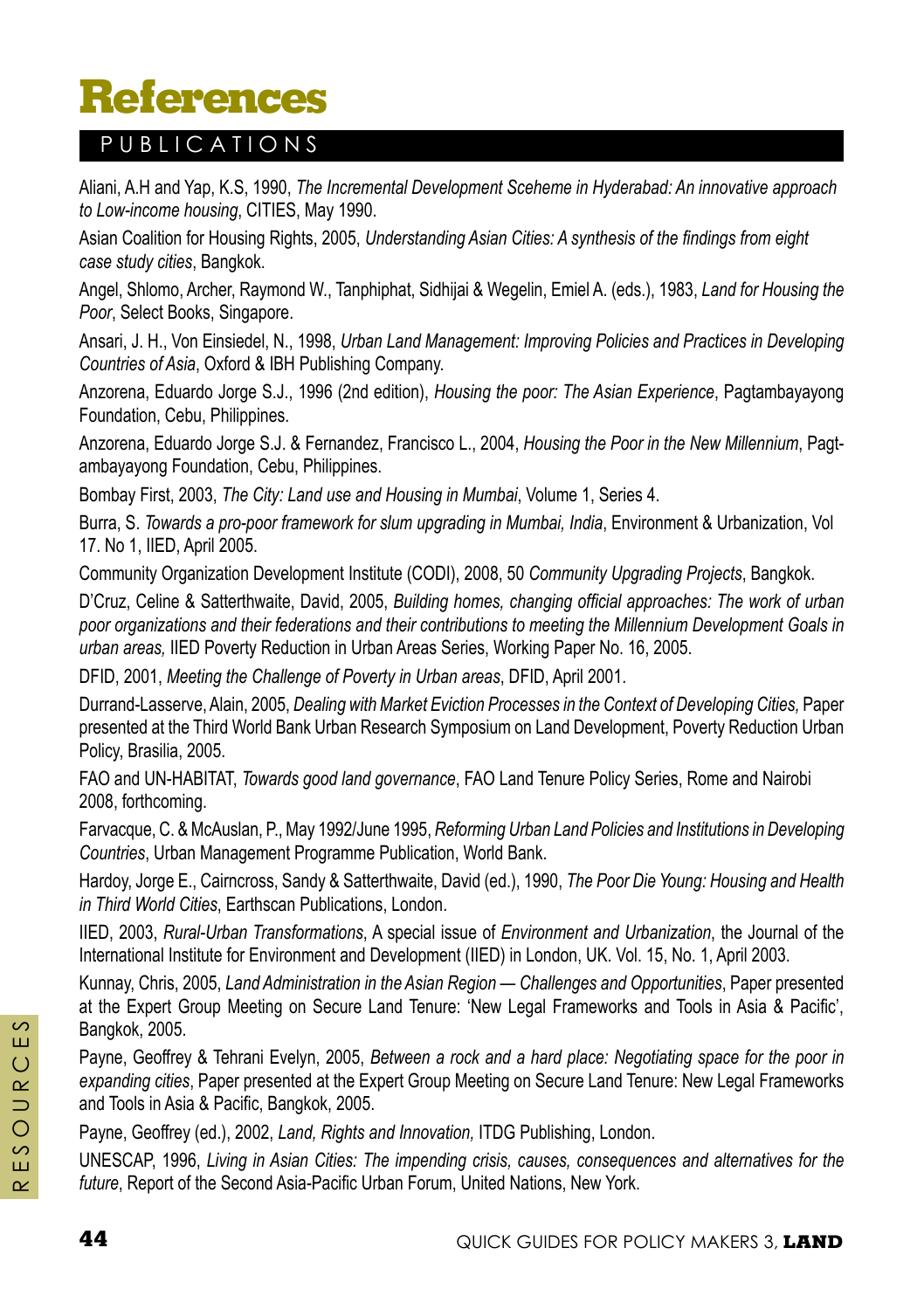# References

## PUBLICATIONS

Aliani, A.H and Yap, K.S, 1990, *The Incremental Development Sceheme in Hyderabad: An innovative approach to Low-income housing*, CITIES, May 1990.

Asian Coalition for Housing Rights, 2005, *Understanding Asian Cities: A synthesis of the findings from eight case study cities*, Bangkok.

Angel, Shlomo, Archer, Raymond W., Tanphiphat, Sidhijai & Wegelin, Emiel A. (eds.), 1983, *Land for Housing the Poor*, Select Books, Singapore.

Ansari, J. H., Von Einsiedel, N., 1998, *Urban Land Management: Improving Policies and Practices in Developing Countries of Asia*, Oxford & IBH Publishing Company.

Anzorena, Eduardo Jorge S.J., 1996 (2nd edition), *Housing the poor: The Asian Experience*, Pagtambayayong Foundation, Cebu, Philippines.

Anzorena, Eduardo Jorge S.J. & Fernandez, Francisco L., 2004, *Housing the Poor in the New Millennium*, Pagtambayayong Foundation, Cebu, Philippines.

Bombay First, 2003, *The City: Land use and Housing in Mumbai*, Volume 1, Series 4.

Burra, S. *Towards a pro-poor framework for slum upgrading in Mumbai, India*, Environment & Urbanization, Vol 17. No 1, IIED, April 2005.

Community Organization Development Institute (CODI), 2008, 50 *Community Upgrading Projects*, Bangkok.

D'Cruz, Celine & Satterthwaite, David, 2005, *Building homes, changing official approaches: The work of urban poor organizations and their federations and their contributions to meeting the Millennium Development Goals in urban areas,* IIED Poverty Reduction in Urban Areas Series, Working Paper No. 16, 2005.

DFID, 2001, *Meeting the Challenge of Poverty in Urban areas*, DFID, April 2001.

Durrand-Lasserve, Alain, 2005, *Dealing with Market Eviction Processes in the Context of Developing Cities,* Paper presented at the Third World Bank Urban Research Symposium on Land Development, Poverty Reduction Urban Policy, Brasilia, 2005.

FAO and UN-HABITAT, *Towards good land governance*, FAO Land Tenure Policy Series, Rome and Nairobi 2008, forthcoming.

Farvacque, C. & McAuslan, P., May 1992/June 1995, *Reforming Urban Land Policies and Institutions in Developing Countries*, Urban Management Programme Publication, World Bank.

Hardoy, Jorge E., Cairncross, Sandy & Satterthwaite, David (ed.), 1990, *The Poor Die Young: Housing and Health in Third World Cities*, Earthscan Publications, London.

IIED, 2003, *Rural-Urban Transformations*, A special issue of *Environment and Urbanization*, the Journal of the International Institute for Environment and Development (IIED) in London, UK. Vol. 15, No. 1, April 2003.

Kunnay, Chris, 2005, *Land Administration in the Asian Region — Challenges and Opportunities*, Paper presented at the Expert Group Meeting on Secure Land Tenure: 'New Legal Frameworks and Tools in Asia & Pacific', Bangkok, 2005.

Payne, Geoffrey & Tehrani Evelyn, 2005, *Between a rock and a hard place: Negotiating space for the poor in expanding cities*, Paper presented at the Expert Group Meeting on Secure Land Tenure: New Legal Frameworks and Tools in Asia & Pacific, Bangkok, 2005.

Payne, Geoffrey (ed.), 2002, *Land, Rights and Innovation,* ITDG Publishing, London.

UNESCAP, 1996, *Living in Asian Cities: The impending crisis, causes, consequences and alternatives for the future*, Report of the Second Asia-Pacific Urban Forum, United Nations, New York.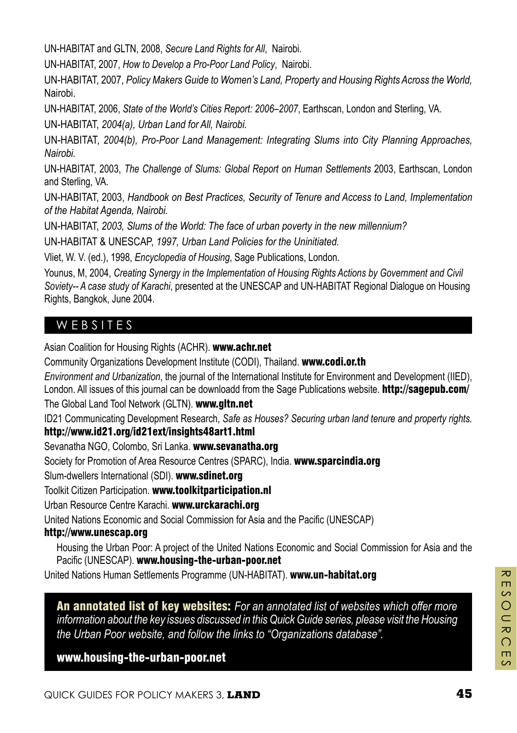UN-HABITAT and GLTN, 2008, *Secure Land Rights for All*, Nairobi.

UN-HABITAT, 2007, *How to Develop a Pro-Poor Land Policy*, Nairobi.

UN-HABITAT, 2007, *Policy Makers Guide to Women's Land, Property and Housing Rights Across the World*, Nairobi.

UN-HABITAT, 2006, *State of the World's Cities Report: 2006–2007*, Earthscan, London and Sterling, VA.

UN-HABITAT, *2004(a), Urban Land for All, Nairobi.*

UN-HABITAT, *2004(b), Pro-Poor Land Management: Integrating Slums into City Planning Approaches, Nairobi.*

UN-HABITAT, 2003, *The Challenge of Slums: Global Report on Human Settlements* 2003, Earthscan, London and Sterling, VA.

UN-HABITAT, 2003, *Handbook on Best Practices, Security of Tenure and Access to Land, Implementation of the Habitat Agenda, Nairobi.*

UN-HABITAT, *2003, Slums of the World: The face of urban poverty in the new millennium?*

UN-HABITAT & UNESCAP, *1997, Urban Land Policies for the Uninitiated.*

Vliet, W. V. (ed.), 1998, *Encyclopedia of Housing*, Sage Publications, London.

Younus, M, 2004, *Creating Synergy in the Implementation of Housing Rights Actions by Government and Civil Soviety-- A case study of Karachi*, presented at the UNESCAP and UN-HABITAT Regional Dialogue on Housing Rights, Bangkok, June 2004.

## WEBSITES

Asian Coalition for Housing Rights (ACHR). **www.achr.net**

Community Organizations Development Institute (CODI), Thailand. **www.codi.or.th**

*Environment and Urbanization*, the journal of the International Institute for Environment and Development (IIED), London. All issues of this journal can be downloadd from the Sage Publications website. **http://sagepub.com/**

The Global Land Tool Network (GLTN). **www.gltn.net**

ID21 Communicating Development Research, *Safe as Houses? Securing urban land tenure and property rights.* **http://www.id21.org/id21ext/insights48art1.html**

Sevanatha NGO, Colombo, Sri Lanka. **www.sevanatha.org**

Society for Promotion of Area Resource Centres (SPARC), India. **www.sparcindia.org**

Slum-dwellers International (SDI). **www.sdinet.org**

Toolkit Citizen Participation. **www.toolkitparticipation.nl**

Urban Resource Centre Karachi. **www.urckarachi.org**

United Nations Economic and Social Commission for Asia and the Pacific (UNESCAP) **http://www.unescap.org**

Housing the Urban Poor: A project of the United Nations Economic and Social Commission for Asia and the Pacific (UNESCAP). **www.housing-the-urban-poor.net**

United Nations Human Settlements Programme (UN-HABITAT). **www.un-habitat.org**

**An annotated list of key websites:** *For an annotated list of websites which offer more information about the key issues discussed in this Quick Guide series, please visit the Housing the Urban Poor website, and follow the links to "Organizations database".*

**www.housing-the-urban-poor.net**